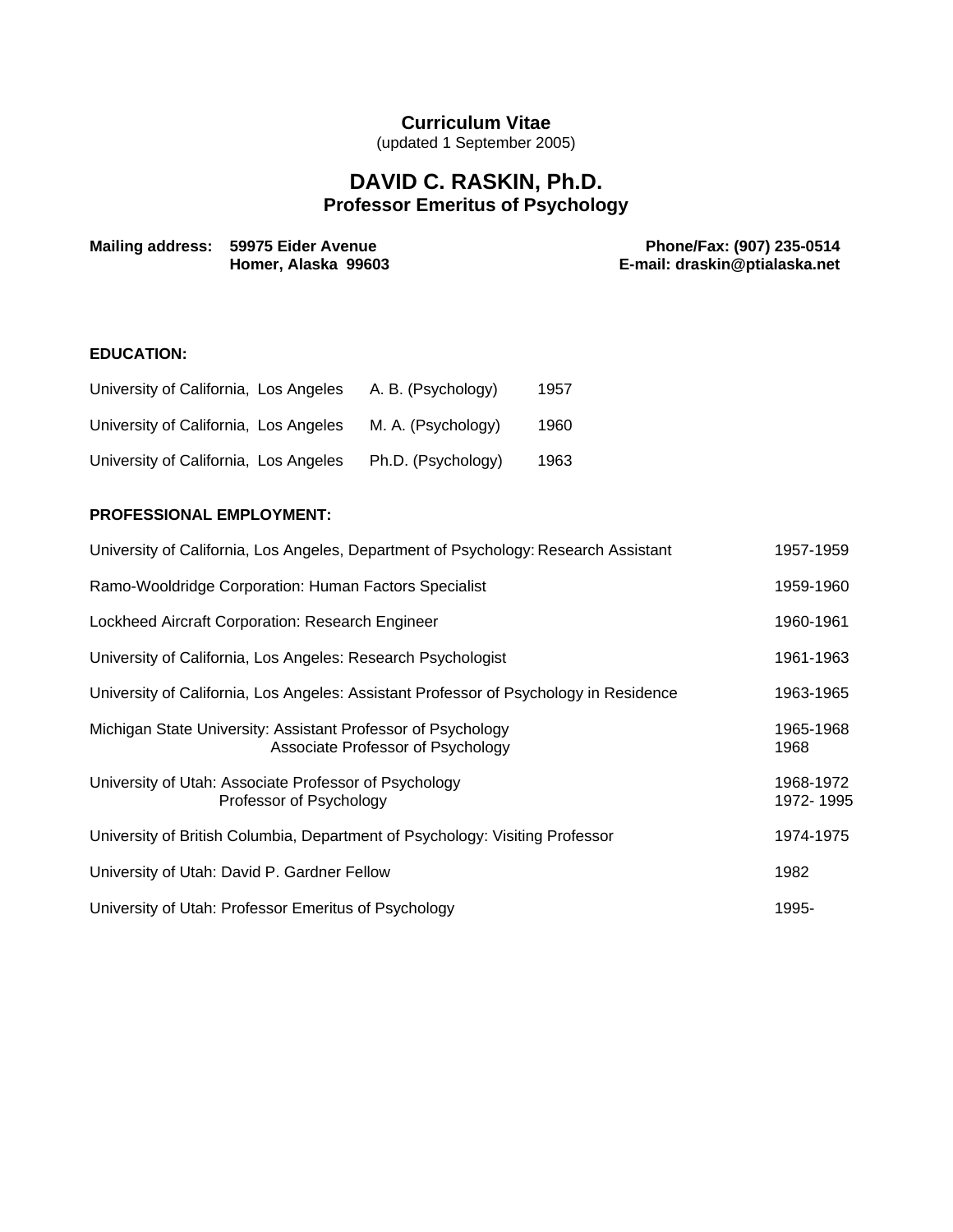# Curriculum Vitae

(updated 1 September 2005)

# DAVID C. RASKIN, Ph.D.

## Professor Emeritus of Psychology

**Mailing address:** **59975 Eider Avenue**
**Homer, Alaska 99603**

**Phone/Fax: (907) 235-0514**
**E-mail: draskin@ptialaska.net**

### EDUCATION:

| | | |
|---|---|---|
| University of California, Los Angeles | A. B. (Psychology) | 1957 |
| University of California, Los Angeles | M. A. (Psychology) | 1960 |
| University of California, Los Angeles | Ph.D. (Psychology) | 1963 |

### PROFESSIONAL EMPLOYMENT:

| | |
|---|---|
| University of California, Los Angeles, Department of Psychology: Research Assistant | 1957-1959 |
| Ramo-Wooldridge Corporation: Human Factors Specialist | 1959-1960 |
| Lockheed Aircraft Corporation: Research Engineer | 1960-1961 |
| University of California, Los Angeles: Research Psychologist | 1961-1963 |
| University of California, Los Angeles: Assistant Professor of Psychology in Residence | 1963-1965 |
| Michigan State University: Assistant Professor of Psychology | 1965-1968 |
| Associate Professor of Psychology | 1968 |
| University of Utah: Associate Professor of Psychology | 1968-1972 |
| Professor of Psychology | 1972- 1995 |
| University of British Columbia, Department of Psychology: Visiting Professor | 1974-1975 |
| University of Utah: David P. Gardner Fellow | 1982 |
| University of Utah: Professor Emeritus of Psychology | 1995- |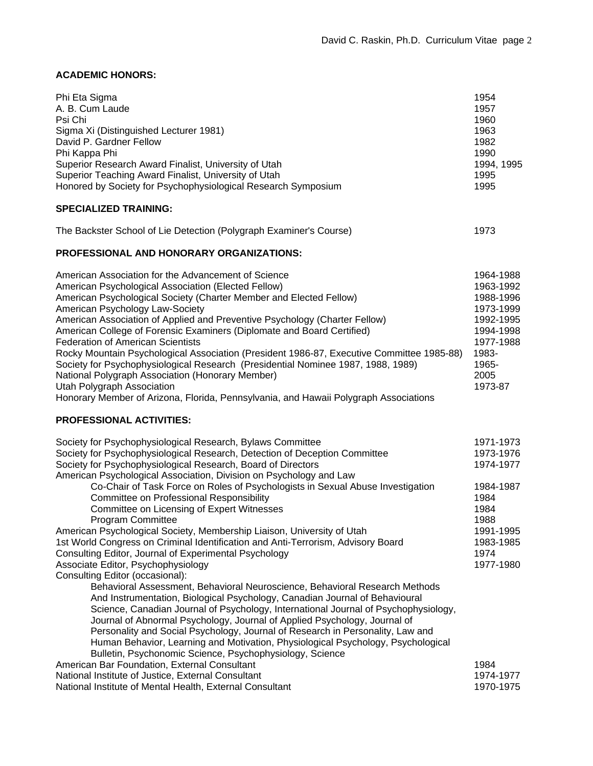## ACADEMIC HONORS:

| | |
|---|---|
| Phi Eta Sigma | 1954 |
| A. B. Cum Laude | 1957 |
| Psi Chi | 1960 |
| Sigma Xi (Distinguished Lecturer 1981) | 1963 |
| David P. Gardner Fellow | 1982 |
| Phi Kappa Phi | 1990 |
| Superior Research Award Finalist, University of Utah | 1994, 1995 |
| Superior Teaching Award Finalist, University of Utah | 1995 |
| Honored by Society for Psychophysiological Research Symposium | 1995 |

## SPECIALIZED TRAINING:

| | |
|---|---|
| The Backster School of Lie Detection (Polygraph Examiner's Course) | 1973 |

## PROFESSIONAL AND HONORARY ORGANIZATIONS:

| | |
|---|---|
| American Association for the Advancement of Science | 1964-1988 |
| American Psychological Association (Elected Fellow) | 1963-1992 |
| American Psychological Society (Charter Member and Elected Fellow) | 1988-1996 |
| American Psychology Law-Society | 1973-1999 |
| American Association of Applied and Preventive Psychology (Charter Fellow) | 1992-1995 |
| American College of Forensic Examiners (Diplomate and Board Certified) | 1994-1998 |
| Federation of American Scientists | 1977-1988 |
| Rocky Mountain Psychological Association (President 1986-87, Executive Committee 1985-88) | 1983- |
| Society for Psychophysiological Research (Presidential Nominee 1987, 1988, 1989) | 1965- |
| National Polygraph Association (Honorary Member) | 2005 |
| Utah Polygraph Association | 1973-87 |
| Honorary Member of Arizona, Florida, Pennsylvania, and Hawaii Polygraph Associations | |

## PROFESSIONAL ACTIVITIES:

| | |
|---|---|
| Society for Psychophysiological Research, Bylaws Committee | 1971-1973 |
| Society for Psychophysiological Research, Detection of Deception Committee | 1973-1976 |
| Society for Psychophysiological Research, Board of Directors | 1974-1977 |
| American Psychological Association, Division on Psychology and Law | |
| Co-Chair of Task Force on Roles of Psychologists in Sexual Abuse Investigation | 1984-1987 |
| Committee on Professional Responsibility | 1984 |
| Committee on Licensing of Expert Witnesses | 1984 |
| Program Committee | 1988 |
| American Psychological Society, Membership Liaison, University of Utah | 1991-1995 |
| 1st World Congress on Criminal Identification and Anti-Terrorism, Advisory Board | 1983-1985 |
| Consulting Editor, Journal of Experimental Psychology | 1974 |
| Associate Editor, Psychophysiology | 1977-1980 |
| Consulting Editor (occasional): Behavioral Assessment, Behavioral Neuroscience, Behavioral Research Methods And Instrumentation, Biological Psychology, Canadian Journal of Behavioural Science, Canadian Journal of Psychology, International Journal of Psychophysiology, Journal of Abnormal Psychology, Journal of Applied Psychology, Journal of Personality and Social Psychology, Journal of Research in Personality, Law and Human Behavior, Learning and Motivation, Physiological Psychology, Psychological Bulletin, Psychonomic Science, Psychophysiology, Science | |
| American Bar Foundation, External Consultant | 1984 |
| National Institute of Justice, External Consultant | 1974-1977 |
| National Institute of Mental Health, External Consultant | 1970-1975 |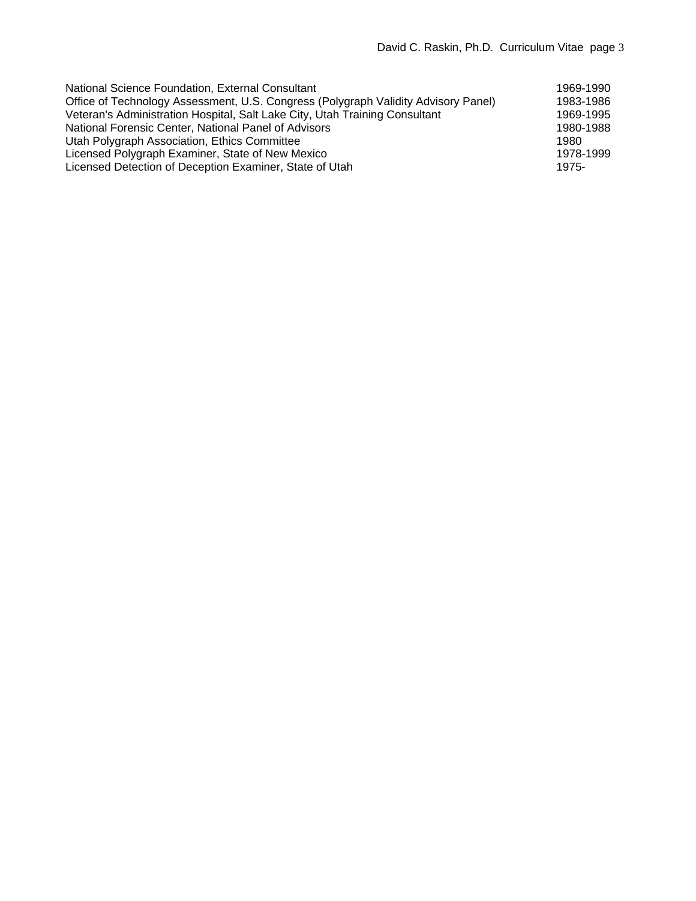| | |
|---|---|
| National Science Foundation, External Consultant | 1969-1990 |
| Office of Technology Assessment, U.S. Congress (Polygraph Validity Advisory Panel) | 1983-1986 |
| Veteran's Administration Hospital, Salt Lake City, Utah Training Consultant | 1969-1995 |
| National Forensic Center, National Panel of Advisors | 1980-1988 |
| Utah Polygraph Association, Ethics Committee | 1980 |
| Licensed Polygraph Examiner, State of New Mexico | 1978-1999 |
| Licensed Detection of Deception Examiner, State of Utah | 1975- |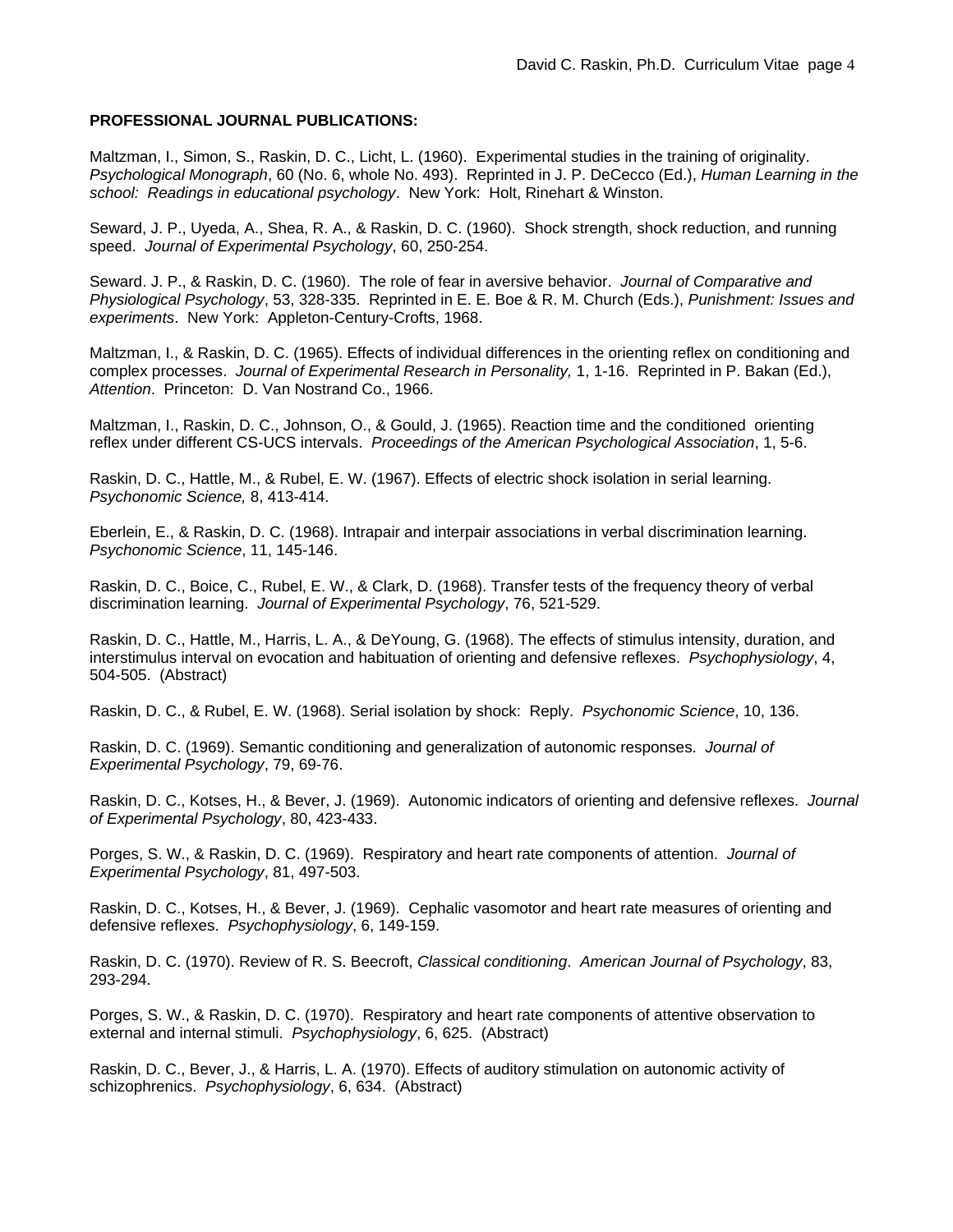**PROFESSIONAL JOURNAL PUBLICATIONS:**

Maltzman, I., Simon, S., Raskin, D. C., Licht, L. (1960). Experimental studies in the training of originality. *Psychological Monograph*, 60 (No. 6, whole No. 493). Reprinted in J. P. DeCecco (Ed.), *Human Learning in the school: Readings in educational psychology*. New York: Holt, Rinehart & Winston.

Seward, J. P., Uyeda, A., Shea, R. A., & Raskin, D. C. (1960). Shock strength, shock reduction, and running speed. *Journal of Experimental Psychology*, 60, 250-254.

Seward. J. P., & Raskin, D. C. (1960). The role of fear in aversive behavior. *Journal of Comparative and Physiological Psychology*, 53, 328-335. Reprinted in E. E. Boe & R. M. Church (Eds.), *Punishment: Issues and experiments*. New York: Appleton-Century-Crofts, 1968.

Maltzman, I., & Raskin, D. C. (1965). Effects of individual differences in the orienting reflex on conditioning and complex processes. *Journal of Experimental Research in Personality,* 1, 1-16. Reprinted in P. Bakan (Ed.), *Attention*. Princeton: D. Van Nostrand Co., 1966.

Maltzman, I., Raskin, D. C., Johnson, O., & Gould, J. (1965). Reaction time and the conditioned orienting reflex under different CS-UCS intervals. *Proceedings of the American Psychological Association*, 1, 5-6.

Raskin, D. C., Hattle, M., & Rubel, E. W. (1967). Effects of electric shock isolation in serial learning. *Psychonomic Science,* 8, 413-414.

Eberlein, E., & Raskin, D. C. (1968). Intrapair and interpair associations in verbal discrimination learning. *Psychonomic Science*, 11, 145-146.

Raskin, D. C., Boice, C., Rubel, E. W., & Clark, D. (1968). Transfer tests of the frequency theory of verbal discrimination learning. *Journal of Experimental Psychology*, 76, 521-529.

Raskin, D. C., Hattle, M., Harris, L. A., & DeYoung, G. (1968). The effects of stimulus intensity, duration, and interstimulus interval on evocation and habituation of orienting and defensive reflexes. *Psychophysiology*, 4, 504-505. (Abstract)

Raskin, D. C., & Rubel, E. W. (1968). Serial isolation by shock: Reply. *Psychonomic Science*, 10, 136.

Raskin, D. C. (1969). Semantic conditioning and generalization of autonomic responses. *Journal of Experimental Psychology*, 79, 69-76.

Raskin, D. C., Kotses, H., & Bever, J. (1969). Autonomic indicators of orienting and defensive reflexes. *Journal of Experimental Psychology*, 80, 423-433.

Porges, S. W., & Raskin, D. C. (1969). Respiratory and heart rate components of attention. *Journal of Experimental Psychology*, 81, 497-503.

Raskin, D. C., Kotses, H., & Bever, J. (1969). Cephalic vasomotor and heart rate measures of orienting and defensive reflexes. *Psychophysiology*, 6, 149-159.

Raskin, D. C. (1970). Review of R. S. Beecroft, *Classical conditioning*. *American Journal of Psychology*, 83, 293-294.

Porges, S. W., & Raskin, D. C. (1970). Respiratory and heart rate components of attentive observation to external and internal stimuli. *Psychophysiology*, 6, 625. (Abstract)

Raskin, D. C., Bever, J., & Harris, L. A. (1970). Effects of auditory stimulation on autonomic activity of schizophrenics. *Psychophysiology*, 6, 634. (Abstract)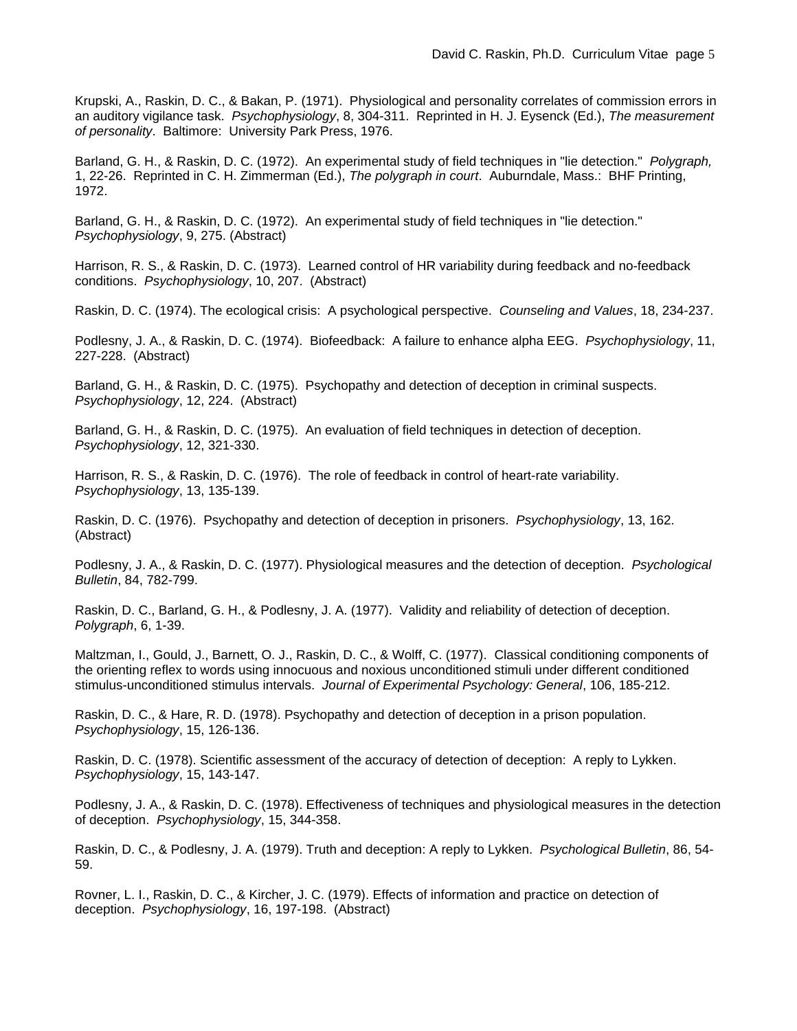Krupski, A., Raskin, D. C., & Bakan, P. (1971). Physiological and personality correlates of commission errors in an auditory vigilance task. *Psychophysiology*, 8, 304-311. Reprinted in H. J. Eysenck (Ed.), *The measurement of personality*. Baltimore: University Park Press, 1976.

Barland, G. H., & Raskin, D. C. (1972). An experimental study of field techniques in "lie detection." *Polygraph,* 1, 22-26. Reprinted in C. H. Zimmerman (Ed.), *The polygraph in court*. Auburndale, Mass.: BHF Printing, 1972.

Barland, G. H., & Raskin, D. C. (1972). An experimental study of field techniques in "lie detection." *Psychophysiology*, 9, 275. (Abstract)

Harrison, R. S., & Raskin, D. C. (1973). Learned control of HR variability during feedback and no-feedback conditions. *Psychophysiology*, 10, 207. (Abstract)

Raskin, D. C. (1974). The ecological crisis: A psychological perspective. *Counseling and Values*, 18, 234-237.

Podlesny, J. A., & Raskin, D. C. (1974). Biofeedback: A failure to enhance alpha EEG. *Psychophysiology*, 11, 227-228. (Abstract)

Barland, G. H., & Raskin, D. C. (1975). Psychopathy and detection of deception in criminal suspects. *Psychophysiology*, 12, 224. (Abstract)

Barland, G. H., & Raskin, D. C. (1975). An evaluation of field techniques in detection of deception. *Psychophysiology*, 12, 321-330.

Harrison, R. S., & Raskin, D. C. (1976). The role of feedback in control of heart-rate variability. *Psychophysiology*, 13, 135-139.

Raskin, D. C. (1976). Psychopathy and detection of deception in prisoners. *Psychophysiology*, 13, 162. (Abstract)

Podlesny, J. A., & Raskin, D. C. (1977). Physiological measures and the detection of deception. *Psychological Bulletin*, 84, 782-799.

Raskin, D. C., Barland, G. H., & Podlesny, J. A. (1977). Validity and reliability of detection of deception. *Polygraph*, 6, 1-39.

Maltzman, I., Gould, J., Barnett, O. J., Raskin, D. C., & Wolff, C. (1977). Classical conditioning components of the orienting reflex to words using innocuous and noxious unconditioned stimuli under different conditioned stimulus-unconditioned stimulus intervals. *Journal of Experimental Psychology: General*, 106, 185-212.

Raskin, D. C., & Hare, R. D. (1978). Psychopathy and detection of deception in a prison population. *Psychophysiology*, 15, 126-136.

Raskin, D. C. (1978). Scientific assessment of the accuracy of detection of deception: A reply to Lykken. *Psychophysiology*, 15, 143-147.

Podlesny, J. A., & Raskin, D. C. (1978). Effectiveness of techniques and physiological measures in the detection of deception. *Psychophysiology*, 15, 344-358.

Raskin, D. C., & Podlesny, J. A. (1979). Truth and deception: A reply to Lykken. *Psychological Bulletin*, 86, 54-59.

Rovner, L. I., Raskin, D. C., & Kircher, J. C. (1979). Effects of information and practice on detection of deception. *Psychophysiology*, 16, 197-198. (Abstract)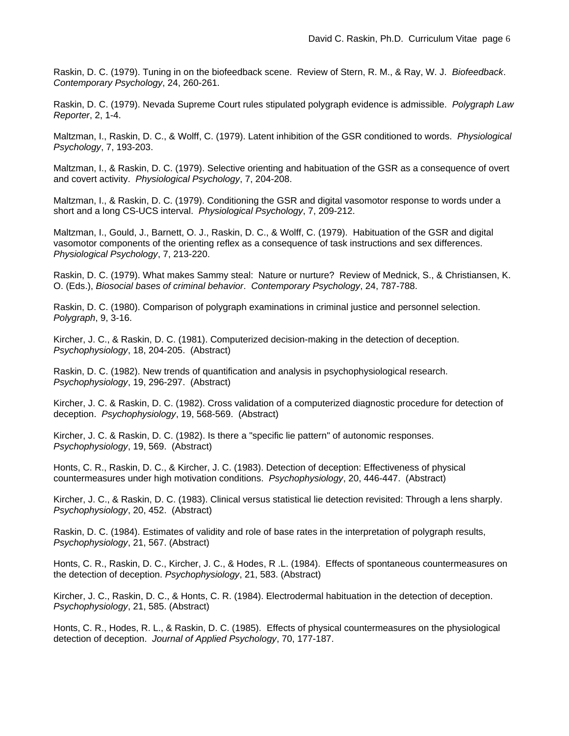Raskin, D. C. (1979). Tuning in on the biofeedback scene. Review of Stern, R. M., & Ray, W. J. *Biofeedback*. *Contemporary Psychology*, 24, 260-261.

Raskin, D. C. (1979). Nevada Supreme Court rules stipulated polygraph evidence is admissible. *Polygraph Law Reporter*, 2, 1-4.

Maltzman, I., Raskin, D. C., & Wolff, C. (1979). Latent inhibition of the GSR conditioned to words. *Physiological Psychology*, 7, 193-203.

Maltzman, I., & Raskin, D. C. (1979). Selective orienting and habituation of the GSR as a consequence of overt and covert activity. *Physiological Psychology*, 7, 204-208.

Maltzman, I., & Raskin, D. C. (1979). Conditioning the GSR and digital vasomotor response to words under a short and a long CS-UCS interval. *Physiological Psychology*, 7, 209-212.

Maltzman, I., Gould, J., Barnett, O. J., Raskin, D. C., & Wolff, C. (1979). Habituation of the GSR and digital vasomotor components of the orienting reflex as a consequence of task instructions and sex differences. *Physiological Psychology*, 7, 213-220.

Raskin, D. C. (1979). What makes Sammy steal: Nature or nurture? Review of Mednick, S., & Christiansen, K. O. (Eds.), *Biosocial bases of criminal behavior*. *Contemporary Psychology*, 24, 787-788.

Raskin, D. C. (1980). Comparison of polygraph examinations in criminal justice and personnel selection. *Polygraph*, 9, 3-16.

Kircher, J. C., & Raskin, D. C. (1981). Computerized decision-making in the detection of deception. *Psychophysiology*, 18, 204-205. (Abstract)

Raskin, D. C. (1982). New trends of quantification and analysis in psychophysiological research. *Psychophysiology*, 19, 296-297. (Abstract)

Kircher, J. C. & Raskin, D. C. (1982). Cross validation of a computerized diagnostic procedure for detection of deception. *Psychophysiology*, 19, 568-569. (Abstract)

Kircher, J. C. & Raskin, D. C. (1982). Is there a "specific lie pattern" of autonomic responses. *Psychophysiology*, 19, 569. (Abstract)

Honts, C. R., Raskin, D. C., & Kircher, J. C. (1983). Detection of deception: Effectiveness of physical countermeasures under high motivation conditions. *Psychophysiology*, 20, 446-447. (Abstract)

Kircher, J. C., & Raskin, D. C. (1983). Clinical versus statistical lie detection revisited: Through a lens sharply. *Psychophysiology*, 20, 452. (Abstract)

Raskin, D. C. (1984). Estimates of validity and role of base rates in the interpretation of polygraph results, *Psychophysiology*, 21, 567. (Abstract)

Honts, C. R., Raskin, D. C., Kircher, J. C., & Hodes, R .L. (1984). Effects of spontaneous countermeasures on the detection of deception. *Psychophysiology*, 21, 583. (Abstract)

Kircher, J. C., Raskin, D. C., & Honts, C. R. (1984). Electrodermal habituation in the detection of deception. *Psychophysiology*, 21, 585. (Abstract)

Honts, C. R., Hodes, R. L., & Raskin, D. C. (1985). Effects of physical countermeasures on the physiological detection of deception. *Journal of Applied Psychology*, 70, 177-187.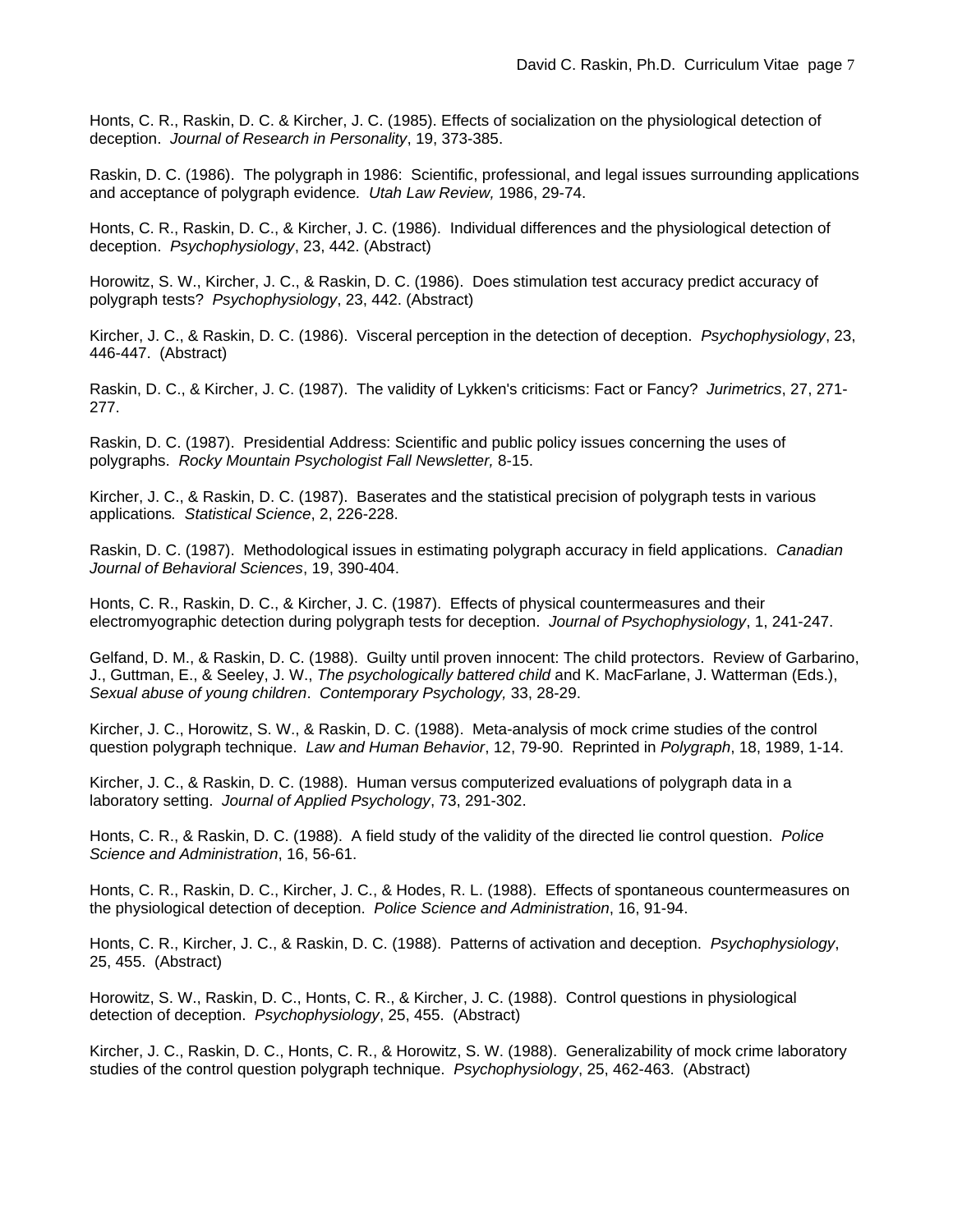Honts, C. R., Raskin, D. C. & Kircher, J. C. (1985). Effects of socialization on the physiological detection of deception. *Journal of Research in Personality*, 19, 373-385.

Raskin, D. C. (1986). The polygraph in 1986: Scientific, professional, and legal issues surrounding applications and acceptance of polygraph evidence*. Utah Law Review,* 1986, 29-74.

Honts, C. R., Raskin, D. C., & Kircher, J. C. (1986). Individual differences and the physiological detection of deception. *Psychophysiology*, 23, 442. (Abstract)

Horowitz, S. W., Kircher, J. C., & Raskin, D. C. (1986). Does stimulation test accuracy predict accuracy of polygraph tests? *Psychophysiology*, 23, 442. (Abstract)

Kircher, J. C., & Raskin, D. C. (1986). Visceral perception in the detection of deception. *Psychophysiology*, 23, 446-447. (Abstract)

Raskin, D. C., & Kircher, J. C. (1987). The validity of Lykken's criticisms: Fact or Fancy? *Jurimetrics*, 27, 271-277.

Raskin, D. C. (1987). Presidential Address: Scientific and public policy issues concerning the uses of polygraphs. *Rocky Mountain Psychologist Fall Newsletter,* 8-15.

Kircher, J. C., & Raskin, D. C. (1987). Baserates and the statistical precision of polygraph tests in various applications*. Statistical Science*, 2, 226-228.

Raskin, D. C. (1987). Methodological issues in estimating polygraph accuracy in field applications. *Canadian Journal of Behavioral Sciences*, 19, 390-404.

Honts, C. R., Raskin, D. C., & Kircher, J. C. (1987). Effects of physical countermeasures and their electromyographic detection during polygraph tests for deception. *Journal of Psychophysiology*, 1, 241-247.

Gelfand, D. M., & Raskin, D. C. (1988). Guilty until proven innocent: The child protectors. Review of Garbarino, J., Guttman, E., & Seeley, J. W., *The psychologically battered child* and K. MacFarlane, J. Watterman (Eds.), *Sexual abuse of young children*. *Contemporary Psychology,* 33, 28-29.

Kircher, J. C., Horowitz, S. W., & Raskin, D. C. (1988). Meta-analysis of mock crime studies of the control question polygraph technique. *Law and Human Behavior*, 12, 79-90. Reprinted in *Polygraph*, 18, 1989, 1-14.

Kircher, J. C., & Raskin, D. C. (1988). Human versus computerized evaluations of polygraph data in a laboratory setting. *Journal of Applied Psychology*, 73, 291-302.

Honts, C. R., & Raskin, D. C. (1988). A field study of the validity of the directed lie control question. *Police Science and Administration*, 16, 56-61.

Honts, C. R., Raskin, D. C., Kircher, J. C., & Hodes, R. L. (1988). Effects of spontaneous countermeasures on the physiological detection of deception. *Police Science and Administration*, 16, 91-94.

Honts, C. R., Kircher, J. C., & Raskin, D. C. (1988). Patterns of activation and deception. *Psychophysiology*, 25, 455. (Abstract)

Horowitz, S. W., Raskin, D. C., Honts, C. R., & Kircher, J. C. (1988). Control questions in physiological detection of deception. *Psychophysiology*, 25, 455. (Abstract)

Kircher, J. C., Raskin, D. C., Honts, C. R., & Horowitz, S. W. (1988). Generalizability of mock crime laboratory studies of the control question polygraph technique. *Psychophysiology*, 25, 462-463. (Abstract)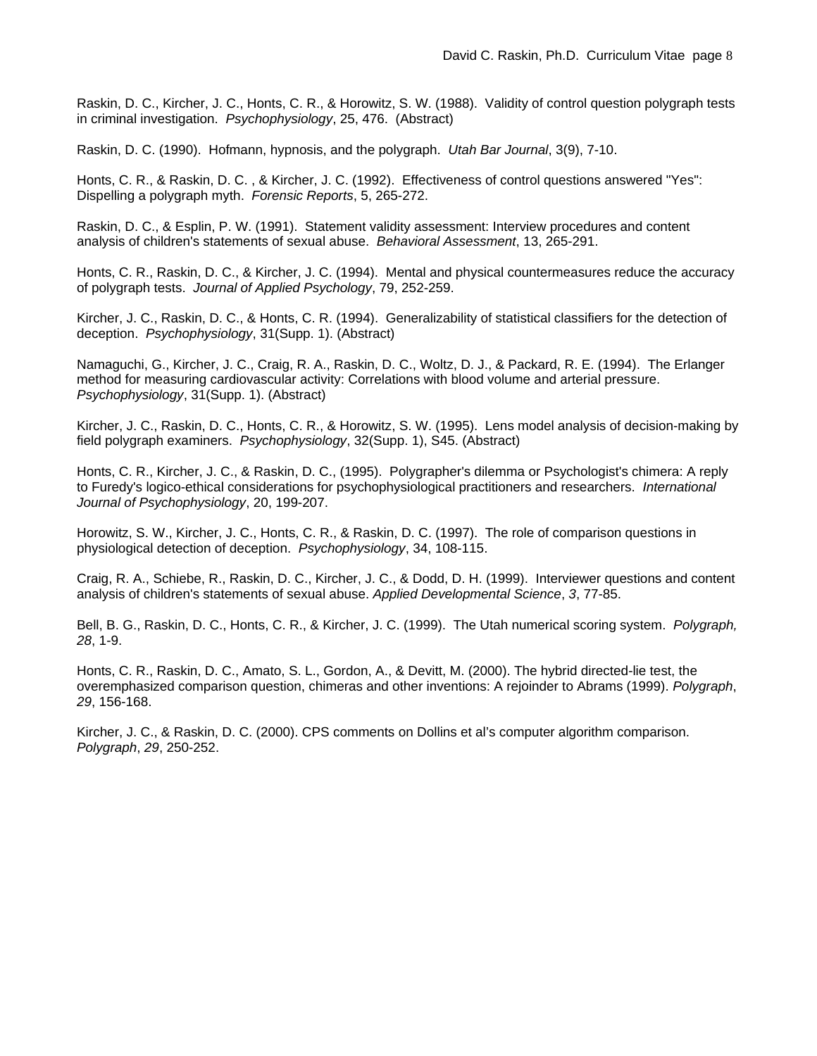Raskin, D. C., Kircher, J. C., Honts, C. R., & Horowitz, S. W. (1988). Validity of control question polygraph tests in criminal investigation. *Psychophysiology*, 25, 476. (Abstract)

Raskin, D. C. (1990). Hofmann, hypnosis, and the polygraph. *Utah Bar Journal*, 3(9), 7-10.

Honts, C. R., & Raskin, D. C. , & Kircher, J. C. (1992). Effectiveness of control questions answered "Yes": Dispelling a polygraph myth. *Forensic Reports*, 5, 265-272.

Raskin, D. C., & Esplin, P. W. (1991). Statement validity assessment: Interview procedures and content analysis of children's statements of sexual abuse. *Behavioral Assessment*, 13, 265-291.

Honts, C. R., Raskin, D. C., & Kircher, J. C. (1994). Mental and physical countermeasures reduce the accuracy of polygraph tests. *Journal of Applied Psychology*, 79, 252-259.

Kircher, J. C., Raskin, D. C., & Honts, C. R. (1994). Generalizability of statistical classifiers for the detection of deception. *Psychophysiology*, 31(Supp. 1). (Abstract)

Namaguchi, G., Kircher, J. C., Craig, R. A., Raskin, D. C., Woltz, D. J., & Packard, R. E. (1994). The Erlanger method for measuring cardiovascular activity: Correlations with blood volume and arterial pressure. *Psychophysiology*, 31(Supp. 1). (Abstract)

Kircher, J. C., Raskin, D. C., Honts, C. R., & Horowitz, S. W. (1995). Lens model analysis of decision-making by field polygraph examiners. *Psychophysiology*, 32(Supp. 1), S45. (Abstract)

Honts, C. R., Kircher, J. C., & Raskin, D. C., (1995). Polygrapher's dilemma or Psychologist's chimera: A reply to Furedy's logico-ethical considerations for psychophysiological practitioners and researchers. *International Journal of Psychophysiology*, 20, 199-207.

Horowitz, S. W., Kircher, J. C., Honts, C. R., & Raskin, D. C. (1997). The role of comparison questions in physiological detection of deception. *Psychophysiology*, 34, 108-115.

Craig, R. A., Schiebe, R., Raskin, D. C., Kircher, J. C., & Dodd, D. H. (1999). Interviewer questions and content analysis of children's statements of sexual abuse. *Applied Developmental Science*, *3*, 77-85.

Bell, B. G., Raskin, D. C., Honts, C. R., & Kircher, J. C. (1999). The Utah numerical scoring system. *Polygraph, 28*, 1-9.

Honts, C. R., Raskin, D. C., Amato, S. L., Gordon, A., & Devitt, M. (2000). The hybrid directed-lie test, the overemphasized comparison question, chimeras and other inventions: A rejoinder to Abrams (1999). *Polygraph*, *29*, 156-168.

Kircher, J. C., & Raskin, D. C. (2000). CPS comments on Dollins et al's computer algorithm comparison. *Polygraph*, *29*, 250-252.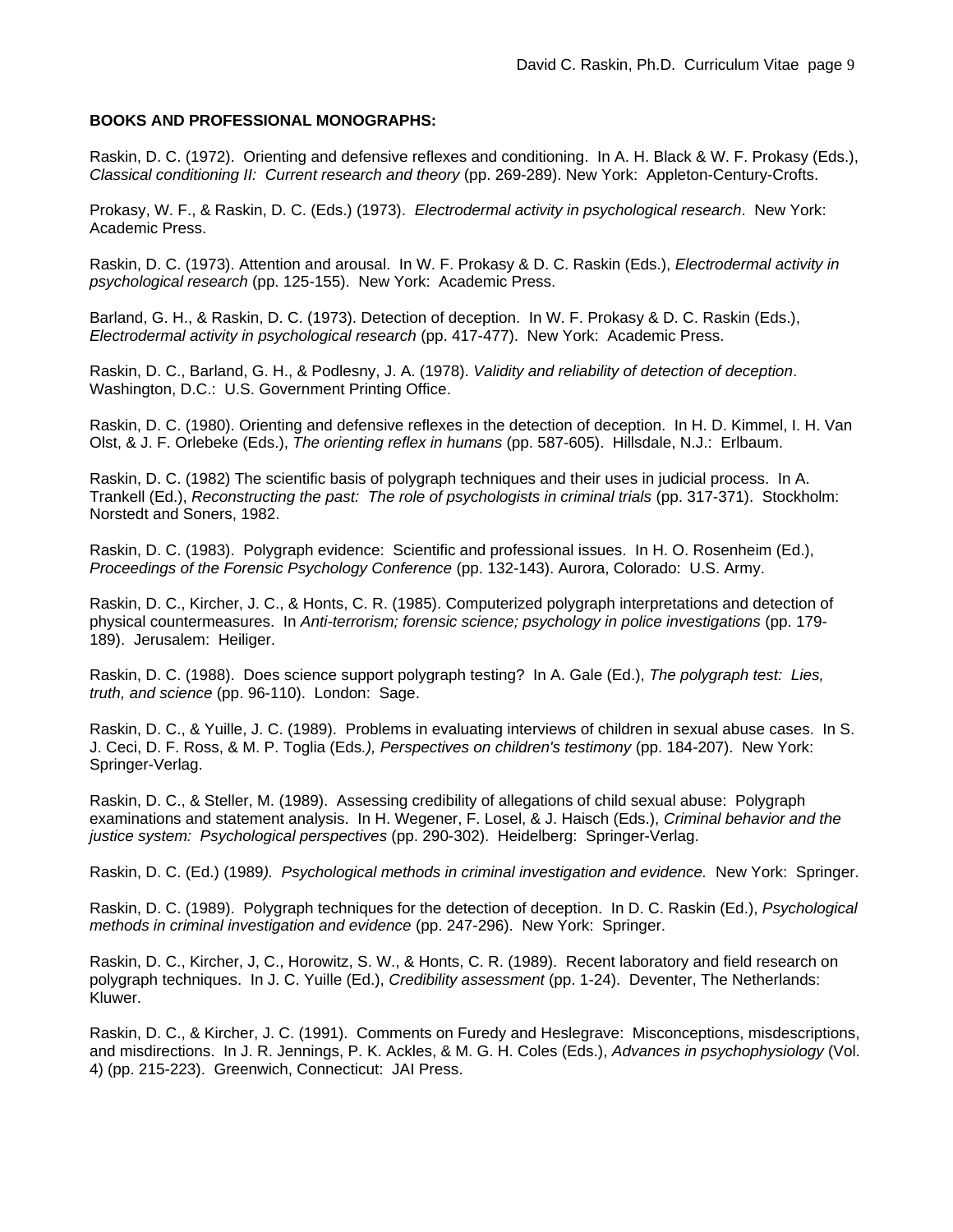**BOOKS AND PROFESSIONAL MONOGRAPHS:**

Raskin, D. C. (1972). Orienting and defensive reflexes and conditioning. In A. H. Black & W. F. Prokasy (Eds.), *Classical conditioning II: Current research and theory* (pp. 269-289). New York: Appleton-Century-Crofts.

Prokasy, W. F., & Raskin, D. C. (Eds.) (1973). *Electrodermal activity in psychological research*. New York: Academic Press.

Raskin, D. C. (1973). Attention and arousal. In W. F. Prokasy & D. C. Raskin (Eds.), *Electrodermal activity in psychological research* (pp. 125-155). New York: Academic Press.

Barland, G. H., & Raskin, D. C. (1973). Detection of deception. In W. F. Prokasy & D. C. Raskin (Eds.), *Electrodermal activity in psychological research* (pp. 417-477). New York: Academic Press.

Raskin, D. C., Barland, G. H., & Podlesny, J. A. (1978). *Validity and reliability of detection of deception*. Washington, D.C.: U.S. Government Printing Office.

Raskin, D. C. (1980). Orienting and defensive reflexes in the detection of deception. In H. D. Kimmel, I. H. Van Olst, & J. F. Orlebeke (Eds.), *The orienting reflex in humans* (pp. 587-605). Hillsdale, N.J.: Erlbaum.

Raskin, D. C. (1982) The scientific basis of polygraph techniques and their uses in judicial process. In A. Trankell (Ed.), *Reconstructing the past: The role of psychologists in criminal trials* (pp. 317-371). Stockholm: Norstedt and Soners, 1982.

Raskin, D. C. (1983). Polygraph evidence: Scientific and professional issues. In H. O. Rosenheim (Ed.), *Proceedings of the Forensic Psychology Conference* (pp. 132-143). Aurora, Colorado: U.S. Army.

Raskin, D. C., Kircher, J. C., & Honts, C. R. (1985). Computerized polygraph interpretations and detection of physical countermeasures. In *Anti-terrorism; forensic science; psychology in police investigations* (pp. 179-189). Jerusalem: Heiliger.

Raskin, D. C. (1988). Does science support polygraph testing? In A. Gale (Ed.), *The polygraph test: Lies, truth, and science* (pp. 96-110). London: Sage.

Raskin, D. C., & Yuille, J. C. (1989). Problems in evaluating interviews of children in sexual abuse cases. In S. J. Ceci, D. F. Ross, & M. P. Toglia (Eds*.), Perspectives on children's testimony* (pp. 184-207). New York: Springer-Verlag.

Raskin, D. C., & Steller, M. (1989). Assessing credibility of allegations of child sexual abuse: Polygraph examinations and statement analysis. In H. Wegener, F. Losel, & J. Haisch (Eds.), *Criminal behavior and the justice system: Psychological perspectives* (pp. 290-302). Heidelberg: Springer-Verlag.

Raskin, D. C. (Ed.) (1989*). Psychological methods in criminal investigation and evidence.* New York: Springer.

Raskin, D. C. (1989). Polygraph techniques for the detection of deception. In D. C. Raskin (Ed.), *Psychological methods in criminal investigation and evidence* (pp. 247-296). New York: Springer.

Raskin, D. C., Kircher, J, C., Horowitz, S. W., & Honts, C. R. (1989). Recent laboratory and field research on polygraph techniques. In J. C. Yuille (Ed.), *Credibility assessment* (pp. 1-24). Deventer, The Netherlands: Kluwer.

Raskin, D. C., & Kircher, J. C. (1991). Comments on Furedy and Heslegrave: Misconceptions, misdescriptions, and misdirections. In J. R. Jennings, P. K. Ackles, & M. G. H. Coles (Eds.), *Advances in psychophysiology* (Vol. 4) (pp. 215-223). Greenwich, Connecticut: JAI Press.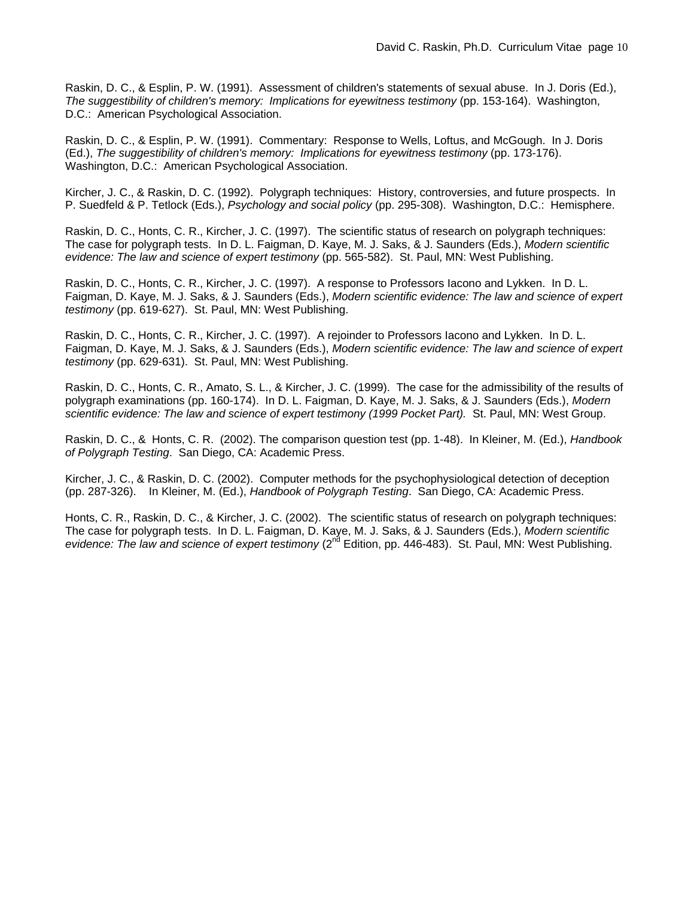Raskin, D. C., & Esplin, P. W. (1991). Assessment of children's statements of sexual abuse. In J. Doris (Ed.), *The suggestibility of children's memory: Implications for eyewitness testimony* (pp. 153-164). Washington, D.C.: American Psychological Association.

Raskin, D. C., & Esplin, P. W. (1991). Commentary: Response to Wells, Loftus, and McGough. In J. Doris (Ed.), *The suggestibility of children's memory: Implications for eyewitness testimony* (pp. 173-176). Washington, D.C.: American Psychological Association.

Kircher, J. C., & Raskin, D. C. (1992). Polygraph techniques: History, controversies, and future prospects. In P. Suedfeld & P. Tetlock (Eds.), *Psychology and social policy* (pp. 295-308). Washington, D.C.: Hemisphere.

Raskin, D. C., Honts, C. R., Kircher, J. C. (1997). The scientific status of research on polygraph techniques: The case for polygraph tests. In D. L. Faigman, D. Kaye, M. J. Saks, & J. Saunders (Eds.), *Modern scientific evidence: The law and science of expert testimony* (pp. 565-582). St. Paul, MN: West Publishing.

Raskin, D. C., Honts, C. R., Kircher, J. C. (1997). A response to Professors Iacono and Lykken. In D. L. Faigman, D. Kaye, M. J. Saks, & J. Saunders (Eds.), *Modern scientific evidence: The law and science of expert testimony* (pp. 619-627). St. Paul, MN: West Publishing.

Raskin, D. C., Honts, C. R., Kircher, J. C. (1997). A rejoinder to Professors Iacono and Lykken. In D. L. Faigman, D. Kaye, M. J. Saks, & J. Saunders (Eds.), *Modern scientific evidence: The law and science of expert testimony* (pp. 629-631). St. Paul, MN: West Publishing.

Raskin, D. C., Honts, C. R., Amato, S. L., & Kircher, J. C. (1999). The case for the admissibility of the results of polygraph examinations (pp. 160-174). In D. L. Faigman, D. Kaye, M. J. Saks, & J. Saunders (Eds.), *Modern scientific evidence: The law and science of expert testimony (1999 Pocket Part).* St. Paul, MN: West Group.

Raskin, D. C., & Honts, C. R. (2002). The comparison question test (pp. 1-48). In Kleiner, M. (Ed.), *Handbook of Polygraph Testing*. San Diego, CA: Academic Press.

Kircher, J. C., & Raskin, D. C. (2002). Computer methods for the psychophysiological detection of deception (pp. 287-326). In Kleiner, M. (Ed.), *Handbook of Polygraph Testing*. San Diego, CA: Academic Press.

Honts, C. R., Raskin, D. C., & Kircher, J. C. (2002). The scientific status of research on polygraph techniques: The case for polygraph tests. In D. L. Faigman, D. Kaye, M. J. Saks, & J. Saunders (Eds.), *Modern scientific evidence: The law and science of expert testimony* (2nd Edition, pp. 446-483). St. Paul, MN: West Publishing.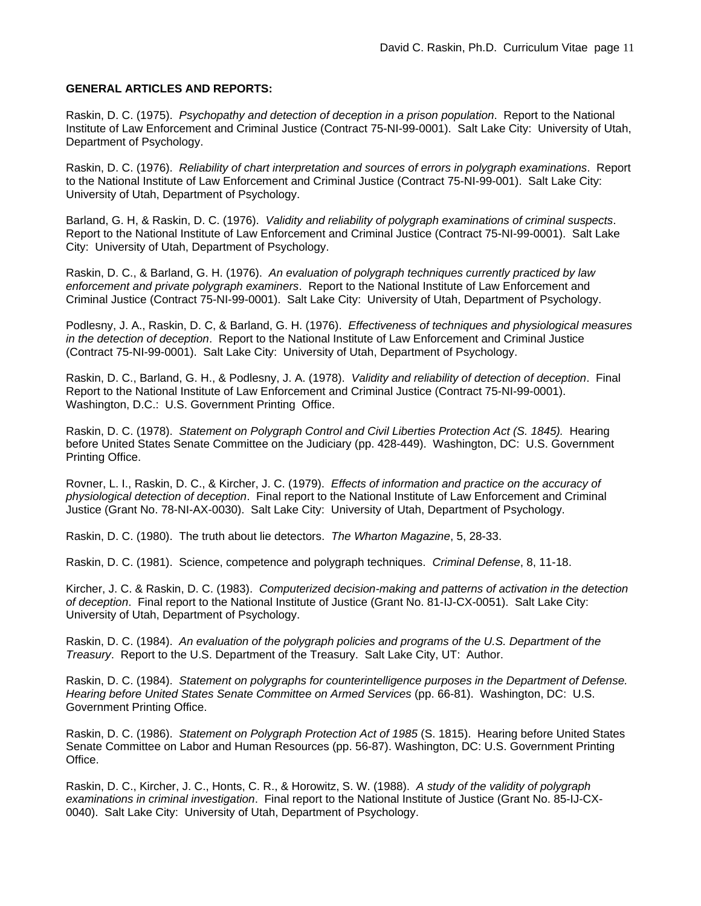**GENERAL ARTICLES AND REPORTS:**

Raskin, D. C. (1975). *Psychopathy and detection of deception in a prison population*. Report to the National Institute of Law Enforcement and Criminal Justice (Contract 75-NI-99-0001). Salt Lake City: University of Utah, Department of Psychology.

Raskin, D. C. (1976). *Reliability of chart interpretation and sources of errors in polygraph examinations*. Report to the National Institute of Law Enforcement and Criminal Justice (Contract 75-NI-99-001). Salt Lake City: University of Utah, Department of Psychology.

Barland, G. H, & Raskin, D. C. (1976). *Validity and reliability of polygraph examinations of criminal suspects*. Report to the National Institute of Law Enforcement and Criminal Justice (Contract 75-NI-99-0001). Salt Lake City: University of Utah, Department of Psychology.

Raskin, D. C., & Barland, G. H. (1976). *An evaluation of polygraph techniques currently practiced by law enforcement and private polygraph examiners*. Report to the National Institute of Law Enforcement and Criminal Justice (Contract 75-NI-99-0001). Salt Lake City: University of Utah, Department of Psychology.

Podlesny, J. A., Raskin, D. C, & Barland, G. H. (1976). *Effectiveness of techniques and physiological measures in the detection of deception*. Report to the National Institute of Law Enforcement and Criminal Justice (Contract 75-NI-99-0001). Salt Lake City: University of Utah, Department of Psychology.

Raskin, D. C., Barland, G. H., & Podlesny, J. A. (1978). *Validity and reliability of detection of deception*. Final Report to the National Institute of Law Enforcement and Criminal Justice (Contract 75-NI-99-0001). Washington, D.C.: U.S. Government Printing Office.

Raskin, D. C. (1978). *Statement on Polygraph Control and Civil Liberties Protection Act (S. 1845).* Hearing before United States Senate Committee on the Judiciary (pp. 428-449). Washington, DC: U.S. Government Printing Office.

Rovner, L. I., Raskin, D. C., & Kircher, J. C. (1979). *Effects of information and practice on the accuracy of physiological detection of deception*. Final report to the National Institute of Law Enforcement and Criminal Justice (Grant No. 78-NI-AX-0030). Salt Lake City: University of Utah, Department of Psychology.

Raskin, D. C. (1980). The truth about lie detectors. *The Wharton Magazine*, 5, 28-33.

Raskin, D. C. (1981). Science, competence and polygraph techniques. *Criminal Defense*, 8, 11-18.

Kircher, J. C. & Raskin, D. C. (1983). *Computerized decision-making and patterns of activation in the detection of deception*. Final report to the National Institute of Justice (Grant No. 81-IJ-CX-0051). Salt Lake City: University of Utah, Department of Psychology.

Raskin, D. C. (1984). *An evaluation of the polygraph policies and programs of the U.S. Department of the Treasury*. Report to the U.S. Department of the Treasury. Salt Lake City, UT: Author.

Raskin, D. C. (1984). *Statement on polygraphs for counterintelligence purposes in the Department of Defense. Hearing before United States Senate Committee on Armed Services* (pp. 66-81). Washington, DC: U.S. Government Printing Office.

Raskin, D. C. (1986). *Statement on Polygraph Protection Act of 1985* (S. 1815). Hearing before United States Senate Committee on Labor and Human Resources (pp. 56-87). Washington, DC: U.S. Government Printing Office.

Raskin, D. C., Kircher, J. C., Honts, C. R., & Horowitz, S. W. (1988). *A study of the validity of polygraph examinations in criminal investigation*. Final report to the National Institute of Justice (Grant No. 85-IJ-CX-0040). Salt Lake City: University of Utah, Department of Psychology.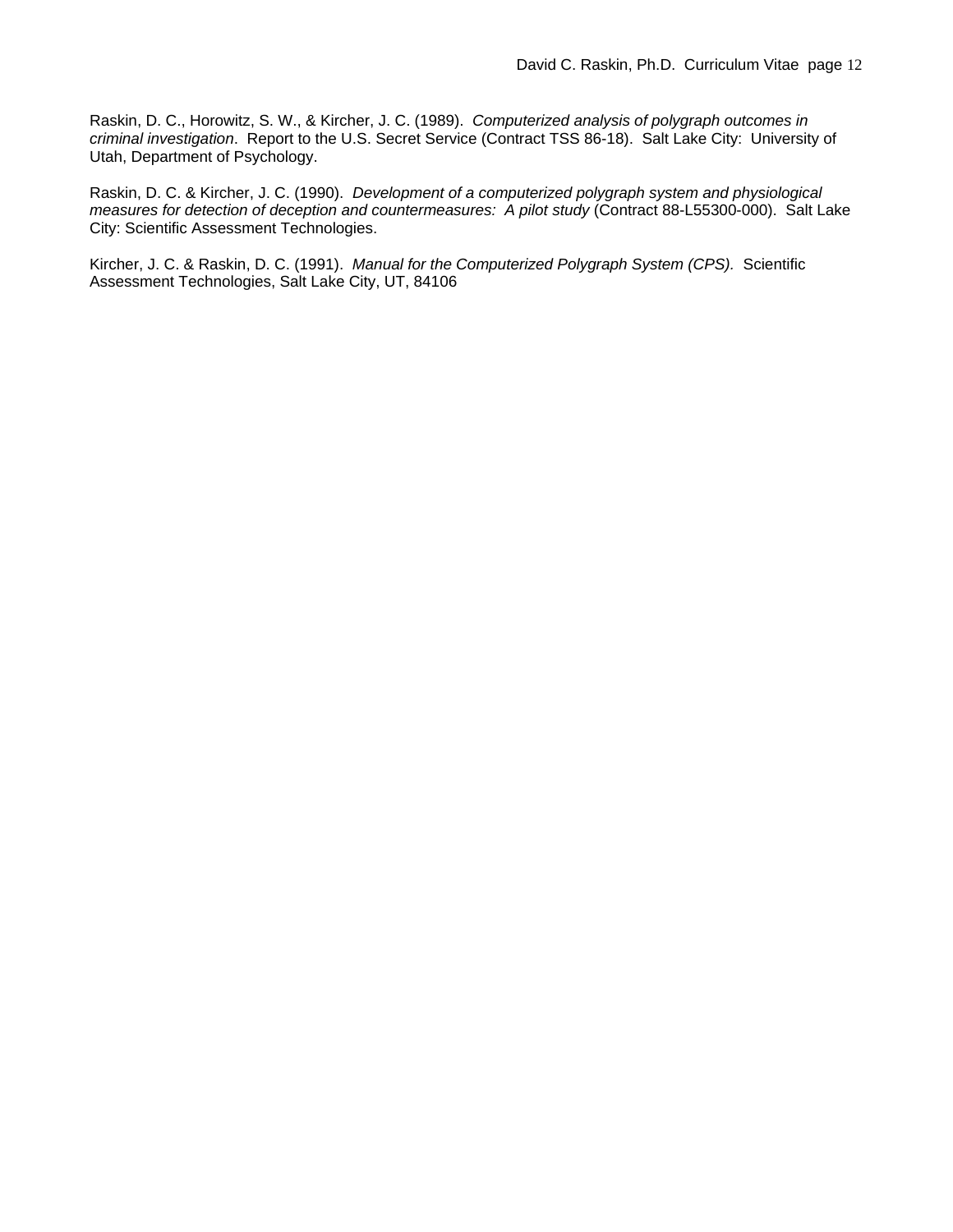Raskin, D. C., Horowitz, S. W., & Kircher, J. C. (1989). *Computerized analysis of polygraph outcomes in criminal investigation*. Report to the U.S. Secret Service (Contract TSS 86-18). Salt Lake City: University of Utah, Department of Psychology.

Raskin, D. C. & Kircher, J. C. (1990). *Development of a computerized polygraph system and physiological measures for detection of deception and countermeasures: A pilot study* (Contract 88-L55300-000). Salt Lake City: Scientific Assessment Technologies.

Kircher, J. C. & Raskin, D. C. (1991). *Manual for the Computerized Polygraph System (CPS).* Scientific Assessment Technologies, Salt Lake City, UT, 84106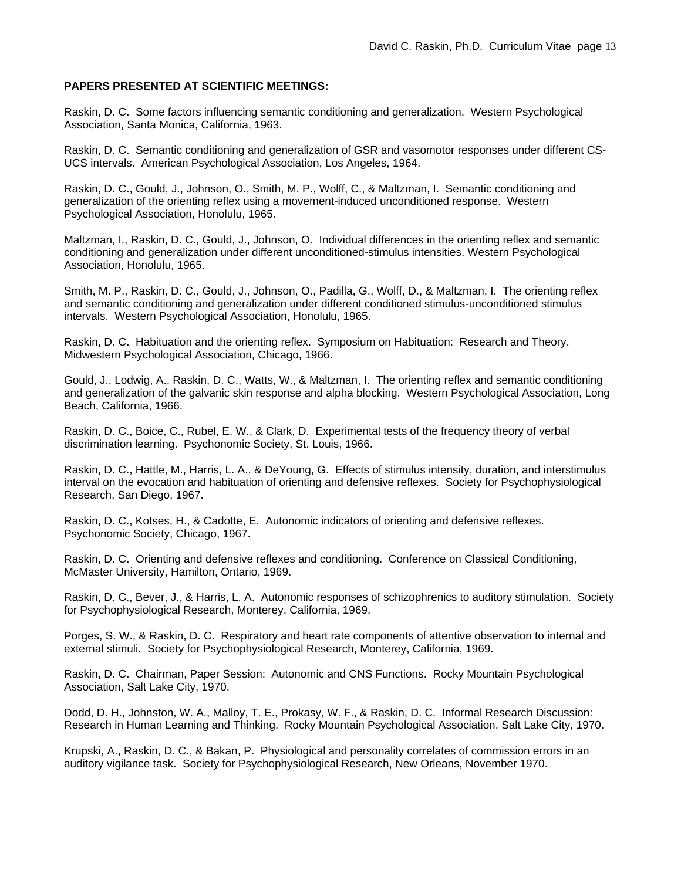**PAPERS PRESENTED AT SCIENTIFIC MEETINGS:**

Raskin, D. C. Some factors influencing semantic conditioning and generalization. Western Psychological Association, Santa Monica, California, 1963.

Raskin, D. C. Semantic conditioning and generalization of GSR and vasomotor responses under different CS-UCS intervals. American Psychological Association, Los Angeles, 1964.

Raskin, D. C., Gould, J., Johnson, O., Smith, M. P., Wolff, C., & Maltzman, I. Semantic conditioning and generalization of the orienting reflex using a movement-induced unconditioned response. Western Psychological Association, Honolulu, 1965.

Maltzman, I., Raskin, D. C., Gould, J., Johnson, O. Individual differences in the orienting reflex and semantic conditioning and generalization under different unconditioned-stimulus intensities. Western Psychological Association, Honolulu, 1965.

Smith, M. P., Raskin, D. C., Gould, J., Johnson, O., Padilla, G., Wolff, D., & Maltzman, I. The orienting reflex and semantic conditioning and generalization under different conditioned stimulus-unconditioned stimulus intervals. Western Psychological Association, Honolulu, 1965.

Raskin, D. C. Habituation and the orienting reflex. Symposium on Habituation: Research and Theory. Midwestern Psychological Association, Chicago, 1966.

Gould, J., Lodwig, A., Raskin, D. C., Watts, W., & Maltzman, I. The orienting reflex and semantic conditioning and generalization of the galvanic skin response and alpha blocking. Western Psychological Association, Long Beach, California, 1966.

Raskin, D. C., Boice, C., Rubel, E. W., & Clark, D. Experimental tests of the frequency theory of verbal discrimination learning. Psychonomic Society, St. Louis, 1966.

Raskin, D. C., Hattle, M., Harris, L. A., & DeYoung, G. Effects of stimulus intensity, duration, and interstimulus interval on the evocation and habituation of orienting and defensive reflexes. Society for Psychophysiological Research, San Diego, 1967.

Raskin, D. C., Kotses, H., & Cadotte, E. Autonomic indicators of orienting and defensive reflexes. Psychonomic Society, Chicago, 1967.

Raskin, D. C. Orienting and defensive reflexes and conditioning. Conference on Classical Conditioning, McMaster University, Hamilton, Ontario, 1969.

Raskin, D. C., Bever, J., & Harris, L. A. Autonomic responses of schizophrenics to auditory stimulation. Society for Psychophysiological Research, Monterey, California, 1969.

Porges, S. W., & Raskin, D. C. Respiratory and heart rate components of attentive observation to internal and external stimuli. Society for Psychophysiological Research, Monterey, California, 1969.

Raskin, D. C. Chairman, Paper Session: Autonomic and CNS Functions. Rocky Mountain Psychological Association, Salt Lake City, 1970.

Dodd, D. H., Johnston, W. A., Malloy, T. E., Prokasy, W. F., & Raskin, D. C. Informal Research Discussion: Research in Human Learning and Thinking. Rocky Mountain Psychological Association, Salt Lake City, 1970.

Krupski, A., Raskin, D. C., & Bakan, P. Physiological and personality correlates of commission errors in an auditory vigilance task. Society for Psychophysiological Research, New Orleans, November 1970.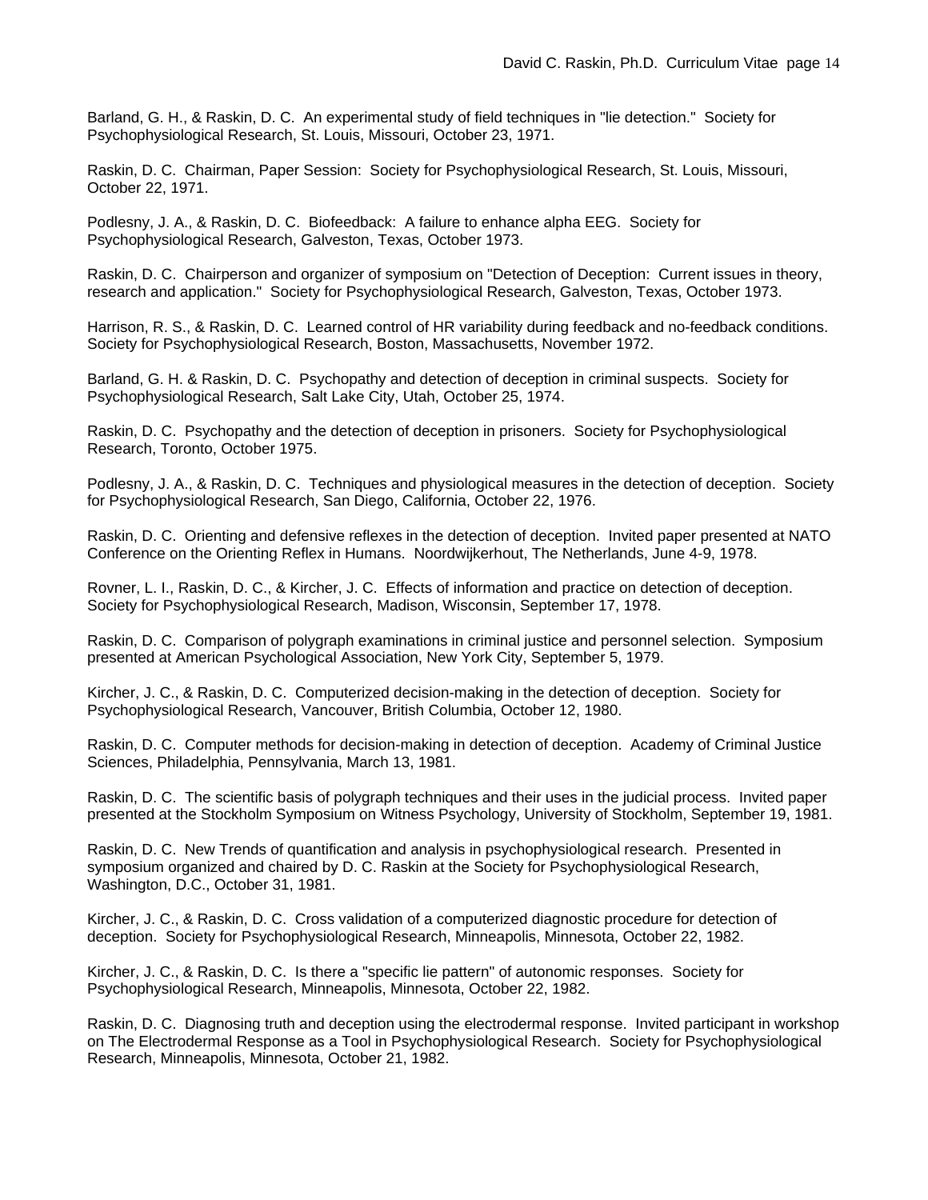Barland, G. H., & Raskin, D. C. An experimental study of field techniques in "lie detection." Society for Psychophysiological Research, St. Louis, Missouri, October 23, 1971.

Raskin, D. C. Chairman, Paper Session: Society for Psychophysiological Research, St. Louis, Missouri, October 22, 1971.

Podlesny, J. A., & Raskin, D. C. Biofeedback: A failure to enhance alpha EEG. Society for Psychophysiological Research, Galveston, Texas, October 1973.

Raskin, D. C. Chairperson and organizer of symposium on "Detection of Deception: Current issues in theory, research and application." Society for Psychophysiological Research, Galveston, Texas, October 1973.

Harrison, R. S., & Raskin, D. C. Learned control of HR variability during feedback and no-feedback conditions. Society for Psychophysiological Research, Boston, Massachusetts, November 1972.

Barland, G. H. & Raskin, D. C. Psychopathy and detection of deception in criminal suspects. Society for Psychophysiological Research, Salt Lake City, Utah, October 25, 1974.

Raskin, D. C. Psychopathy and the detection of deception in prisoners. Society for Psychophysiological Research, Toronto, October 1975.

Podlesny, J. A., & Raskin, D. C. Techniques and physiological measures in the detection of deception. Society for Psychophysiological Research, San Diego, California, October 22, 1976.

Raskin, D. C. Orienting and defensive reflexes in the detection of deception. Invited paper presented at NATO Conference on the Orienting Reflex in Humans. Noordwijkerhout, The Netherlands, June 4-9, 1978.

Rovner, L. I., Raskin, D. C., & Kircher, J. C. Effects of information and practice on detection of deception. Society for Psychophysiological Research, Madison, Wisconsin, September 17, 1978.

Raskin, D. C. Comparison of polygraph examinations in criminal justice and personnel selection. Symposium presented at American Psychological Association, New York City, September 5, 1979.

Kircher, J. C., & Raskin, D. C. Computerized decision-making in the detection of deception. Society for Psychophysiological Research, Vancouver, British Columbia, October 12, 1980.

Raskin, D. C. Computer methods for decision-making in detection of deception. Academy of Criminal Justice Sciences, Philadelphia, Pennsylvania, March 13, 1981.

Raskin, D. C. The scientific basis of polygraph techniques and their uses in the judicial process. Invited paper presented at the Stockholm Symposium on Witness Psychology, University of Stockholm, September 19, 1981.

Raskin, D. C. New Trends of quantification and analysis in psychophysiological research. Presented in symposium organized and chaired by D. C. Raskin at the Society for Psychophysiological Research, Washington, D.C., October 31, 1981.

Kircher, J. C., & Raskin, D. C. Cross validation of a computerized diagnostic procedure for detection of deception. Society for Psychophysiological Research, Minneapolis, Minnesota, October 22, 1982.

Kircher, J. C., & Raskin, D. C. Is there a "specific lie pattern" of autonomic responses. Society for Psychophysiological Research, Minneapolis, Minnesota, October 22, 1982.

Raskin, D. C. Diagnosing truth and deception using the electrodermal response. Invited participant in workshop on The Electrodermal Response as a Tool in Psychophysiological Research. Society for Psychophysiological Research, Minneapolis, Minnesota, October 21, 1982.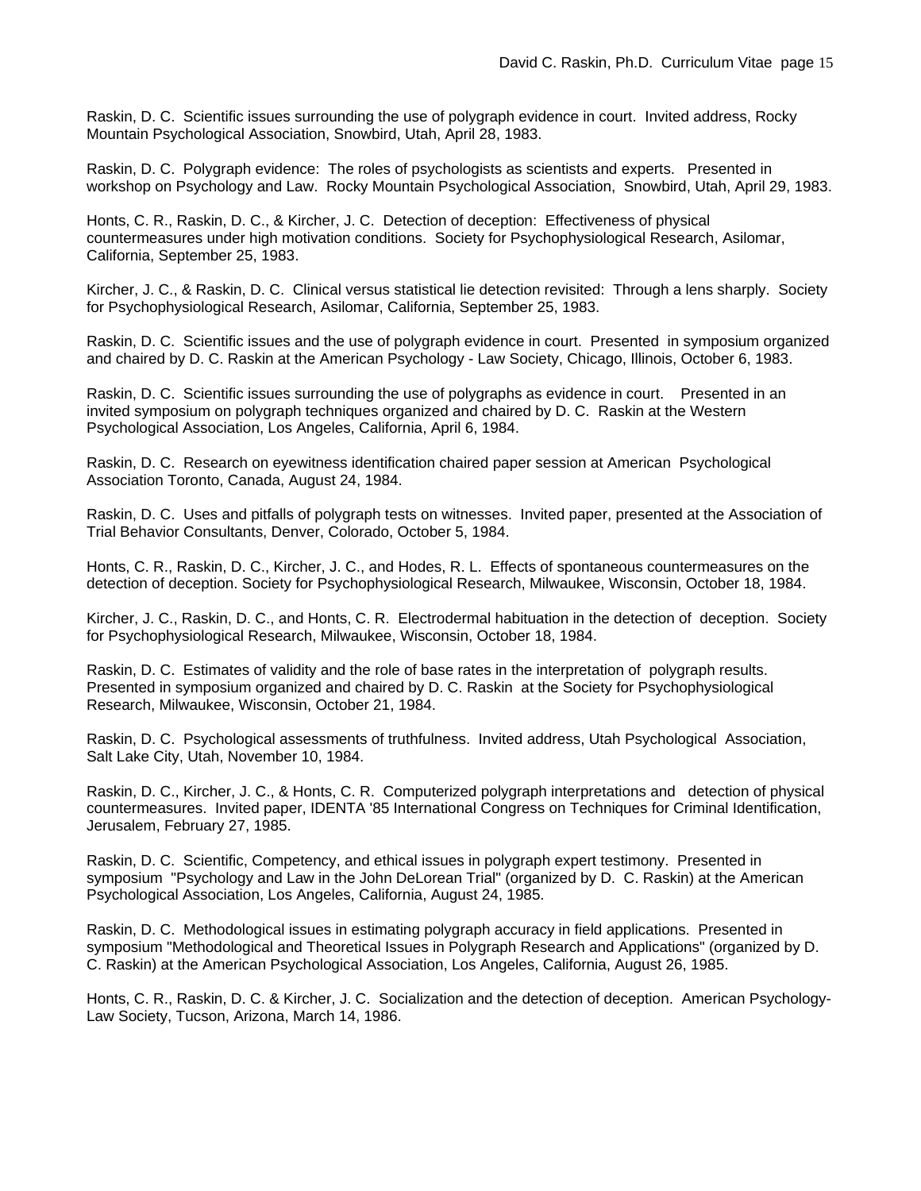Raskin, D. C. Scientific issues surrounding the use of polygraph evidence in court. Invited address, Rocky Mountain Psychological Association, Snowbird, Utah, April 28, 1983.

Raskin, D. C. Polygraph evidence: The roles of psychologists as scientists and experts. Presented in workshop on Psychology and Law. Rocky Mountain Psychological Association, Snowbird, Utah, April 29, 1983.

Honts, C. R., Raskin, D. C., & Kircher, J. C. Detection of deception: Effectiveness of physical countermeasures under high motivation conditions. Society for Psychophysiological Research, Asilomar, California, September 25, 1983.

Kircher, J. C., & Raskin, D. C. Clinical versus statistical lie detection revisited: Through a lens sharply. Society for Psychophysiological Research, Asilomar, California, September 25, 1983.

Raskin, D. C. Scientific issues and the use of polygraph evidence in court. Presented in symposium organized and chaired by D. C. Raskin at the American Psychology - Law Society, Chicago, Illinois, October 6, 1983.

Raskin, D. C. Scientific issues surrounding the use of polygraphs as evidence in court. Presented in an invited symposium on polygraph techniques organized and chaired by D. C. Raskin at the Western Psychological Association, Los Angeles, California, April 6, 1984.

Raskin, D. C. Research on eyewitness identification chaired paper session at American Psychological Association Toronto, Canada, August 24, 1984.

Raskin, D. C. Uses and pitfalls of polygraph tests on witnesses. Invited paper, presented at the Association of Trial Behavior Consultants, Denver, Colorado, October 5, 1984.

Honts, C. R., Raskin, D. C., Kircher, J. C., and Hodes, R. L. Effects of spontaneous countermeasures on the detection of deception. Society for Psychophysiological Research, Milwaukee, Wisconsin, October 18, 1984.

Kircher, J. C., Raskin, D. C., and Honts, C. R. Electrodermal habituation in the detection of deception. Society for Psychophysiological Research, Milwaukee, Wisconsin, October 18, 1984.

Raskin, D. C. Estimates of validity and the role of base rates in the interpretation of polygraph results. Presented in symposium organized and chaired by D. C. Raskin at the Society for Psychophysiological Research, Milwaukee, Wisconsin, October 21, 1984.

Raskin, D. C. Psychological assessments of truthfulness. Invited address, Utah Psychological Association, Salt Lake City, Utah, November 10, 1984.

Raskin, D. C., Kircher, J. C., & Honts, C. R. Computerized polygraph interpretations and detection of physical countermeasures. Invited paper, IDENTA '85 International Congress on Techniques for Criminal Identification, Jerusalem, February 27, 1985.

Raskin, D. C. Scientific, Competency, and ethical issues in polygraph expert testimony. Presented in symposium "Psychology and Law in the John DeLorean Trial" (organized by D. C. Raskin) at the American Psychological Association, Los Angeles, California, August 24, 1985.

Raskin, D. C. Methodological issues in estimating polygraph accuracy in field applications. Presented in symposium "Methodological and Theoretical Issues in Polygraph Research and Applications" (organized by D. C. Raskin) at the American Psychological Association, Los Angeles, California, August 26, 1985.

Honts, C. R., Raskin, D. C. & Kircher, J. C. Socialization and the detection of deception. American Psychology-Law Society, Tucson, Arizona, March 14, 1986.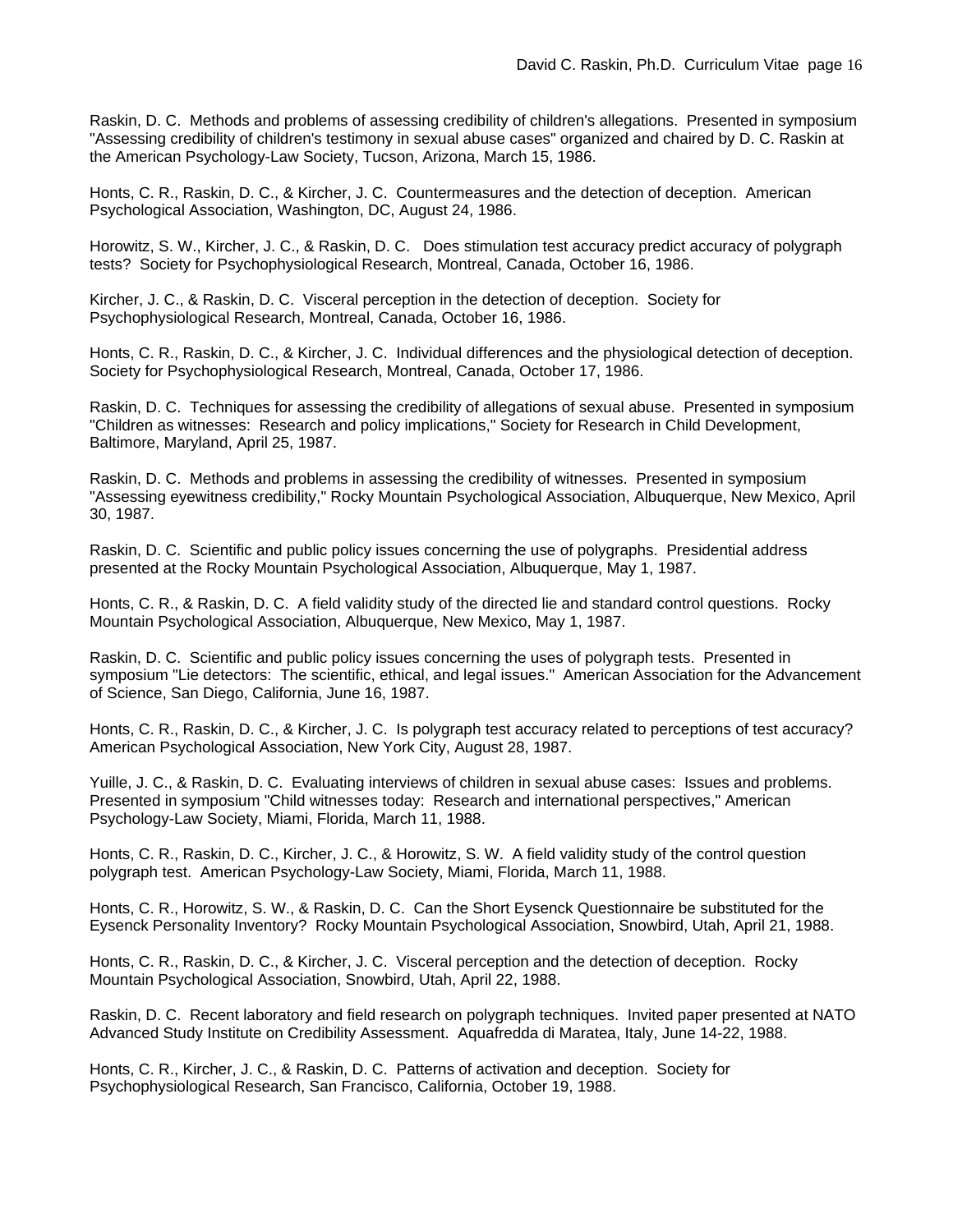Raskin, D. C. Methods and problems of assessing credibility of children's allegations. Presented in symposium "Assessing credibility of children's testimony in sexual abuse cases" organized and chaired by D. C. Raskin at the American Psychology-Law Society, Tucson, Arizona, March 15, 1986.

Honts, C. R., Raskin, D. C., & Kircher, J. C. Countermeasures and the detection of deception. American Psychological Association, Washington, DC, August 24, 1986.

Horowitz, S. W., Kircher, J. C., & Raskin, D. C. Does stimulation test accuracy predict accuracy of polygraph tests? Society for Psychophysiological Research, Montreal, Canada, October 16, 1986.

Kircher, J. C., & Raskin, D. C. Visceral perception in the detection of deception. Society for Psychophysiological Research, Montreal, Canada, October 16, 1986.

Honts, C. R., Raskin, D. C., & Kircher, J. C. Individual differences and the physiological detection of deception. Society for Psychophysiological Research, Montreal, Canada, October 17, 1986.

Raskin, D. C. Techniques for assessing the credibility of allegations of sexual abuse. Presented in symposium "Children as witnesses: Research and policy implications," Society for Research in Child Development, Baltimore, Maryland, April 25, 1987.

Raskin, D. C. Methods and problems in assessing the credibility of witnesses. Presented in symposium "Assessing eyewitness credibility," Rocky Mountain Psychological Association, Albuquerque, New Mexico, April 30, 1987.

Raskin, D. C. Scientific and public policy issues concerning the use of polygraphs. Presidential address presented at the Rocky Mountain Psychological Association, Albuquerque, May 1, 1987.

Honts, C. R., & Raskin, D. C. A field validity study of the directed lie and standard control questions. Rocky Mountain Psychological Association, Albuquerque, New Mexico, May 1, 1987.

Raskin, D. C. Scientific and public policy issues concerning the uses of polygraph tests. Presented in symposium "Lie detectors: The scientific, ethical, and legal issues." American Association for the Advancement of Science, San Diego, California, June 16, 1987.

Honts, C. R., Raskin, D. C., & Kircher, J. C. Is polygraph test accuracy related to perceptions of test accuracy? American Psychological Association, New York City, August 28, 1987.

Yuille, J. C., & Raskin, D. C. Evaluating interviews of children in sexual abuse cases: Issues and problems. Presented in symposium "Child witnesses today: Research and international perspectives," American Psychology-Law Society, Miami, Florida, March 11, 1988.

Honts, C. R., Raskin, D. C., Kircher, J. C., & Horowitz, S. W. A field validity study of the control question polygraph test. American Psychology-Law Society, Miami, Florida, March 11, 1988.

Honts, C. R., Horowitz, S. W., & Raskin, D. C. Can the Short Eysenck Questionnaire be substituted for the Eysenck Personality Inventory? Rocky Mountain Psychological Association, Snowbird, Utah, April 21, 1988.

Honts, C. R., Raskin, D. C., & Kircher, J. C. Visceral perception and the detection of deception. Rocky Mountain Psychological Association, Snowbird, Utah, April 22, 1988.

Raskin, D. C. Recent laboratory and field research on polygraph techniques. Invited paper presented at NATO Advanced Study Institute on Credibility Assessment. Aquafredda di Maratea, Italy, June 14-22, 1988.

Honts, C. R., Kircher, J. C., & Raskin, D. C. Patterns of activation and deception. Society for Psychophysiological Research, San Francisco, California, October 19, 1988.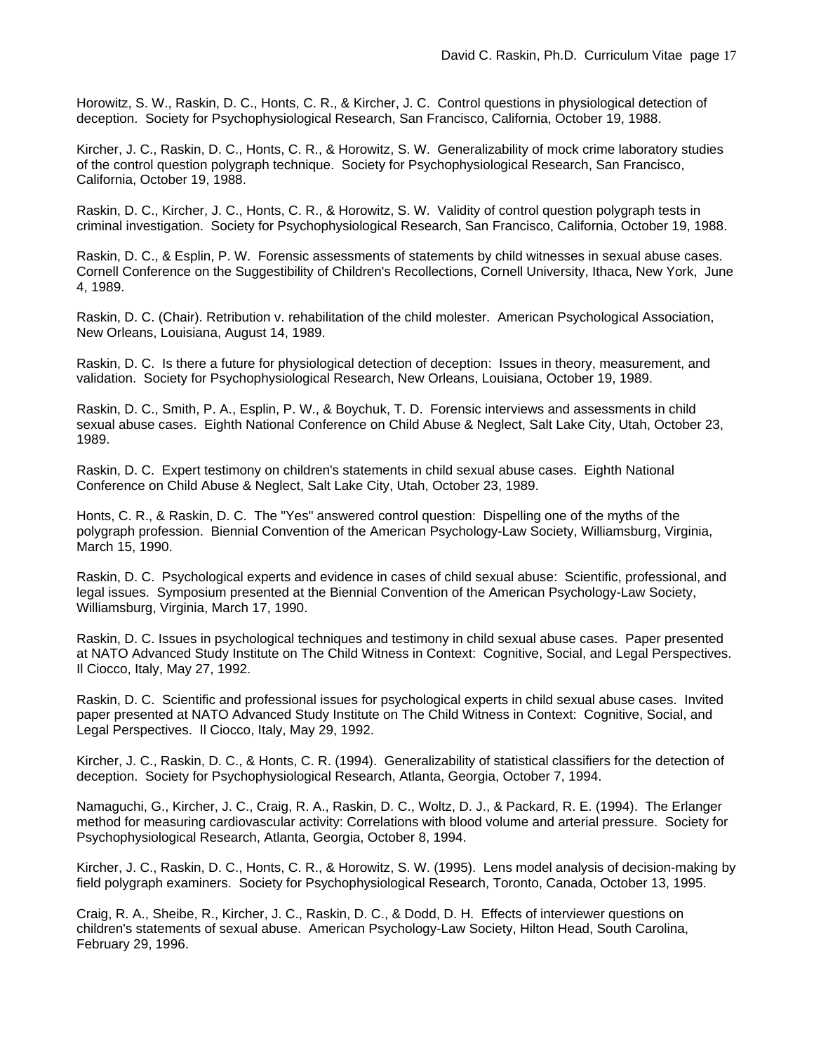Horowitz, S. W., Raskin, D. C., Honts, C. R., & Kircher, J. C. Control questions in physiological detection of deception. Society for Psychophysiological Research, San Francisco, California, October 19, 1988.

Kircher, J. C., Raskin, D. C., Honts, C. R., & Horowitz, S. W. Generalizability of mock crime laboratory studies of the control question polygraph technique. Society for Psychophysiological Research, San Francisco, California, October 19, 1988.

Raskin, D. C., Kircher, J. C., Honts, C. R., & Horowitz, S. W. Validity of control question polygraph tests in criminal investigation. Society for Psychophysiological Research, San Francisco, California, October 19, 1988.

Raskin, D. C., & Esplin, P. W. Forensic assessments of statements by child witnesses in sexual abuse cases. Cornell Conference on the Suggestibility of Children's Recollections, Cornell University, Ithaca, New York, June 4, 1989.

Raskin, D. C. (Chair). Retribution v. rehabilitation of the child molester. American Psychological Association, New Orleans, Louisiana, August 14, 1989.

Raskin, D. C. Is there a future for physiological detection of deception: Issues in theory, measurement, and validation. Society for Psychophysiological Research, New Orleans, Louisiana, October 19, 1989.

Raskin, D. C., Smith, P. A., Esplin, P. W., & Boychuk, T. D. Forensic interviews and assessments in child sexual abuse cases. Eighth National Conference on Child Abuse & Neglect, Salt Lake City, Utah, October 23, 1989.

Raskin, D. C. Expert testimony on children's statements in child sexual abuse cases. Eighth National Conference on Child Abuse & Neglect, Salt Lake City, Utah, October 23, 1989.

Honts, C. R., & Raskin, D. C. The "Yes" answered control question: Dispelling one of the myths of the polygraph profession. Biennial Convention of the American Psychology-Law Society, Williamsburg, Virginia, March 15, 1990.

Raskin, D. C. Psychological experts and evidence in cases of child sexual abuse: Scientific, professional, and legal issues. Symposium presented at the Biennial Convention of the American Psychology-Law Society, Williamsburg, Virginia, March 17, 1990.

Raskin, D. C. Issues in psychological techniques and testimony in child sexual abuse cases. Paper presented at NATO Advanced Study Institute on The Child Witness in Context: Cognitive, Social, and Legal Perspectives. Il Ciocco, Italy, May 27, 1992.

Raskin, D. C. Scientific and professional issues for psychological experts in child sexual abuse cases. Invited paper presented at NATO Advanced Study Institute on The Child Witness in Context: Cognitive, Social, and Legal Perspectives. Il Ciocco, Italy, May 29, 1992.

Kircher, J. C., Raskin, D. C., & Honts, C. R. (1994). Generalizability of statistical classifiers for the detection of deception. Society for Psychophysiological Research, Atlanta, Georgia, October 7, 1994.

Namaguchi, G., Kircher, J. C., Craig, R. A., Raskin, D. C., Woltz, D. J., & Packard, R. E. (1994). The Erlanger method for measuring cardiovascular activity: Correlations with blood volume and arterial pressure. Society for Psychophysiological Research, Atlanta, Georgia, October 8, 1994.

Kircher, J. C., Raskin, D. C., Honts, C. R., & Horowitz, S. W. (1995). Lens model analysis of decision-making by field polygraph examiners. Society for Psychophysiological Research, Toronto, Canada, October 13, 1995.

Craig, R. A., Sheibe, R., Kircher, J. C., Raskin, D. C., & Dodd, D. H. Effects of interviewer questions on children's statements of sexual abuse. American Psychology-Law Society, Hilton Head, South Carolina, February 29, 1996.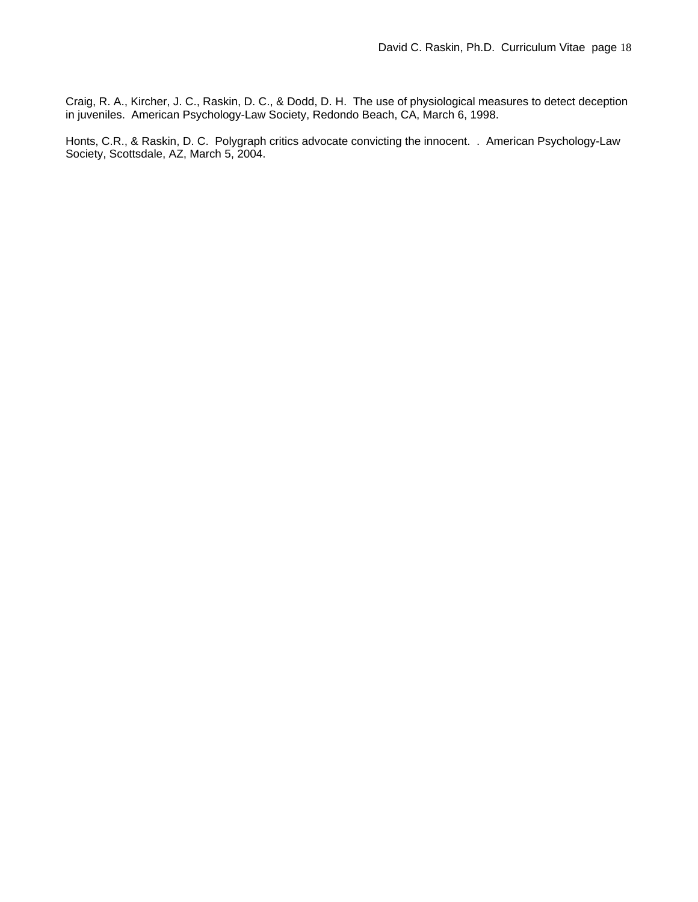Craig, R. A., Kircher, J. C., Raskin, D. C., & Dodd, D. H. The use of physiological measures to detect deception in juveniles. American Psychology-Law Society, Redondo Beach, CA, March 6, 1998.

Honts, C.R., & Raskin, D. C. Polygraph critics advocate convicting the innocent. . American Psychology-Law Society, Scottsdale, AZ, March 5, 2004.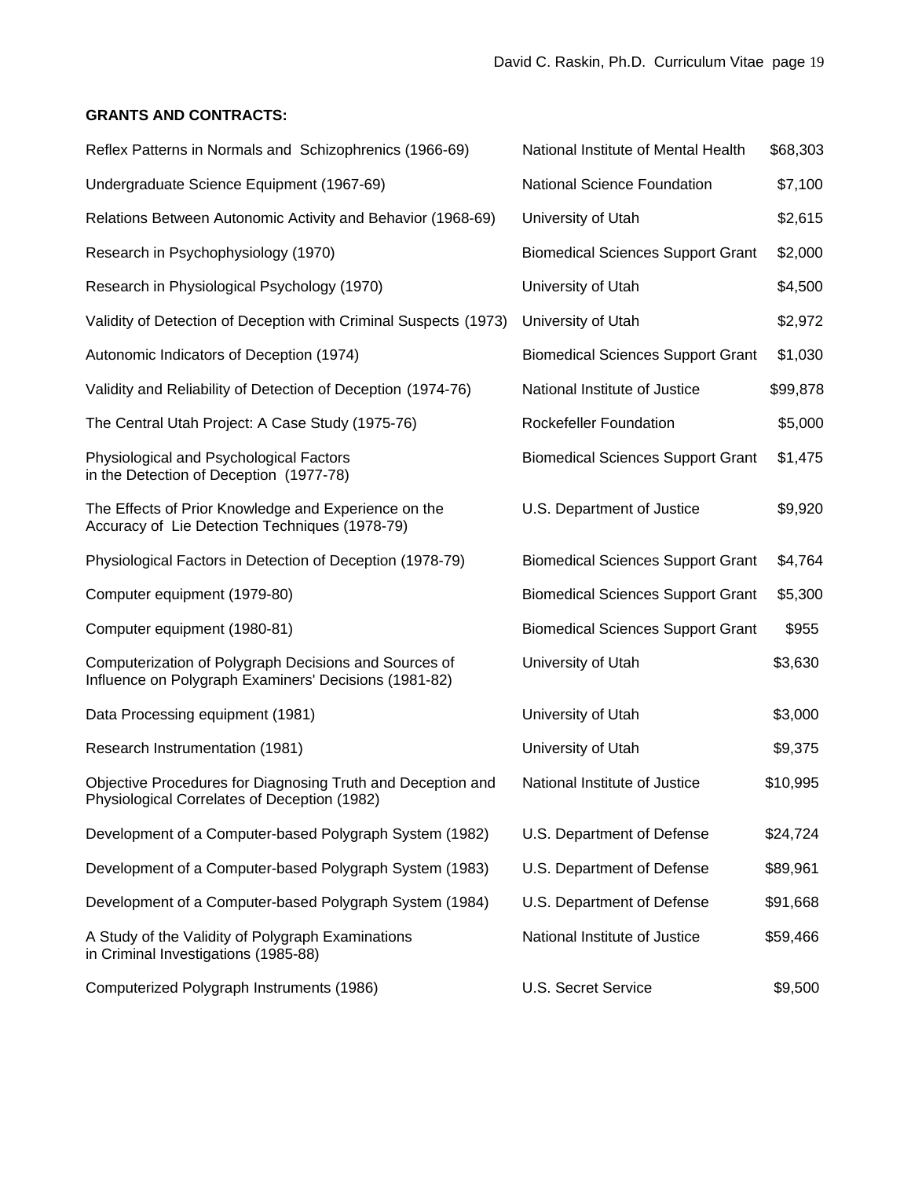**GRANTS AND CONTRACTS:**

| | | |
|---|---|---|
| Reflex Patterns in Normals and Schizophrenics (1966-69) | National Institute of Mental Health | $68,303 |
| Undergraduate Science Equipment (1967-69) | National Science Foundation | $7,100 |
| Relations Between Autonomic Activity and Behavior (1968-69) | University of Utah | $2,615 |
| Research in Psychophysiology (1970) | Biomedical Sciences Support Grant | $2,000 |
| Research in Physiological Psychology (1970) | University of Utah | $4,500 |
| Validity of Detection of Deception with Criminal Suspects (1973) | University of Utah | $2,972 |
| Autonomic Indicators of Deception (1974) | Biomedical Sciences Support Grant | $1,030 |
| Validity and Reliability of Detection of Deception (1974-76) | National Institute of Justice | $99,878 |
| The Central Utah Project: A Case Study (1975-76) | Rockefeller Foundation | $5,000 |
| Physiological and Psychological Factors in the Detection of Deception (1977-78) | Biomedical Sciences Support Grant | $1,475 |
| The Effects of Prior Knowledge and Experience on the Accuracy of Lie Detection Techniques (1978-79) | U.S. Department of Justice | $9,920 |
| Physiological Factors in Detection of Deception (1978-79) | Biomedical Sciences Support Grant | $4,764 |
| Computer equipment (1979-80) | Biomedical Sciences Support Grant | $5,300 |
| Computer equipment (1980-81) | Biomedical Sciences Support Grant | $955 |
| Computerization of Polygraph Decisions and Sources of Influence on Polygraph Examiners' Decisions (1981-82) | University of Utah | $3,630 |
| Data Processing equipment (1981) | University of Utah | $3,000 |
| Research Instrumentation (1981) | University of Utah | $9,375 |
| Objective Procedures for Diagnosing Truth and Deception and Physiological Correlates of Deception (1982) | National Institute of Justice | $10,995 |
| Development of a Computer-based Polygraph System (1982) | U.S. Department of Defense | $24,724 |
| Development of a Computer-based Polygraph System (1983) | U.S. Department of Defense | $89,961 |
| Development of a Computer-based Polygraph System (1984) | U.S. Department of Defense | $91,668 |
| A Study of the Validity of Polygraph Examinations in Criminal Investigations (1985-88) | National Institute of Justice | $59,466 |
| Computerized Polygraph Instruments (1986) | U.S. Secret Service | $9,500 |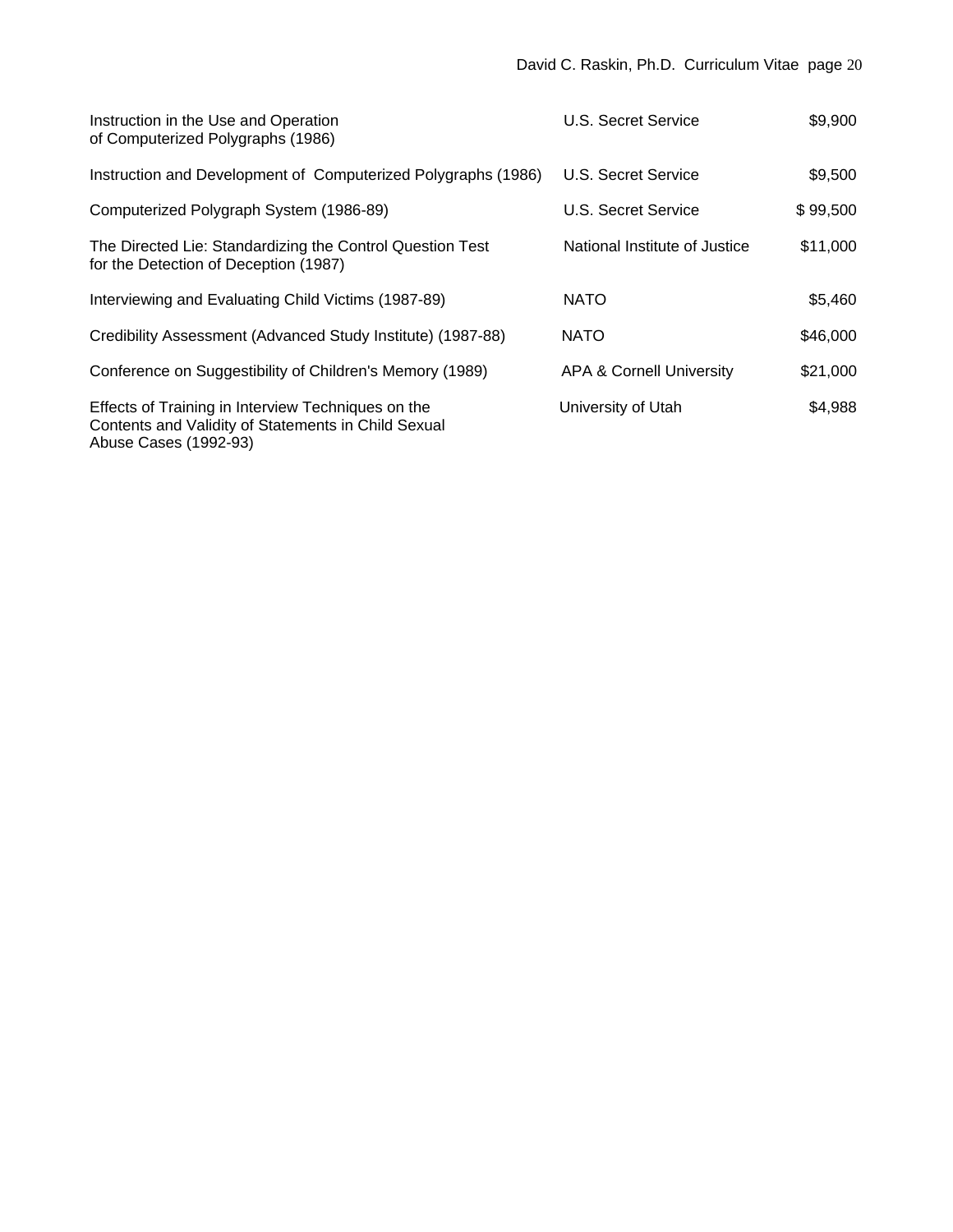| | | |
|---|---|---|
| Instruction in the Use and Operation of Computerized Polygraphs (1986) | U.S. Secret Service | $9,900 |
| Instruction and Development of Computerized Polygraphs (1986) | U.S. Secret Service | $9,500 |
| Computerized Polygraph System (1986-89) | U.S. Secret Service | $ 99,500 |
| The Directed Lie: Standardizing the Control Question Test for the Detection of Deception (1987) | National Institute of Justice | $11,000 |
| Interviewing and Evaluating Child Victims (1987-89) | NATO | $5,460 |
| Credibility Assessment (Advanced Study Institute) (1987-88) | NATO | $46,000 |
| Conference on Suggestibility of Children's Memory (1989) | APA & Cornell University | $21,000 |
| Effects of Training in Interview Techniques on the Contents and Validity of Statements in Child Sexual Abuse Cases (1992-93) | University of Utah | $4,988 |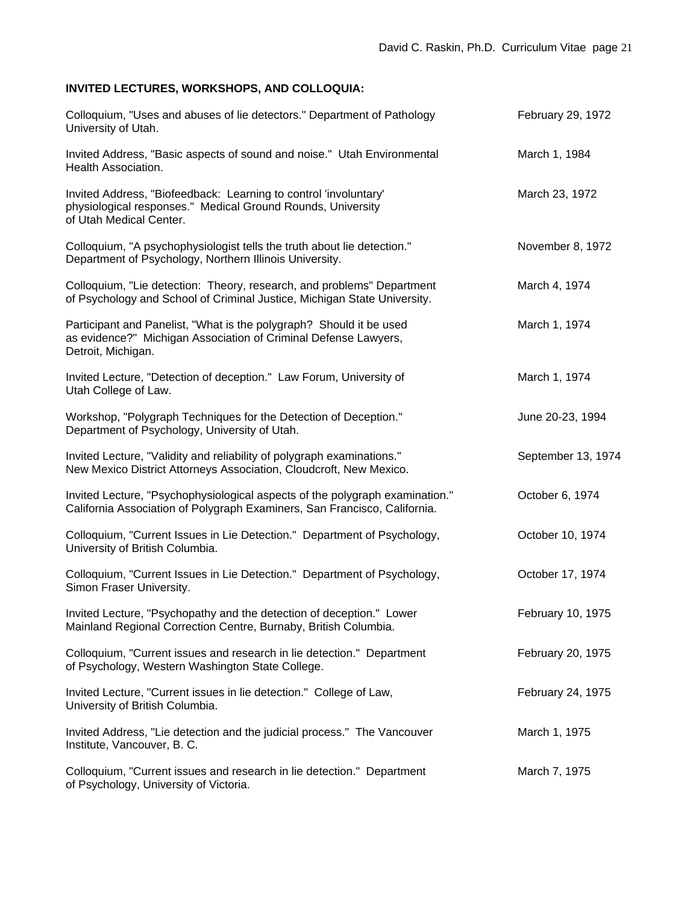## INVITED LECTURES, WORKSHOPS, AND COLLOQUIA:

| | |
|---|---|
| Colloquium, "Uses and abuses of lie detectors." Department of Pathology University of Utah. | February 29, 1972 |
| Invited Address, "Basic aspects of sound and noise." Utah Environmental Health Association. | March 1, 1984 |
| Invited Address, "Biofeedback: Learning to control 'involuntary' physiological responses." Medical Ground Rounds, University of Utah Medical Center. | March 23, 1972 |
| Colloquium, "A psychophysiologist tells the truth about lie detection." Department of Psychology, Northern Illinois University. | November 8, 1972 |
| Colloquium, "Lie detection: Theory, research, and problems" Department of Psychology and School of Criminal Justice, Michigan State University. | March 4, 1974 |
| Participant and Panelist, "What is the polygraph? Should it be used as evidence?" Michigan Association of Criminal Defense Lawyers, Detroit, Michigan. | March 1, 1974 |
| Invited Lecture, "Detection of deception." Law Forum, University of Utah College of Law. | March 1, 1974 |
| Workshop, "Polygraph Techniques for the Detection of Deception." Department of Psychology, University of Utah. | June 20-23, 1994 |
| Invited Lecture, "Validity and reliability of polygraph examinations." New Mexico District Attorneys Association, Cloudcroft, New Mexico. | September 13, 1974 |
| Invited Lecture, "Psychophysiological aspects of the polygraph examination." California Association of Polygraph Examiners, San Francisco, California. | October 6, 1974 |
| Colloquium, "Current Issues in Lie Detection." Department of Psychology, University of British Columbia. | October 10, 1974 |
| Colloquium, "Current Issues in Lie Detection." Department of Psychology, Simon Fraser University. | October 17, 1974 |
| Invited Lecture, "Psychopathy and the detection of deception." Lower Mainland Regional Correction Centre, Burnaby, British Columbia. | February 10, 1975 |
| Colloquium, "Current issues and research in lie detection." Department of Psychology, Western Washington State College. | February 20, 1975 |
| Invited Lecture, "Current issues in lie detection." College of Law, University of British Columbia. | February 24, 1975 |
| Invited Address, "Lie detection and the judicial process." The Vancouver Institute, Vancouver, B. C. | March 1, 1975 |
| Colloquium, "Current issues and research in lie detection." Department of Psychology, University of Victoria. | March 7, 1975 |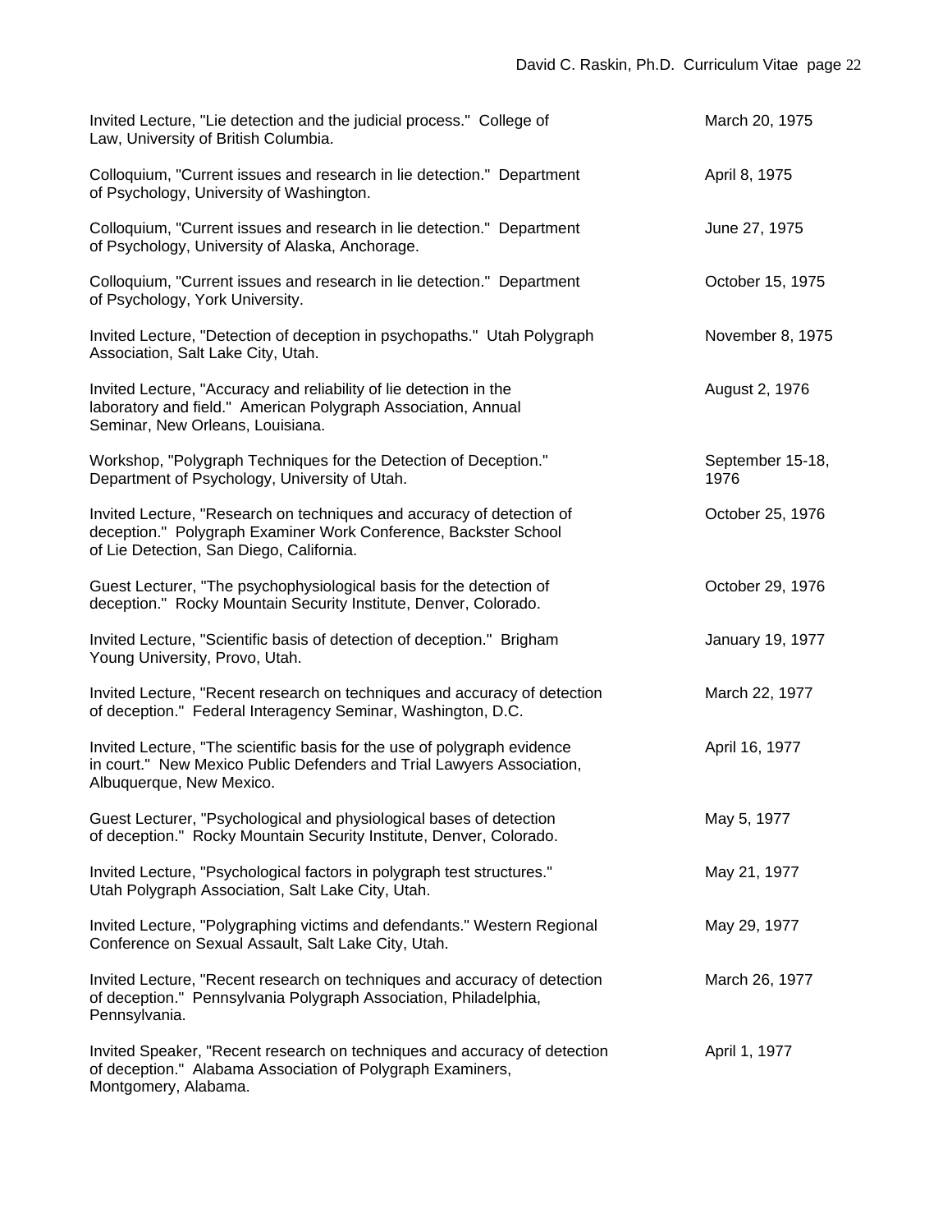| | |
|---|---|
| Invited Lecture, "Lie detection and the judicial process." College of Law, University of British Columbia. | March 20, 1975 |
| Colloquium, "Current issues and research in lie detection." Department of Psychology, University of Washington. | April 8, 1975 |
| Colloquium, "Current issues and research in lie detection." Department of Psychology, University of Alaska, Anchorage. | June 27, 1975 |
| Colloquium, "Current issues and research in lie detection." Department of Psychology, York University. | October 15, 1975 |
| Invited Lecture, "Detection of deception in psychopaths." Utah Polygraph Association, Salt Lake City, Utah. | November 8, 1975 |
| Invited Lecture, "Accuracy and reliability of lie detection in the laboratory and field." American Polygraph Association, Annual Seminar, New Orleans, Louisiana. | August 2, 1976 |
| Workshop, "Polygraph Techniques for the Detection of Deception." Department of Psychology, University of Utah. | September 15-18, 1976 |
| Invited Lecture, "Research on techniques and accuracy of detection of deception." Polygraph Examiner Work Conference, Backster School of Lie Detection, San Diego, California. | October 25, 1976 |
| Guest Lecturer, "The psychophysiological basis for the detection of deception." Rocky Mountain Security Institute, Denver, Colorado. | October 29, 1976 |
| Invited Lecture, "Scientific basis of detection of deception." Brigham Young University, Provo, Utah. | January 19, 1977 |
| Invited Lecture, "Recent research on techniques and accuracy of detection of deception." Federal Interagency Seminar, Washington, D.C. | March 22, 1977 |
| Invited Lecture, "The scientific basis for the use of polygraph evidence in court." New Mexico Public Defenders and Trial Lawyers Association, Albuquerque, New Mexico. | April 16, 1977 |
| Guest Lecturer, "Psychological and physiological bases of detection of deception." Rocky Mountain Security Institute, Denver, Colorado. | May 5, 1977 |
| Invited Lecture, "Psychological factors in polygraph test structures." Utah Polygraph Association, Salt Lake City, Utah. | May 21, 1977 |
| Invited Lecture, "Polygraphing victims and defendants." Western Regional Conference on Sexual Assault, Salt Lake City, Utah. | May 29, 1977 |
| Invited Lecture, "Recent research on techniques and accuracy of detection of deception." Pennsylvania Polygraph Association, Philadelphia, Pennsylvania. | March 26, 1977 |
| Invited Speaker, "Recent research on techniques and accuracy of detection of deception." Alabama Association of Polygraph Examiners, Montgomery, Alabama. | April 1, 1977 |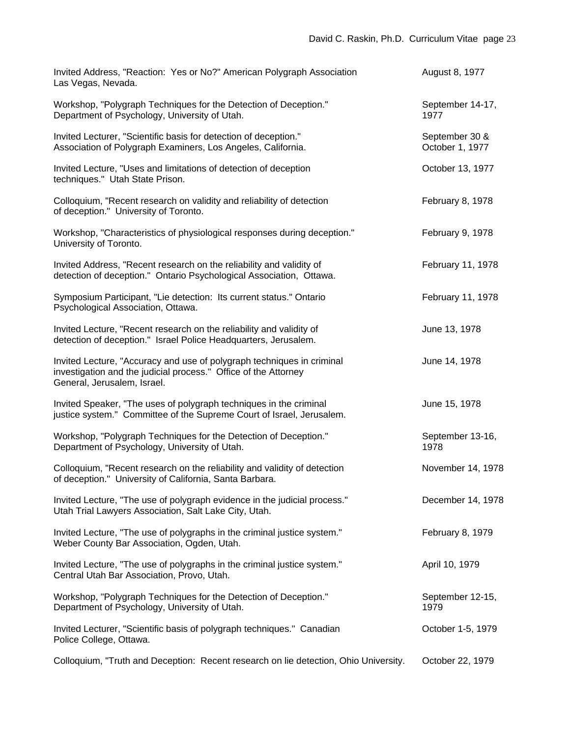| | |
|---|---|
| Invited Address, "Reaction: Yes or No?" American Polygraph Association Las Vegas, Nevada. | August 8, 1977 |
| Workshop, "Polygraph Techniques for the Detection of Deception." Department of Psychology, University of Utah. | September 14-17, 1977 |
| Invited Lecturer, "Scientific basis for detection of deception." Association of Polygraph Examiners, Los Angeles, California. | September 30 & October 1, 1977 |
| Invited Lecture, "Uses and limitations of detection of deception techniques." Utah State Prison. | October 13, 1977 |
| Colloquium, "Recent research on validity and reliability of detection of deception." University of Toronto. | February 8, 1978 |
| Workshop, "Characteristics of physiological responses during deception." University of Toronto. | February 9, 1978 |
| Invited Address, "Recent research on the reliability and validity of detection of deception." Ontario Psychological Association, Ottawa. | February 11, 1978 |
| Symposium Participant, "Lie detection: Its current status." Ontario Psychological Association, Ottawa. | February 11, 1978 |
| Invited Lecture, "Recent research on the reliability and validity of detection of deception." Israel Police Headquarters, Jerusalem. | June 13, 1978 |
| Invited Lecture, "Accuracy and use of polygraph techniques in criminal investigation and the judicial process." Office of the Attorney General, Jerusalem, Israel. | June 14, 1978 |
| Invited Speaker, "The uses of polygraph techniques in the criminal justice system." Committee of the Supreme Court of Israel, Jerusalem. | June 15, 1978 |
| Workshop, "Polygraph Techniques for the Detection of Deception." Department of Psychology, University of Utah. | September 13-16, 1978 |
| Colloquium, "Recent research on the reliability and validity of detection of deception." University of California, Santa Barbara. | November 14, 1978 |
| Invited Lecture, "The use of polygraph evidence in the judicial process." Utah Trial Lawyers Association, Salt Lake City, Utah. | December 14, 1978 |
| Invited Lecture, "The use of polygraphs in the criminal justice system." Weber County Bar Association, Ogden, Utah. | February 8, 1979 |
| Invited Lecture, "The use of polygraphs in the criminal justice system." Central Utah Bar Association, Provo, Utah. | April 10, 1979 |
| Workshop, "Polygraph Techniques for the Detection of Deception." Department of Psychology, University of Utah. | September 12-15, 1979 |
| Invited Lecturer, "Scientific basis of polygraph techniques." Canadian Police College, Ottawa. | October 1-5, 1979 |
| Colloquium, "Truth and Deception: Recent research on lie detection, Ohio University. | October 22, 1979 |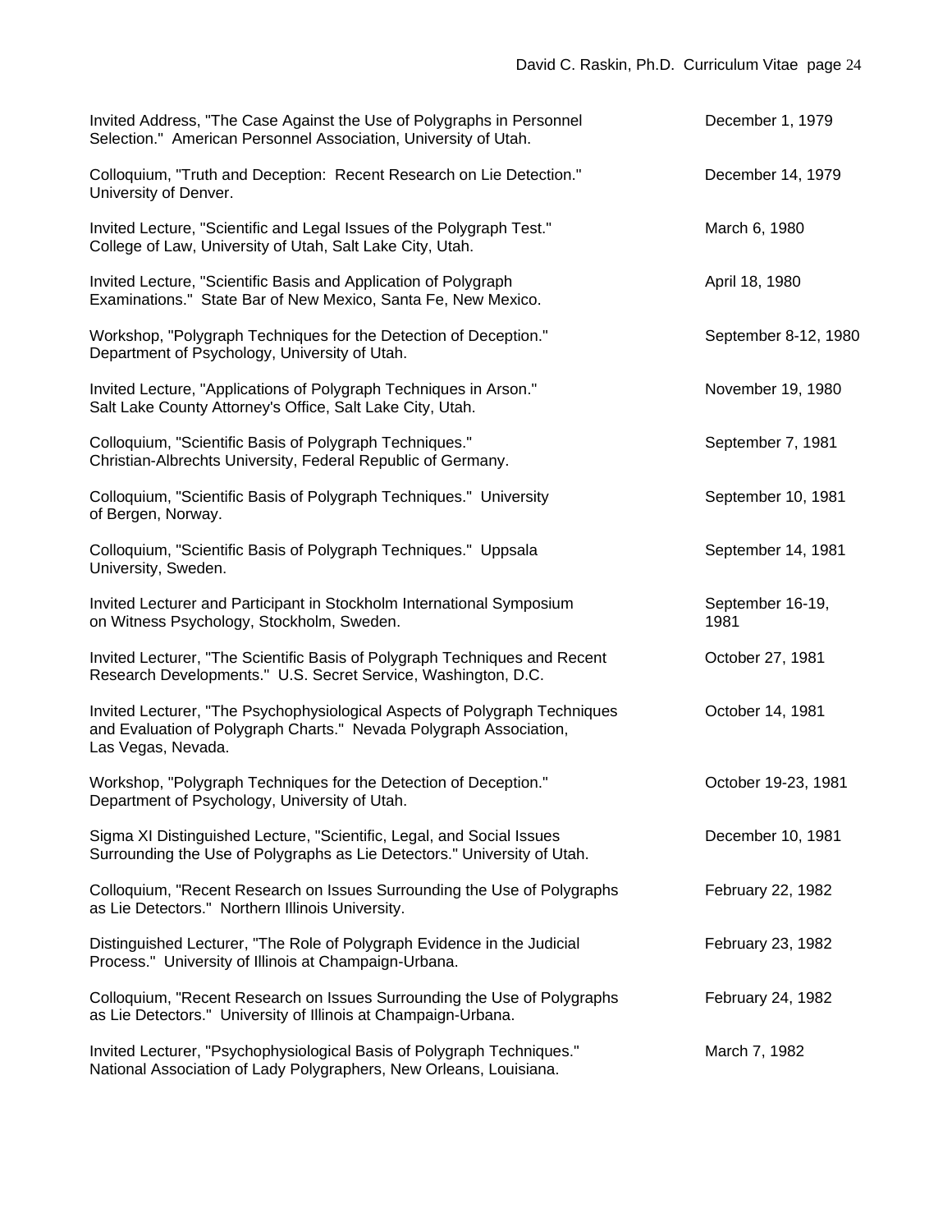| | |
|---|---|
| Invited Address, "The Case Against the Use of Polygraphs in Personnel Selection." American Personnel Association, University of Utah. | December 1, 1979 |
| Colloquium, "Truth and Deception: Recent Research on Lie Detection." University of Denver. | December 14, 1979 |
| Invited Lecture, "Scientific and Legal Issues of the Polygraph Test." College of Law, University of Utah, Salt Lake City, Utah. | March 6, 1980 |
| Invited Lecture, "Scientific Basis and Application of Polygraph Examinations." State Bar of New Mexico, Santa Fe, New Mexico. | April 18, 1980 |
| Workshop, "Polygraph Techniques for the Detection of Deception." Department of Psychology, University of Utah. | September 8-12, 1980 |
| Invited Lecture, "Applications of Polygraph Techniques in Arson." Salt Lake County Attorney's Office, Salt Lake City, Utah. | November 19, 1980 |
| Colloquium, "Scientific Basis of Polygraph Techniques." Christian-Albrechts University, Federal Republic of Germany. | September 7, 1981 |
| Colloquium, "Scientific Basis of Polygraph Techniques." University of Bergen, Norway. | September 10, 1981 |
| Colloquium, "Scientific Basis of Polygraph Techniques." Uppsala University, Sweden. | September 14, 1981 |
| Invited Lecturer and Participant in Stockholm International Symposium on Witness Psychology, Stockholm, Sweden. | September 16-19, 1981 |
| Invited Lecturer, "The Scientific Basis of Polygraph Techniques and Recent Research Developments." U.S. Secret Service, Washington, D.C. | October 27, 1981 |
| Invited Lecturer, "The Psychophysiological Aspects of Polygraph Techniques and Evaluation of Polygraph Charts." Nevada Polygraph Association, Las Vegas, Nevada. | October 14, 1981 |
| Workshop, "Polygraph Techniques for the Detection of Deception." Department of Psychology, University of Utah. | October 19-23, 1981 |
| Sigma XI Distinguished Lecture, "Scientific, Legal, and Social Issues Surrounding the Use of Polygraphs as Lie Detectors." University of Utah. | December 10, 1981 |
| Colloquium, "Recent Research on Issues Surrounding the Use of Polygraphs as Lie Detectors." Northern Illinois University. | February 22, 1982 |
| Distinguished Lecturer, "The Role of Polygraph Evidence in the Judicial Process." University of Illinois at Champaign-Urbana. | February 23, 1982 |
| Colloquium, "Recent Research on Issues Surrounding the Use of Polygraphs as Lie Detectors." University of Illinois at Champaign-Urbana. | February 24, 1982 |
| Invited Lecturer, "Psychophysiological Basis of Polygraph Techniques." National Association of Lady Polygraphers, New Orleans, Louisiana. | March 7, 1982 |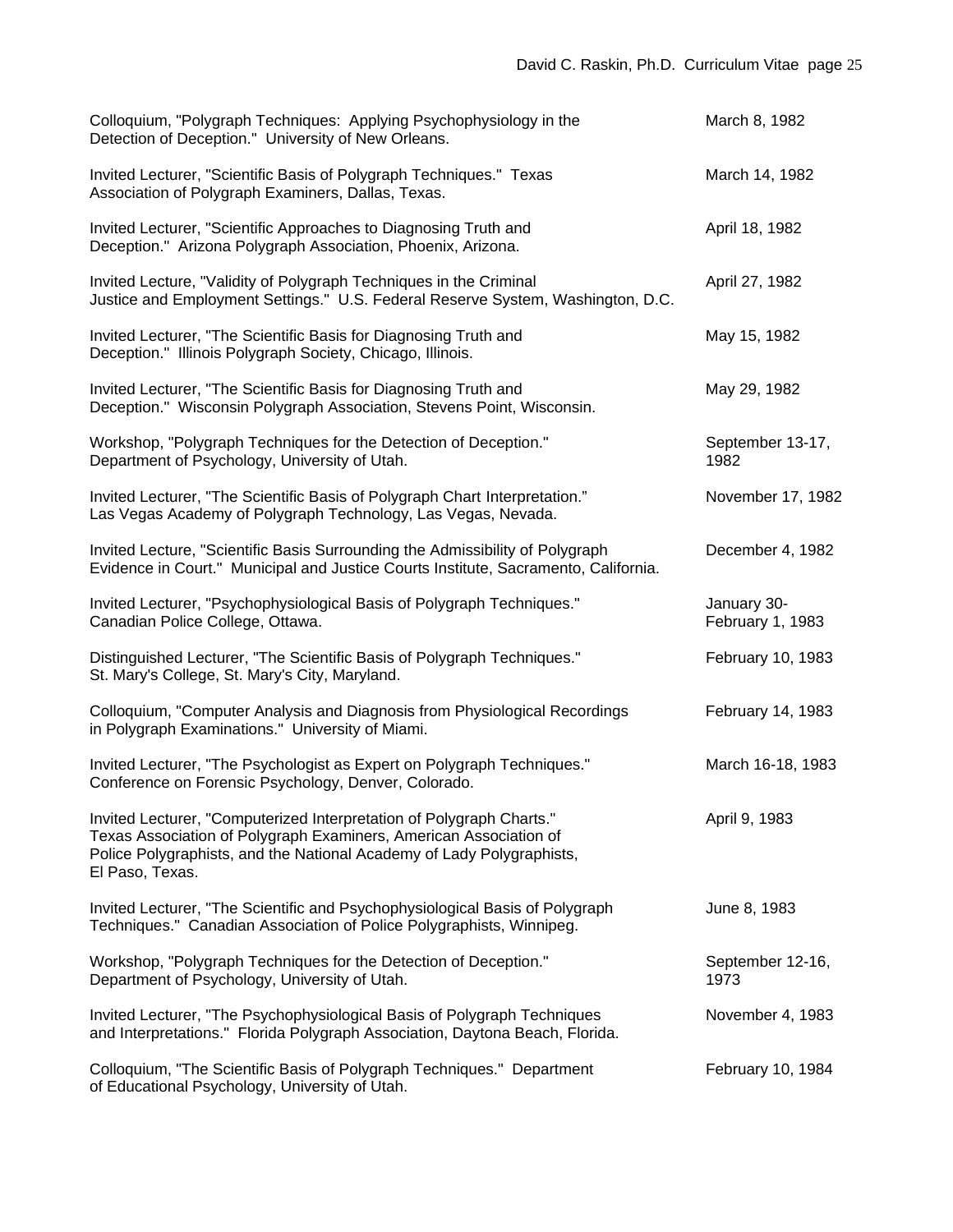| | |
|---|---|
| Colloquium, "Polygraph Techniques: Applying Psychophysiology in the Detection of Deception." University of New Orleans. | March 8, 1982 |
| Invited Lecturer, "Scientific Basis of Polygraph Techniques." Texas Association of Polygraph Examiners, Dallas, Texas. | March 14, 1982 |
| Invited Lecturer, "Scientific Approaches to Diagnosing Truth and Deception." Arizona Polygraph Association, Phoenix, Arizona. | April 18, 1982 |
| Invited Lecture, "Validity of Polygraph Techniques in the Criminal Justice and Employment Settings." U.S. Federal Reserve System, Washington, D.C. | April 27, 1982 |
| Invited Lecturer, "The Scientific Basis for Diagnosing Truth and Deception." Illinois Polygraph Society, Chicago, Illinois. | May 15, 1982 |
| Invited Lecturer, "The Scientific Basis for Diagnosing Truth and Deception." Wisconsin Polygraph Association, Stevens Point, Wisconsin. | May 29, 1982 |
| Workshop, "Polygraph Techniques for the Detection of Deception." Department of Psychology, University of Utah. | September 13-17, 1982 |
| Invited Lecturer, "The Scientific Basis of Polygraph Chart Interpretation." Las Vegas Academy of Polygraph Technology, Las Vegas, Nevada. | November 17, 1982 |
| Invited Lecture, "Scientific Basis Surrounding the Admissibility of Polygraph Evidence in Court." Municipal and Justice Courts Institute, Sacramento, California. | December 4, 1982 |
| Invited Lecturer, "Psychophysiological Basis of Polygraph Techniques." Canadian Police College, Ottawa. | January 30-February 1, 1983 |
| Distinguished Lecturer, "The Scientific Basis of Polygraph Techniques." St. Mary's College, St. Mary's City, Maryland. | February 10, 1983 |
| Colloquium, "Computer Analysis and Diagnosis from Physiological Recordings in Polygraph Examinations." University of Miami. | February 14, 1983 |
| Invited Lecturer, "The Psychologist as Expert on Polygraph Techniques." Conference on Forensic Psychology, Denver, Colorado. | March 16-18, 1983 |
| Invited Lecturer, "Computerized Interpretation of Polygraph Charts." Texas Association of Polygraph Examiners, American Association of Police Polygraphists, and the National Academy of Lady Polygraphists, El Paso, Texas. | April 9, 1983 |
| Invited Lecturer, "The Scientific and Psychophysiological Basis of Polygraph Techniques." Canadian Association of Police Polygraphists, Winnipeg. | June 8, 1983 |
| Workshop, "Polygraph Techniques for the Detection of Deception." Department of Psychology, University of Utah. | September 12-16, 1973 |
| Invited Lecturer, "The Psychophysiological Basis of Polygraph Techniques and Interpretations." Florida Polygraph Association, Daytona Beach, Florida. | November 4, 1983 |
| Colloquium, "The Scientific Basis of Polygraph Techniques." Department of Educational Psychology, University of Utah. | February 10, 1984 |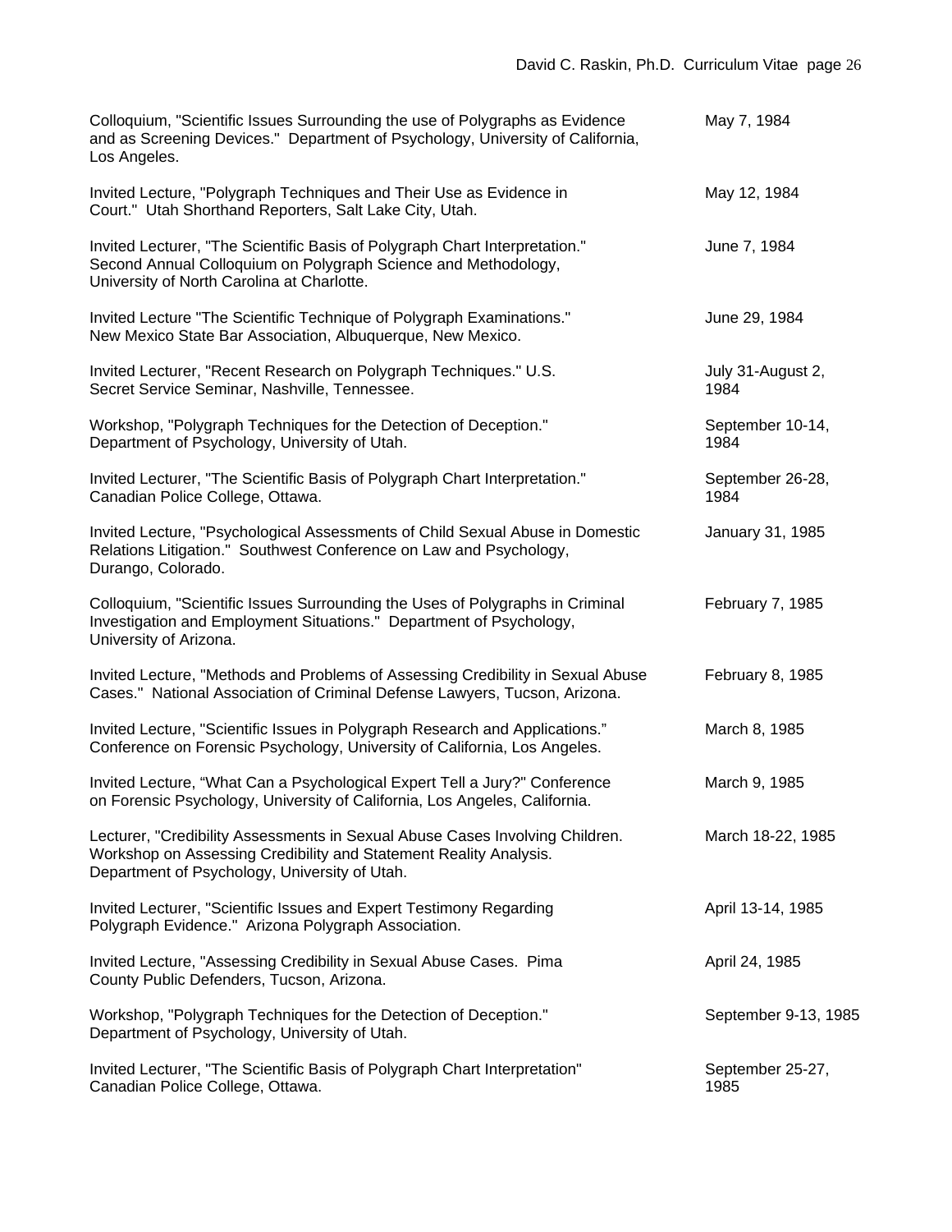Colloquium, "Scientific Issues Surrounding the use of Polygraphs as Evidence and as Screening Devices." Department of Psychology, University of California, Los Angeles. — May 7, 1984

Invited Lecture, "Polygraph Techniques and Their Use as Evidence in Court." Utah Shorthand Reporters, Salt Lake City, Utah. — May 12, 1984

Invited Lecturer, "The Scientific Basis of Polygraph Chart Interpretation." Second Annual Colloquium on Polygraph Science and Methodology, University of North Carolina at Charlotte. — June 7, 1984

Invited Lecture "The Scientific Technique of Polygraph Examinations." New Mexico State Bar Association, Albuquerque, New Mexico. — June 29, 1984

Invited Lecturer, "Recent Research on Polygraph Techniques." U.S. Secret Service Seminar, Nashville, Tennessee. — July 31-August 2, 1984

Workshop, "Polygraph Techniques for the Detection of Deception." Department of Psychology, University of Utah. — September 10-14, 1984

Invited Lecturer, "The Scientific Basis of Polygraph Chart Interpretation." Canadian Police College, Ottawa. — September 26-28, 1984

Invited Lecture, "Psychological Assessments of Child Sexual Abuse in Domestic Relations Litigation." Southwest Conference on Law and Psychology, Durango, Colorado. — January 31, 1985

Colloquium, "Scientific Issues Surrounding the Uses of Polygraphs in Criminal Investigation and Employment Situations." Department of Psychology, University of Arizona. — February 7, 1985

Invited Lecture, "Methods and Problems of Assessing Credibility in Sexual Abuse Cases." National Association of Criminal Defense Lawyers, Tucson, Arizona. — February 8, 1985

Invited Lecture, "Scientific Issues in Polygraph Research and Applications." Conference on Forensic Psychology, University of California, Los Angeles. — March 8, 1985

Invited Lecture, "What Can a Psychological Expert Tell a Jury?" Conference on Forensic Psychology, University of California, Los Angeles, California. — March 9, 1985

Lecturer, "Credibility Assessments in Sexual Abuse Cases Involving Children. Workshop on Assessing Credibility and Statement Reality Analysis. Department of Psychology, University of Utah. — March 18-22, 1985

Invited Lecturer, "Scientific Issues and Expert Testimony Regarding Polygraph Evidence." Arizona Polygraph Association. — April 13-14, 1985

Invited Lecture, "Assessing Credibility in Sexual Abuse Cases. Pima County Public Defenders, Tucson, Arizona. — April 24, 1985

Workshop, "Polygraph Techniques for the Detection of Deception." Department of Psychology, University of Utah. — September 9-13, 1985

Invited Lecturer, "The Scientific Basis of Polygraph Chart Interpretation" Canadian Police College, Ottawa. — September 25-27, 1985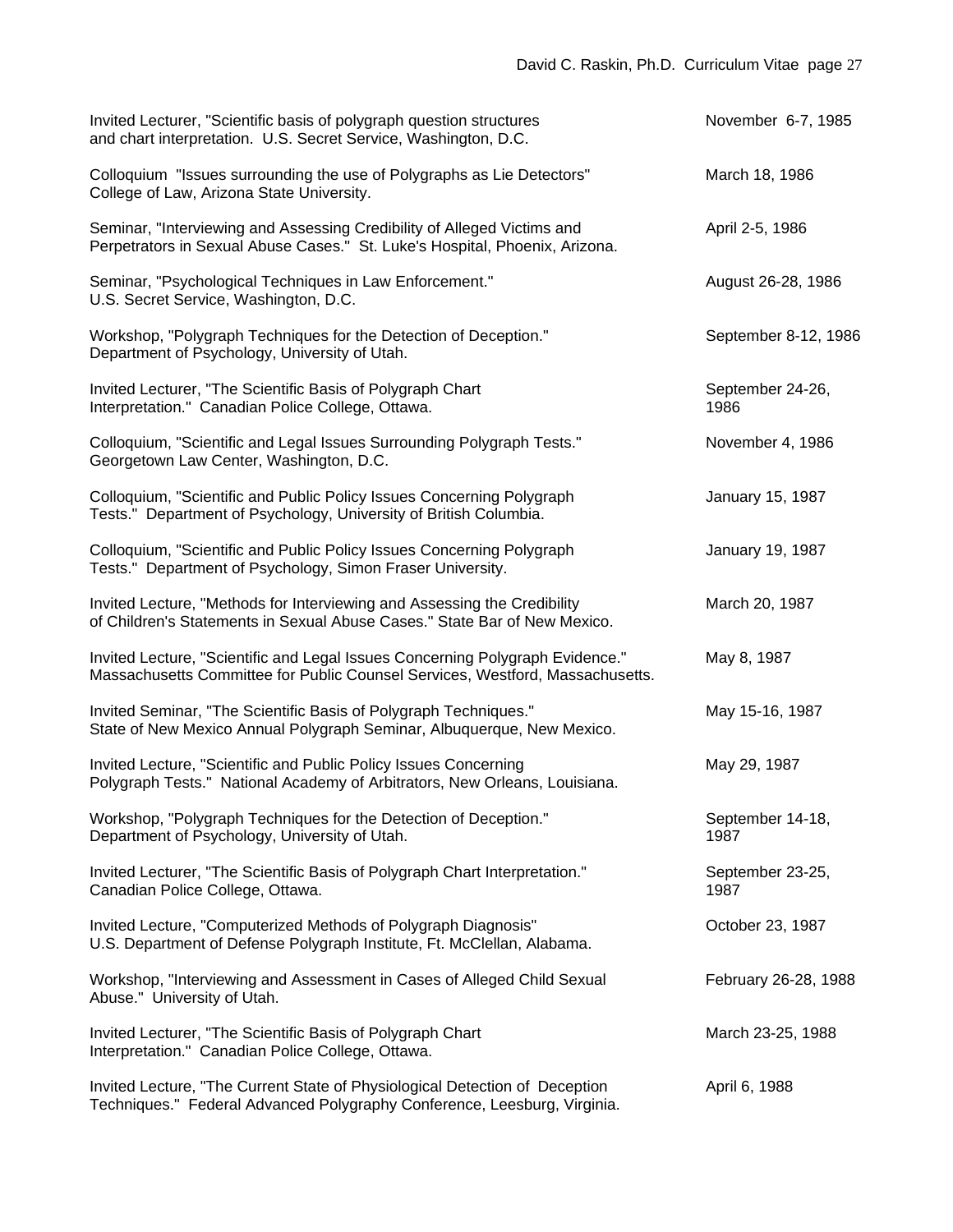Invited Lecturer, "Scientific basis of polygraph question structures and chart interpretation. U.S. Secret Service, Washington, D.C. — November 6-7, 1985

Colloquium "Issues surrounding the use of Polygraphs as Lie Detectors" College of Law, Arizona State University. — March 18, 1986

Seminar, "Interviewing and Assessing Credibility of Alleged Victims and Perpetrators in Sexual Abuse Cases." St. Luke's Hospital, Phoenix, Arizona. — April 2-5, 1986

Seminar, "Psychological Techniques in Law Enforcement." U.S. Secret Service, Washington, D.C. — August 26-28, 1986

Workshop, "Polygraph Techniques for the Detection of Deception." Department of Psychology, University of Utah. — September 8-12, 1986

Invited Lecturer, "The Scientific Basis of Polygraph Chart Interpretation." Canadian Police College, Ottawa. — September 24-26, 1986

Colloquium, "Scientific and Legal Issues Surrounding Polygraph Tests." Georgetown Law Center, Washington, D.C. — November 4, 1986

Colloquium, "Scientific and Public Policy Issues Concerning Polygraph Tests." Department of Psychology, University of British Columbia. — January 15, 1987

Colloquium, "Scientific and Public Policy Issues Concerning Polygraph Tests." Department of Psychology, Simon Fraser University. — January 19, 1987

Invited Lecture, "Methods for Interviewing and Assessing the Credibility of Children's Statements in Sexual Abuse Cases." State Bar of New Mexico. — March 20, 1987

Invited Lecture, "Scientific and Legal Issues Concerning Polygraph Evidence." Massachusetts Committee for Public Counsel Services, Westford, Massachusetts. — May 8, 1987

Invited Seminar, "The Scientific Basis of Polygraph Techniques." State of New Mexico Annual Polygraph Seminar, Albuquerque, New Mexico. — May 15-16, 1987

Invited Lecture, "Scientific and Public Policy Issues Concerning Polygraph Tests." National Academy of Arbitrators, New Orleans, Louisiana. — May 29, 1987

Workshop, "Polygraph Techniques for the Detection of Deception." Department of Psychology, University of Utah. — September 14-18, 1987

Invited Lecturer, "The Scientific Basis of Polygraph Chart Interpretation." Canadian Police College, Ottawa. — September 23-25, 1987

Invited Lecture, "Computerized Methods of Polygraph Diagnosis" U.S. Department of Defense Polygraph Institute, Ft. McClellan, Alabama. — October 23, 1987

Workshop, "Interviewing and Assessment in Cases of Alleged Child Sexual Abuse." University of Utah. — February 26-28, 1988

Invited Lecturer, "The Scientific Basis of Polygraph Chart Interpretation." Canadian Police College, Ottawa. — March 23-25, 1988

Invited Lecture, "The Current State of Physiological Detection of Deception Techniques." Federal Advanced Polygraphy Conference, Leesburg, Virginia. — April 6, 1988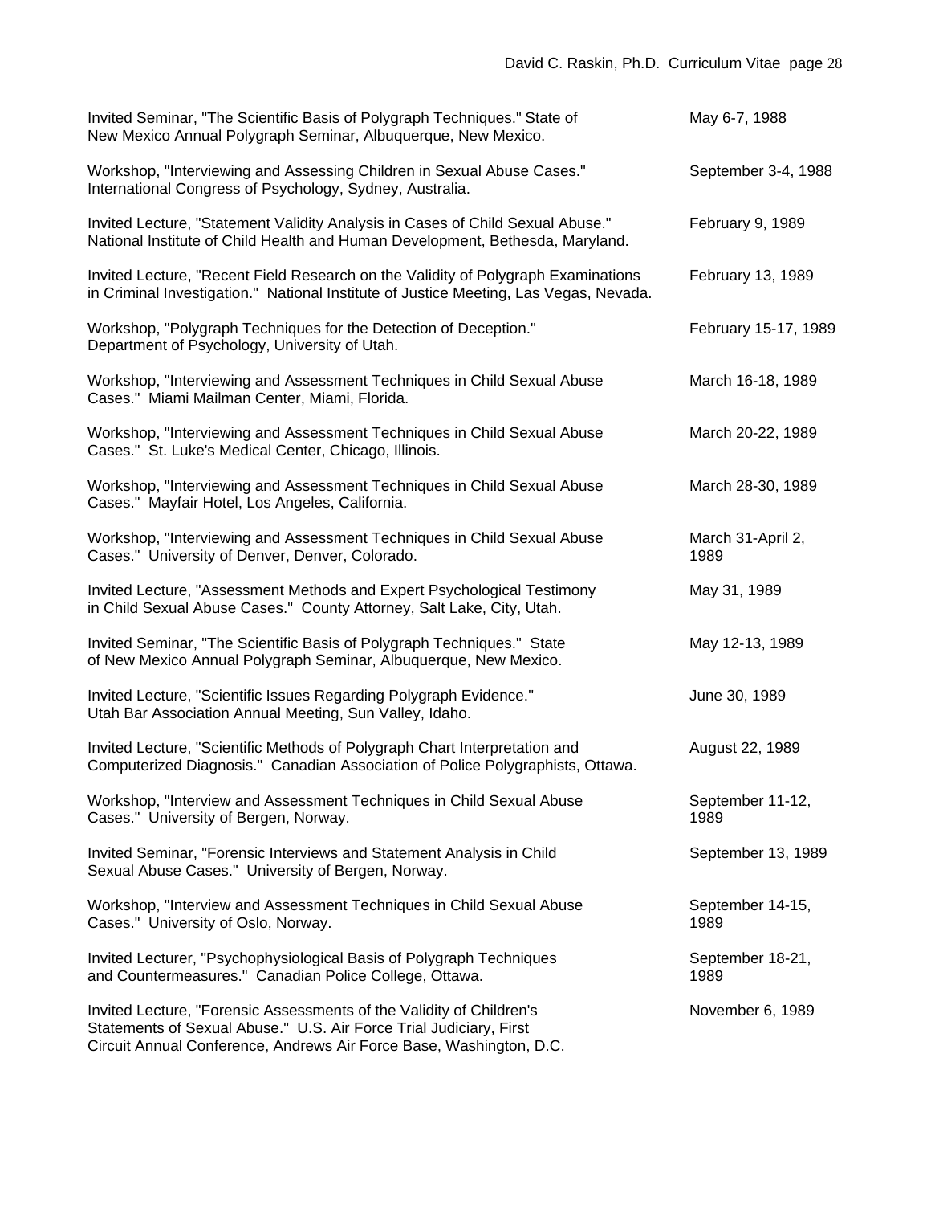| | |
|---|---|
| Invited Seminar, "The Scientific Basis of Polygraph Techniques." State of New Mexico Annual Polygraph Seminar, Albuquerque, New Mexico. | May 6-7, 1988 |
| Workshop, "Interviewing and Assessing Children in Sexual Abuse Cases." International Congress of Psychology, Sydney, Australia. | September 3-4, 1988 |
| Invited Lecture, "Statement Validity Analysis in Cases of Child Sexual Abuse." National Institute of Child Health and Human Development, Bethesda, Maryland. | February 9, 1989 |
| Invited Lecture, "Recent Field Research on the Validity of Polygraph Examinations in Criminal Investigation." National Institute of Justice Meeting, Las Vegas, Nevada. | February 13, 1989 |
| Workshop, "Polygraph Techniques for the Detection of Deception." Department of Psychology, University of Utah. | February 15-17, 1989 |
| Workshop, "Interviewing and Assessment Techniques in Child Sexual Abuse Cases." Miami Mailman Center, Miami, Florida. | March 16-18, 1989 |
| Workshop, "Interviewing and Assessment Techniques in Child Sexual Abuse Cases." St. Luke's Medical Center, Chicago, Illinois. | March 20-22, 1989 |
| Workshop, "Interviewing and Assessment Techniques in Child Sexual Abuse Cases." Mayfair Hotel, Los Angeles, California. | March 28-30, 1989 |
| Workshop, "Interviewing and Assessment Techniques in Child Sexual Abuse Cases." University of Denver, Denver, Colorado. | March 31-April 2, 1989 |
| Invited Lecture, "Assessment Methods and Expert Psychological Testimony in Child Sexual Abuse Cases." County Attorney, Salt Lake, City, Utah. | May 31, 1989 |
| Invited Seminar, "The Scientific Basis of Polygraph Techniques." State of New Mexico Annual Polygraph Seminar, Albuquerque, New Mexico. | May 12-13, 1989 |
| Invited Lecture, "Scientific Issues Regarding Polygraph Evidence." Utah Bar Association Annual Meeting, Sun Valley, Idaho. | June 30, 1989 |
| Invited Lecture, "Scientific Methods of Polygraph Chart Interpretation and Computerized Diagnosis." Canadian Association of Police Polygraphists, Ottawa. | August 22, 1989 |
| Workshop, "Interview and Assessment Techniques in Child Sexual Abuse Cases." University of Bergen, Norway. | September 11-12, 1989 |
| Invited Seminar, "Forensic Interviews and Statement Analysis in Child Sexual Abuse Cases." University of Bergen, Norway. | September 13, 1989 |
| Workshop, "Interview and Assessment Techniques in Child Sexual Abuse Cases." University of Oslo, Norway. | September 14-15, 1989 |
| Invited Lecturer, "Psychophysiological Basis of Polygraph Techniques and Countermeasures." Canadian Police College, Ottawa. | September 18-21, 1989 |
| Invited Lecture, "Forensic Assessments of the Validity of Children's Statements of Sexual Abuse." U.S. Air Force Trial Judiciary, First Circuit Annual Conference, Andrews Air Force Base, Washington, D.C. | November 6, 1989 |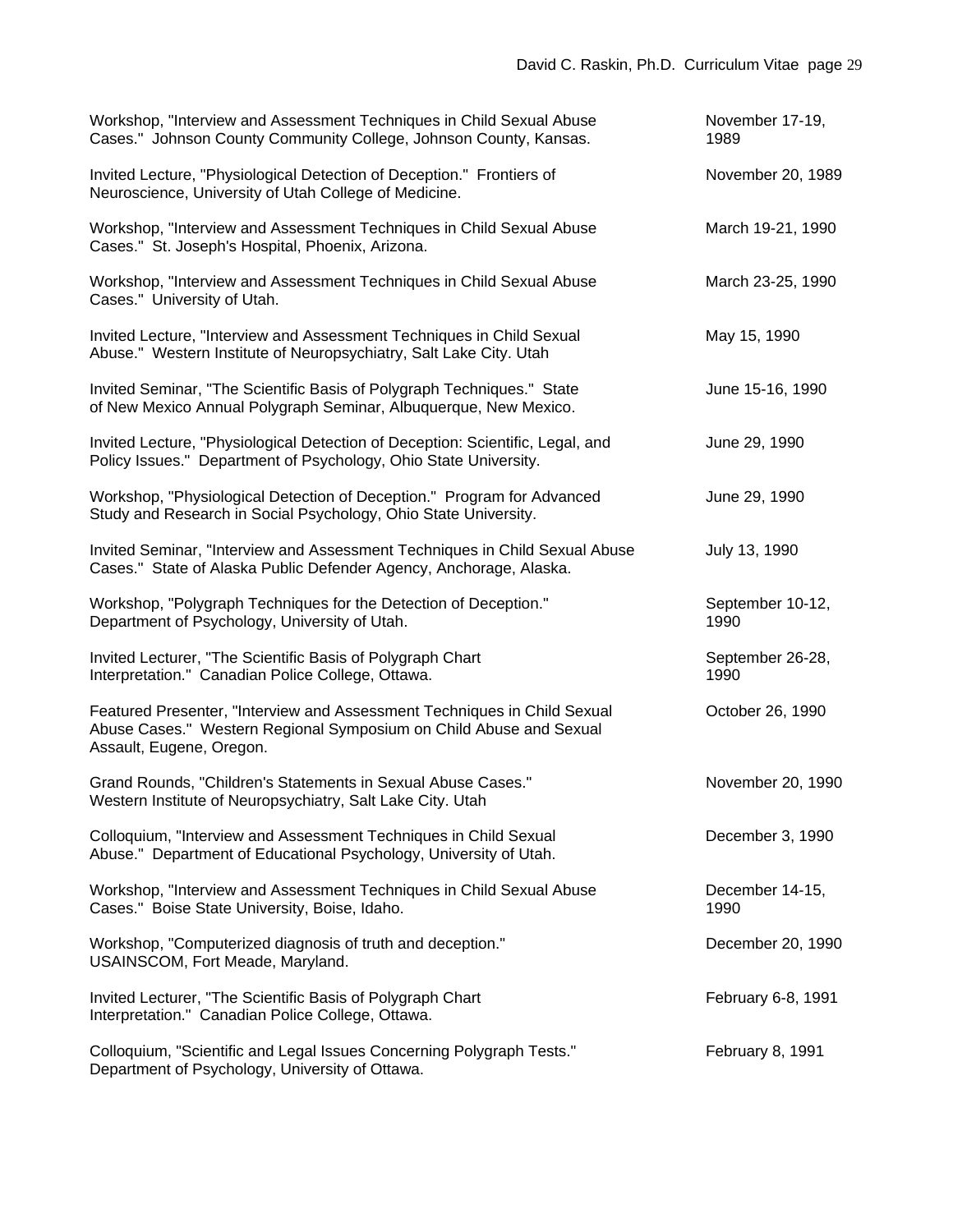| | |
|---|---|
| Workshop, "Interview and Assessment Techniques in Child Sexual Abuse Cases." Johnson County Community College, Johnson County, Kansas. | November 17-19, 1989 |
| Invited Lecture, "Physiological Detection of Deception." Frontiers of Neuroscience, University of Utah College of Medicine. | November 20, 1989 |
| Workshop, "Interview and Assessment Techniques in Child Sexual Abuse Cases." St. Joseph's Hospital, Phoenix, Arizona. | March 19-21, 1990 |
| Workshop, "Interview and Assessment Techniques in Child Sexual Abuse Cases." University of Utah. | March 23-25, 1990 |
| Invited Lecture, "Interview and Assessment Techniques in Child Sexual Abuse." Western Institute of Neuropsychiatry, Salt Lake City. Utah | May 15, 1990 |
| Invited Seminar, "The Scientific Basis of Polygraph Techniques." State of New Mexico Annual Polygraph Seminar, Albuquerque, New Mexico. | June 15-16, 1990 |
| Invited Lecture, "Physiological Detection of Deception: Scientific, Legal, and Policy Issues." Department of Psychology, Ohio State University. | June 29, 1990 |
| Workshop, "Physiological Detection of Deception." Program for Advanced Study and Research in Social Psychology, Ohio State University. | June 29, 1990 |
| Invited Seminar, "Interview and Assessment Techniques in Child Sexual Abuse Cases." State of Alaska Public Defender Agency, Anchorage, Alaska. | July 13, 1990 |
| Workshop, "Polygraph Techniques for the Detection of Deception." Department of Psychology, University of Utah. | September 10-12, 1990 |
| Invited Lecturer, "The Scientific Basis of Polygraph Chart Interpretation." Canadian Police College, Ottawa. | September 26-28, 1990 |
| Featured Presenter, "Interview and Assessment Techniques in Child Sexual Abuse Cases." Western Regional Symposium on Child Abuse and Sexual Assault, Eugene, Oregon. | October 26, 1990 |
| Grand Rounds, "Children's Statements in Sexual Abuse Cases." Western Institute of Neuropsychiatry, Salt Lake City. Utah | November 20, 1990 |
| Colloquium, "Interview and Assessment Techniques in Child Sexual Abuse." Department of Educational Psychology, University of Utah. | December 3, 1990 |
| Workshop, "Interview and Assessment Techniques in Child Sexual Abuse Cases." Boise State University, Boise, Idaho. | December 14-15, 1990 |
| Workshop, "Computerized diagnosis of truth and deception." USAINSCOM, Fort Meade, Maryland. | December 20, 1990 |
| Invited Lecturer, "The Scientific Basis of Polygraph Chart Interpretation." Canadian Police College, Ottawa. | February 6-8, 1991 |
| Colloquium, "Scientific and Legal Issues Concerning Polygraph Tests." Department of Psychology, University of Ottawa. | February 8, 1991 |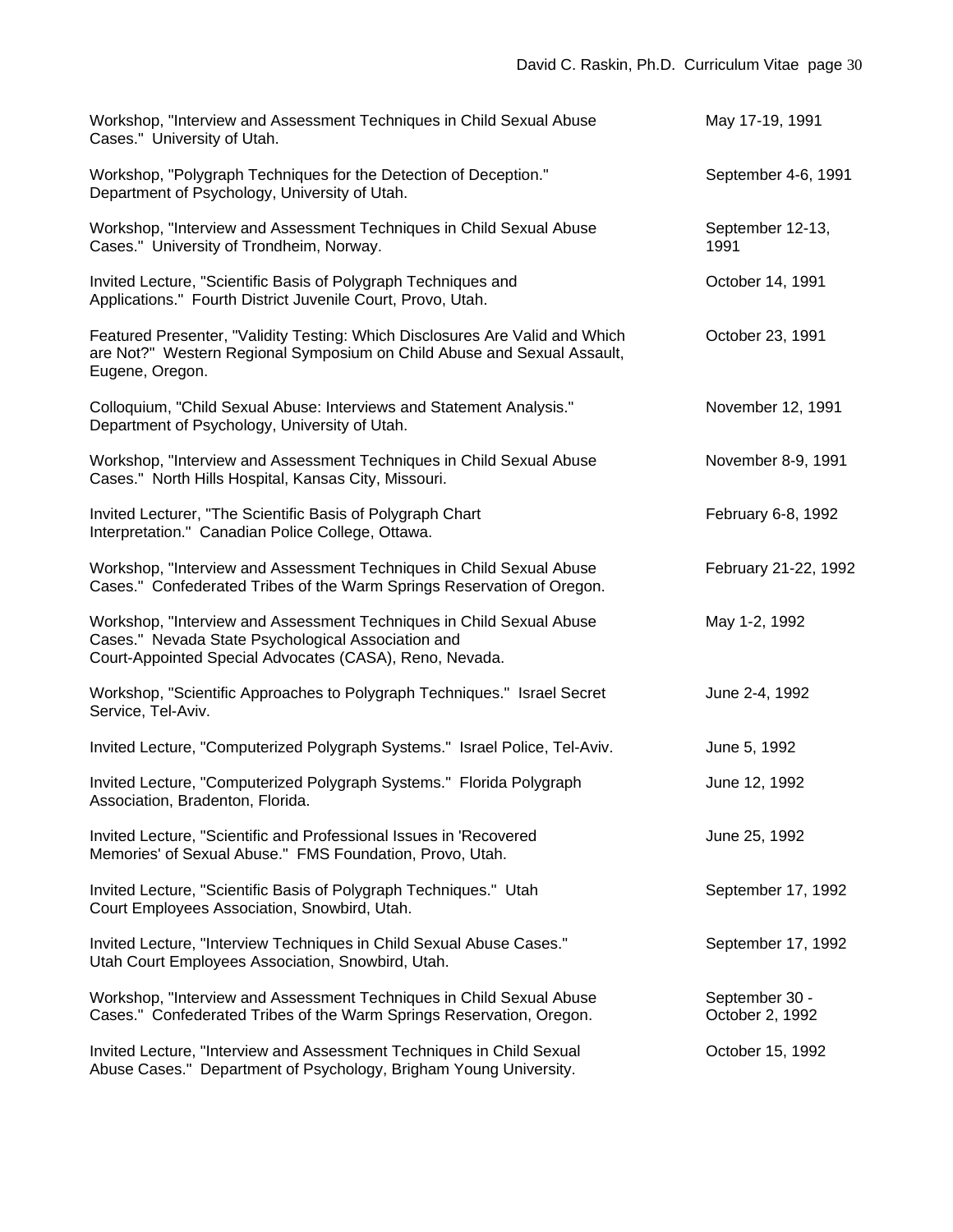| | |
|---|---|
| Workshop, "Interview and Assessment Techniques in Child Sexual Abuse Cases." University of Utah. | May 17-19, 1991 |
| Workshop, "Polygraph Techniques for the Detection of Deception." Department of Psychology, University of Utah. | September 4-6, 1991 |
| Workshop, "Interview and Assessment Techniques in Child Sexual Abuse Cases." University of Trondheim, Norway. | September 12-13, 1991 |
| Invited Lecture, "Scientific Basis of Polygraph Techniques and Applications." Fourth District Juvenile Court, Provo, Utah. | October 14, 1991 |
| Featured Presenter, "Validity Testing: Which Disclosures Are Valid and Which are Not?" Western Regional Symposium on Child Abuse and Sexual Assault, Eugene, Oregon. | October 23, 1991 |
| Colloquium, "Child Sexual Abuse: Interviews and Statement Analysis." Department of Psychology, University of Utah. | November 12, 1991 |
| Workshop, "Interview and Assessment Techniques in Child Sexual Abuse Cases." North Hills Hospital, Kansas City, Missouri. | November 8-9, 1991 |
| Invited Lecturer, "The Scientific Basis of Polygraph Chart Interpretation." Canadian Police College, Ottawa. | February 6-8, 1992 |
| Workshop, "Interview and Assessment Techniques in Child Sexual Abuse Cases." Confederated Tribes of the Warm Springs Reservation of Oregon. | February 21-22, 1992 |
| Workshop, "Interview and Assessment Techniques in Child Sexual Abuse Cases." Nevada State Psychological Association and Court-Appointed Special Advocates (CASA), Reno, Nevada. | May 1-2, 1992 |
| Workshop, "Scientific Approaches to Polygraph Techniques." Israel Secret Service, Tel-Aviv. | June 2-4, 1992 |
| Invited Lecture, "Computerized Polygraph Systems." Israel Police, Tel-Aviv. | June 5, 1992 |
| Invited Lecture, "Computerized Polygraph Systems." Florida Polygraph Association, Bradenton, Florida. | June 12, 1992 |
| Invited Lecture, "Scientific and Professional Issues in 'Recovered Memories' of Sexual Abuse." FMS Foundation, Provo, Utah. | June 25, 1992 |
| Invited Lecture, "Scientific Basis of Polygraph Techniques." Utah Court Employees Association, Snowbird, Utah. | September 17, 1992 |
| Invited Lecture, "Interview Techniques in Child Sexual Abuse Cases." Utah Court Employees Association, Snowbird, Utah. | September 17, 1992 |
| Workshop, "Interview and Assessment Techniques in Child Sexual Abuse Cases." Confederated Tribes of the Warm Springs Reservation, Oregon. | September 30 - October 2, 1992 |
| Invited Lecture, "Interview and Assessment Techniques in Child Sexual Abuse Cases." Department of Psychology, Brigham Young University. | October 15, 1992 |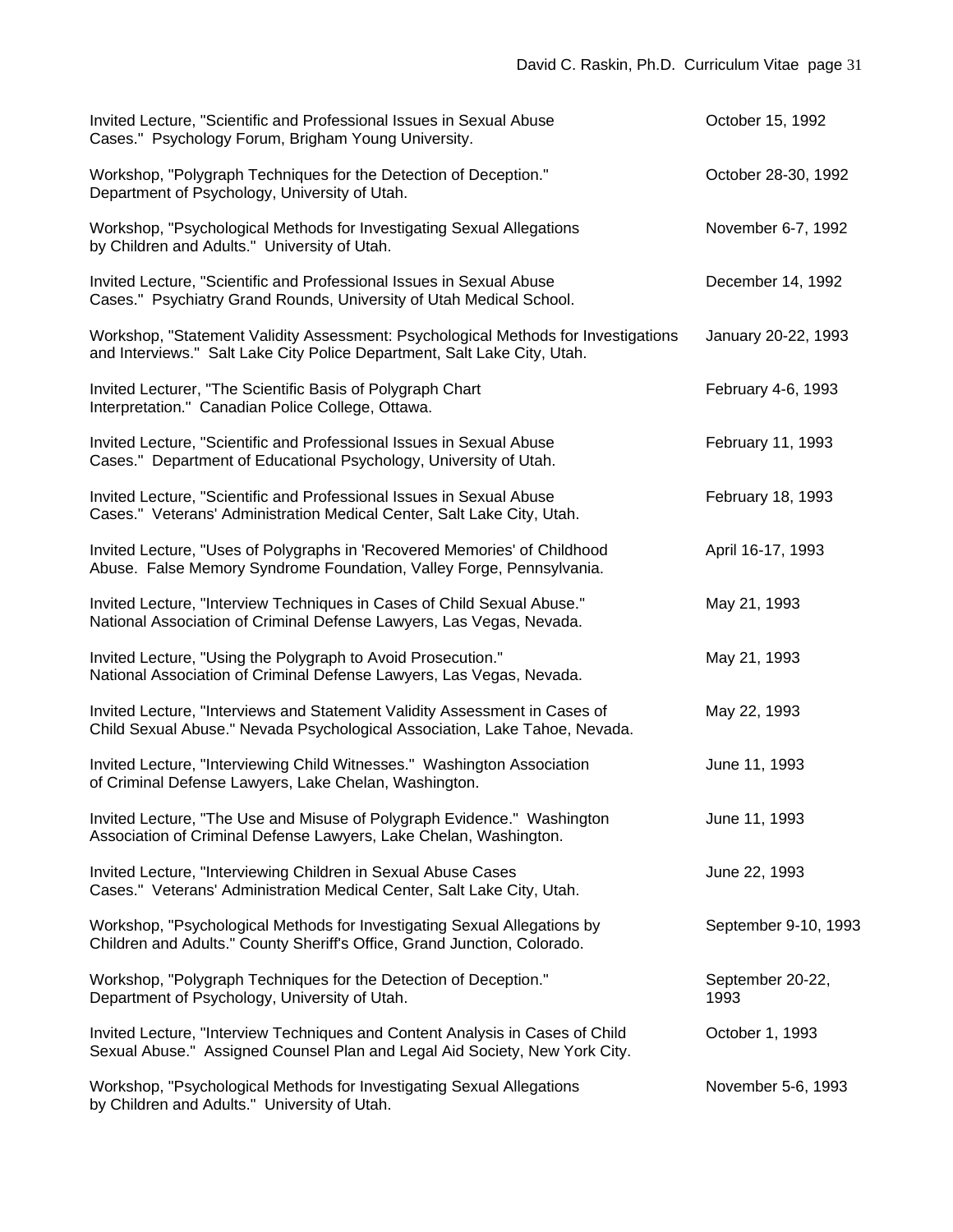| | |
|---|---|
| Invited Lecture, "Scientific and Professional Issues in Sexual Abuse Cases." Psychology Forum, Brigham Young University. | October 15, 1992 |
| Workshop, "Polygraph Techniques for the Detection of Deception." Department of Psychology, University of Utah. | October 28-30, 1992 |
| Workshop, "Psychological Methods for Investigating Sexual Allegations by Children and Adults." University of Utah. | November 6-7, 1992 |
| Invited Lecture, "Scientific and Professional Issues in Sexual Abuse Cases." Psychiatry Grand Rounds, University of Utah Medical School. | December 14, 1992 |
| Workshop, "Statement Validity Assessment: Psychological Methods for Investigations and Interviews." Salt Lake City Police Department, Salt Lake City, Utah. | January 20-22, 1993 |
| Invited Lecturer, "The Scientific Basis of Polygraph Chart Interpretation." Canadian Police College, Ottawa. | February 4-6, 1993 |
| Invited Lecture, "Scientific and Professional Issues in Sexual Abuse Cases." Department of Educational Psychology, University of Utah. | February 11, 1993 |
| Invited Lecture, "Scientific and Professional Issues in Sexual Abuse Cases." Veterans' Administration Medical Center, Salt Lake City, Utah. | February 18, 1993 |
| Invited Lecture, "Uses of Polygraphs in 'Recovered Memories' of Childhood Abuse. False Memory Syndrome Foundation, Valley Forge, Pennsylvania. | April 16-17, 1993 |
| Invited Lecture, "Interview Techniques in Cases of Child Sexual Abuse." National Association of Criminal Defense Lawyers, Las Vegas, Nevada. | May 21, 1993 |
| Invited Lecture, "Using the Polygraph to Avoid Prosecution." National Association of Criminal Defense Lawyers, Las Vegas, Nevada. | May 21, 1993 |
| Invited Lecture, "Interviews and Statement Validity Assessment in Cases of Child Sexual Abuse." Nevada Psychological Association, Lake Tahoe, Nevada. | May 22, 1993 |
| Invited Lecture, "Interviewing Child Witnesses." Washington Association of Criminal Defense Lawyers, Lake Chelan, Washington. | June 11, 1993 |
| Invited Lecture, "The Use and Misuse of Polygraph Evidence." Washington Association of Criminal Defense Lawyers, Lake Chelan, Washington. | June 11, 1993 |
| Invited Lecture, "Interviewing Children in Sexual Abuse Cases Cases." Veterans' Administration Medical Center, Salt Lake City, Utah. | June 22, 1993 |
| Workshop, "Psychological Methods for Investigating Sexual Allegations by Children and Adults." County Sheriff's Office, Grand Junction, Colorado. | September 9-10, 1993 |
| Workshop, "Polygraph Techniques for the Detection of Deception." Department of Psychology, University of Utah. | September 20-22, 1993 |
| Invited Lecture, "Interview Techniques and Content Analysis in Cases of Child Sexual Abuse." Assigned Counsel Plan and Legal Aid Society, New York City. | October 1, 1993 |
| Workshop, "Psychological Methods for Investigating Sexual Allegations by Children and Adults." University of Utah. | November 5-6, 1993 |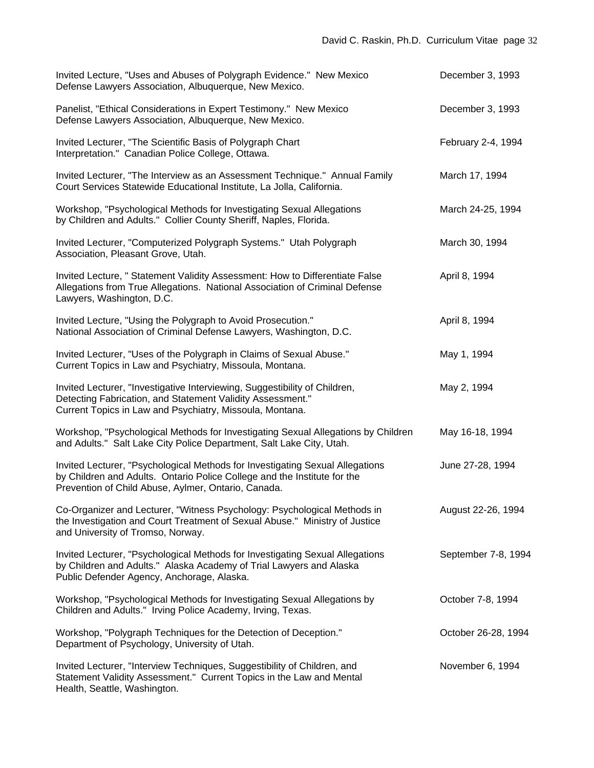Invited Lecture, "Uses and Abuses of Polygraph Evidence." New Mexico Defense Lawyers Association, Albuquerque, New Mexico. — December 3, 1993

Panelist, "Ethical Considerations in Expert Testimony." New Mexico Defense Lawyers Association, Albuquerque, New Mexico. — December 3, 1993

Invited Lecturer, "The Scientific Basis of Polygraph Chart Interpretation." Canadian Police College, Ottawa. — February 2-4, 1994

Invited Lecturer, "The Interview as an Assessment Technique." Annual Family Court Services Statewide Educational Institute, La Jolla, California. — March 17, 1994

Workshop, "Psychological Methods for Investigating Sexual Allegations by Children and Adults." Collier County Sheriff, Naples, Florida. — March 24-25, 1994

Invited Lecturer, "Computerized Polygraph Systems." Utah Polygraph Association, Pleasant Grove, Utah. — March 30, 1994

Invited Lecture, " Statement Validity Assessment: How to Differentiate False Allegations from True Allegations. National Association of Criminal Defense Lawyers, Washington, D.C. — April 8, 1994

Invited Lecture, "Using the Polygraph to Avoid Prosecution." National Association of Criminal Defense Lawyers, Washington, D.C. — April 8, 1994

Invited Lecturer, "Uses of the Polygraph in Claims of Sexual Abuse." Current Topics in Law and Psychiatry, Missoula, Montana. — May 1, 1994

Invited Lecturer, "Investigative Interviewing, Suggestibility of Children, Detecting Fabrication, and Statement Validity Assessment." Current Topics in Law and Psychiatry, Missoula, Montana. — May 2, 1994

Workshop, "Psychological Methods for Investigating Sexual Allegations by Children and Adults." Salt Lake City Police Department, Salt Lake City, Utah. — May 16-18, 1994

Invited Lecturer, "Psychological Methods for Investigating Sexual Allegations by Children and Adults. Ontario Police College and the Institute for the Prevention of Child Abuse, Aylmer, Ontario, Canada. — June 27-28, 1994

Co-Organizer and Lecturer, "Witness Psychology: Psychological Methods in the Investigation and Court Treatment of Sexual Abuse." Ministry of Justice and University of Tromso, Norway. — August 22-26, 1994

Invited Lecturer, "Psychological Methods for Investigating Sexual Allegations by Children and Adults." Alaska Academy of Trial Lawyers and Alaska Public Defender Agency, Anchorage, Alaska. — September 7-8, 1994

Workshop, "Psychological Methods for Investigating Sexual Allegations by Children and Adults." Irving Police Academy, Irving, Texas. — October 7-8, 1994

Workshop, "Polygraph Techniques for the Detection of Deception." Department of Psychology, University of Utah. — October 26-28, 1994

Invited Lecturer, "Interview Techniques, Suggestibility of Children, and Statement Validity Assessment." Current Topics in the Law and Mental Health, Seattle, Washington. — November 6, 1994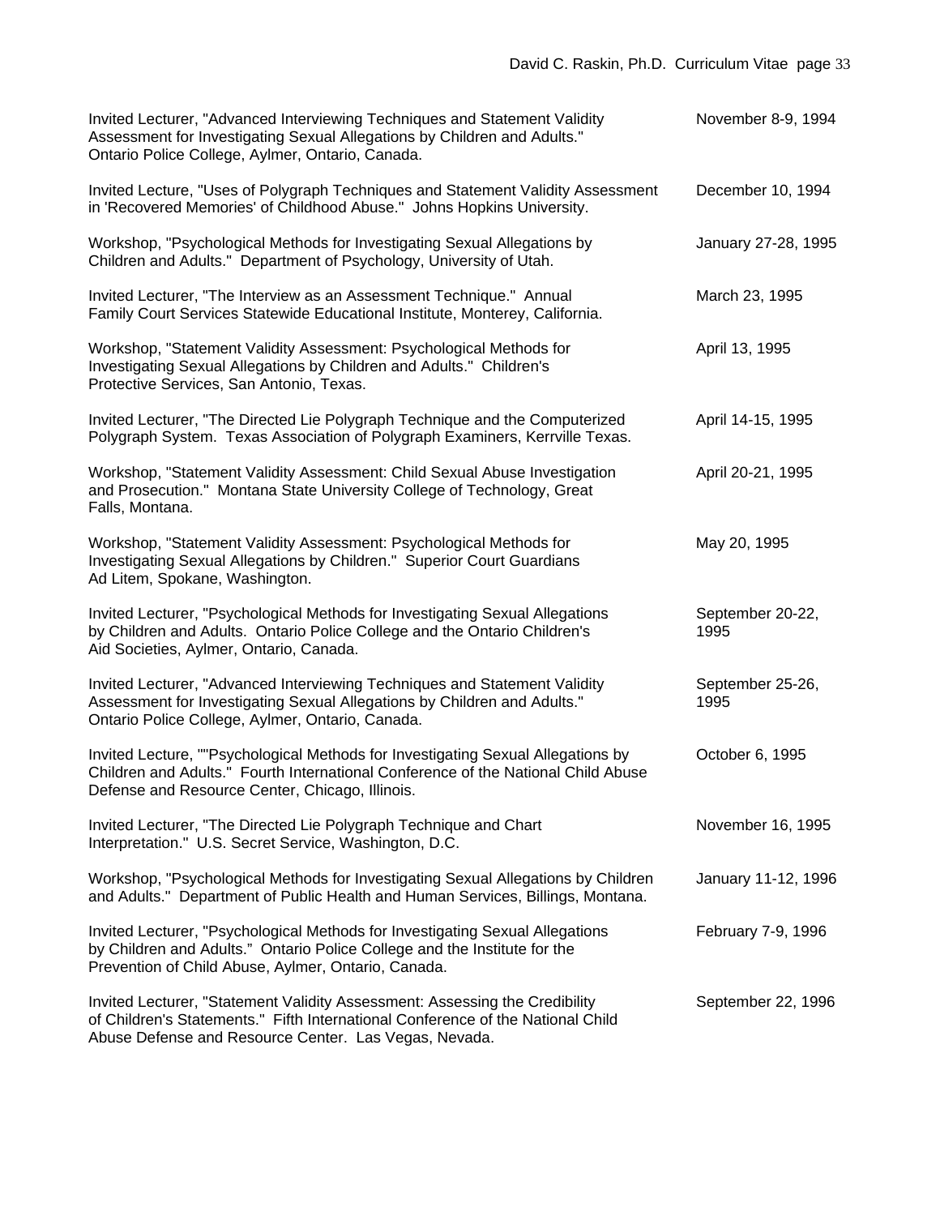| | |
|---|---|
| Invited Lecturer, "Advanced Interviewing Techniques and Statement Validity Assessment for Investigating Sexual Allegations by Children and Adults." Ontario Police College, Aylmer, Ontario, Canada. | November 8-9, 1994 |
| Invited Lecture, "Uses of Polygraph Techniques and Statement Validity Assessment in 'Recovered Memories' of Childhood Abuse." Johns Hopkins University. | December 10, 1994 |
| Workshop, "Psychological Methods for Investigating Sexual Allegations by Children and Adults." Department of Psychology, University of Utah. | January 27-28, 1995 |
| Invited Lecturer, "The Interview as an Assessment Technique." Annual Family Court Services Statewide Educational Institute, Monterey, California. | March 23, 1995 |
| Workshop, "Statement Validity Assessment: Psychological Methods for Investigating Sexual Allegations by Children and Adults." Children's Protective Services, San Antonio, Texas. | April 13, 1995 |
| Invited Lecturer, "The Directed Lie Polygraph Technique and the Computerized Polygraph System. Texas Association of Polygraph Examiners, Kerrville Texas. | April 14-15, 1995 |
| Workshop, "Statement Validity Assessment: Child Sexual Abuse Investigation and Prosecution." Montana State University College of Technology, Great Falls, Montana. | April 20-21, 1995 |
| Workshop, "Statement Validity Assessment: Psychological Methods for Investigating Sexual Allegations by Children." Superior Court Guardians Ad Litem, Spokane, Washington. | May 20, 1995 |
| Invited Lecturer, "Psychological Methods for Investigating Sexual Allegations by Children and Adults. Ontario Police College and the Ontario Children's Aid Societies, Aylmer, Ontario, Canada. | September 20-22, 1995 |
| Invited Lecturer, "Advanced Interviewing Techniques and Statement Validity Assessment for Investigating Sexual Allegations by Children and Adults." Ontario Police College, Aylmer, Ontario, Canada. | September 25-26, 1995 |
| Invited Lecturer, ""Psychological Methods for Investigating Sexual Allegations by Children and Adults." Fourth International Conference of the National Child Abuse Defense and Resource Center, Chicago, Illinois. | October 6, 1995 |
| Invited Lecturer, "The Directed Lie Polygraph Technique and Chart Interpretation." U.S. Secret Service, Washington, D.C. | November 16, 1995 |
| Workshop, "Psychological Methods for Investigating Sexual Allegations by Children and Adults." Department of Public Health and Human Services, Billings, Montana. | January 11-12, 1996 |
| Invited Lecturer, "Psychological Methods for Investigating Sexual Allegations by Children and Adults." Ontario Police College and the Institute for the Prevention of Child Abuse, Aylmer, Ontario, Canada. | February 7-9, 1996 |
| Invited Lecturer, "Statement Validity Assessment: Assessing the Credibility of Children's Statements." Fifth International Conference of the National Child Abuse Defense and Resource Center. Las Vegas, Nevada. | September 22, 1996 |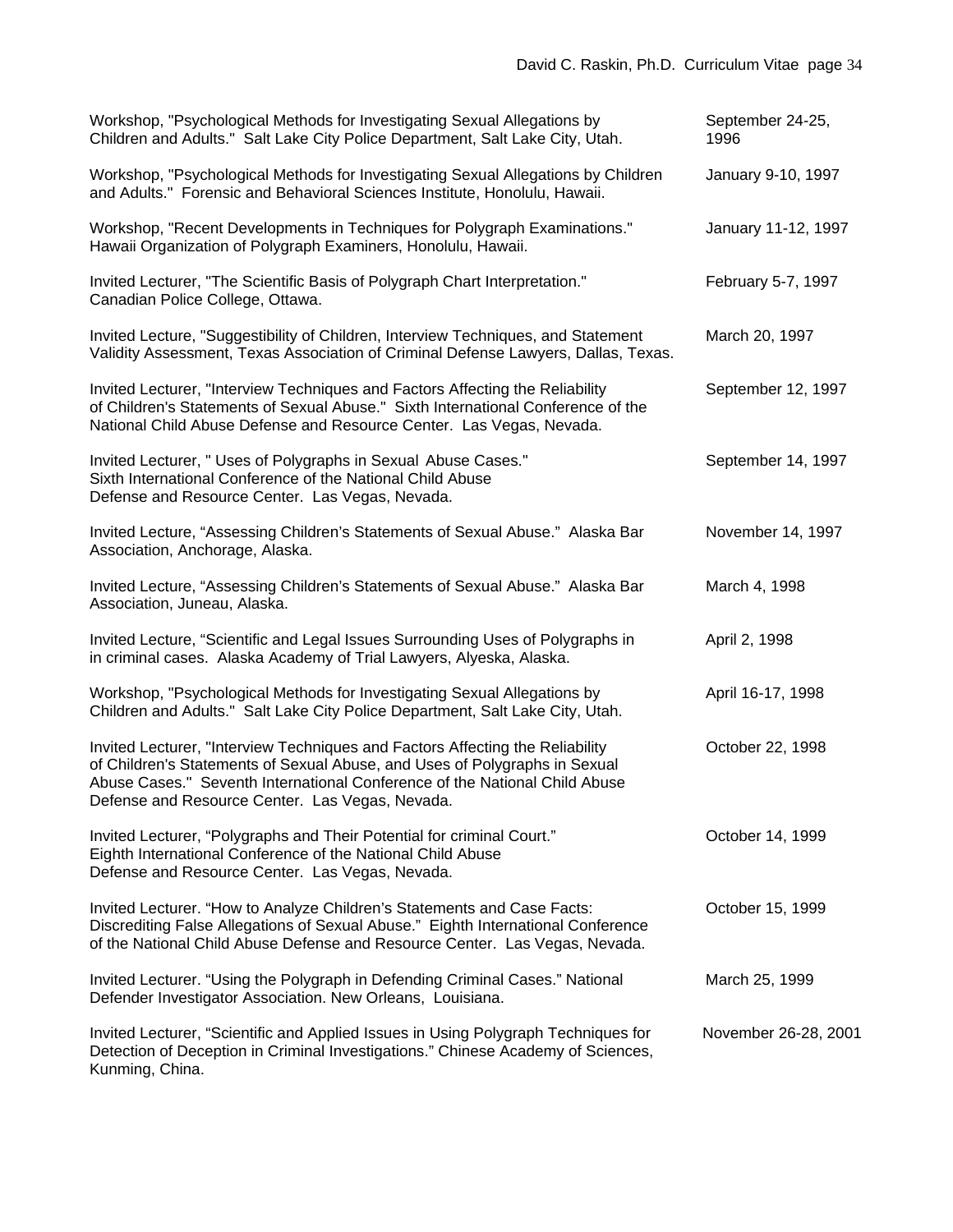Workshop, "Psychological Methods for Investigating Sexual Allegations by Children and Adults." Salt Lake City Police Department, Salt Lake City, Utah. — September 24-25, 1996

Workshop, "Psychological Methods for Investigating Sexual Allegations by Children and Adults." Forensic and Behavioral Sciences Institute, Honolulu, Hawaii. — January 9-10, 1997

Workshop, "Recent Developments in Techniques for Polygraph Examinations." Hawaii Organization of Polygraph Examiners, Honolulu, Hawaii. — January 11-12, 1997

Invited Lecturer, "The Scientific Basis of Polygraph Chart Interpretation." Canadian Police College, Ottawa. — February 5-7, 1997

Invited Lecture, "Suggestibility of Children, Interview Techniques, and Statement Validity Assessment, Texas Association of Criminal Defense Lawyers, Dallas, Texas. — March 20, 1997

Invited Lecturer, "Interview Techniques and Factors Affecting the Reliability of Children's Statements of Sexual Abuse." Sixth International Conference of the National Child Abuse Defense and Resource Center. Las Vegas, Nevada. — September 12, 1997

Invited Lecturer, " Uses of Polygraphs in Sexual Abuse Cases." Sixth International Conference of the National Child Abuse Defense and Resource Center. Las Vegas, Nevada. — September 14, 1997

Invited Lecture, "Assessing Children's Statements of Sexual Abuse." Alaska Bar Association, Anchorage, Alaska. — November 14, 1997

Invited Lecture, "Assessing Children's Statements of Sexual Abuse." Alaska Bar Association, Juneau, Alaska. — March 4, 1998

Invited Lecture, "Scientific and Legal Issues Surrounding Uses of Polygraphs in in criminal cases. Alaska Academy of Trial Lawyers, Alyeska, Alaska. — April 2, 1998

Workshop, "Psychological Methods for Investigating Sexual Allegations by Children and Adults." Salt Lake City Police Department, Salt Lake City, Utah. — April 16-17, 1998

Invited Lecturer, "Interview Techniques and Factors Affecting the Reliability of Children's Statements of Sexual Abuse, and Uses of Polygraphs in Sexual Abuse Cases." Seventh International Conference of the National Child Abuse Defense and Resource Center. Las Vegas, Nevada. — October 22, 1998

Invited Lecturer, "Polygraphs and Their Potential for criminal Court." Eighth International Conference of the National Child Abuse Defense and Resource Center. Las Vegas, Nevada. — October 14, 1999

Invited Lecturer. "How to Analyze Children's Statements and Case Facts: Discrediting False Allegations of Sexual Abuse." Eighth International Conference of the National Child Abuse Defense and Resource Center. Las Vegas, Nevada. — October 15, 1999

Invited Lecturer. "Using the Polygraph in Defending Criminal Cases." National Defender Investigator Association. New Orleans, Louisiana. — March 25, 1999

Invited Lecturer, "Scientific and Applied Issues in Using Polygraph Techniques for Detection of Deception in Criminal Investigations." Chinese Academy of Sciences, Kunming, China. — November 26-28, 2001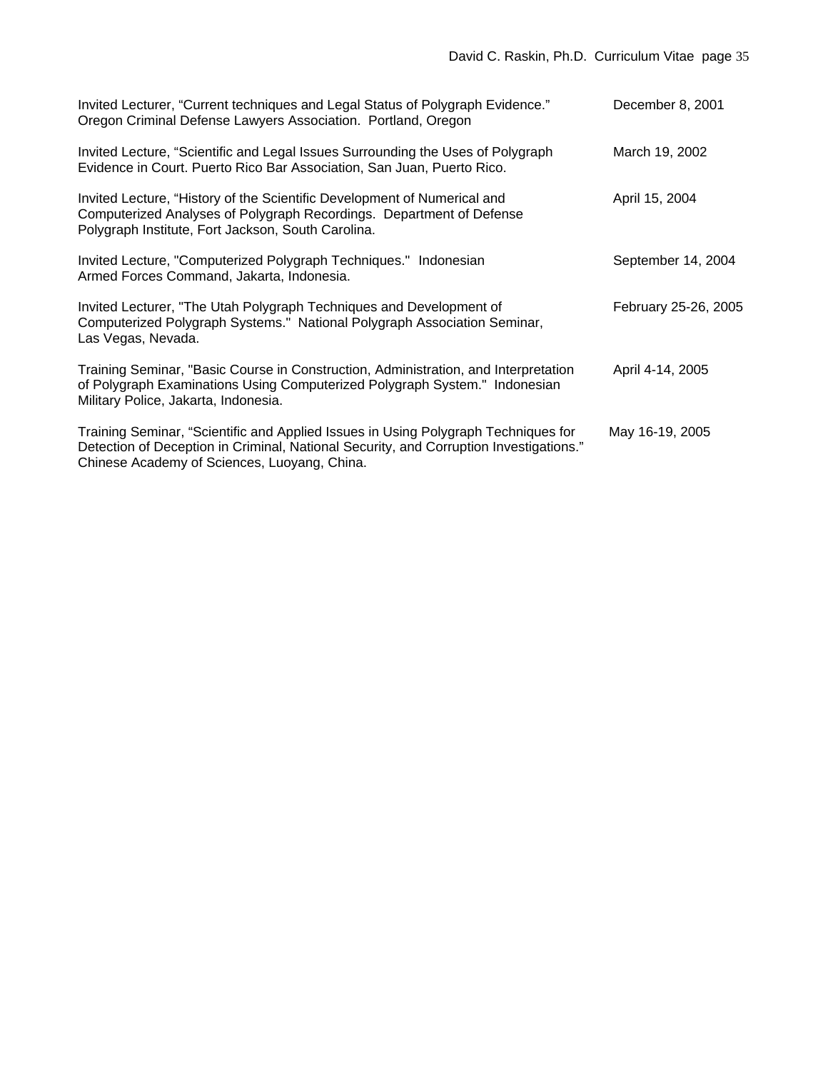Invited Lecturer, "Current techniques and Legal Status of Polygraph Evidence." Oregon Criminal Defense Lawyers Association. Portland, Oregon — December 8, 2001

Invited Lecture, "Scientific and Legal Issues Surrounding the Uses of Polygraph Evidence in Court. Puerto Rico Bar Association, San Juan, Puerto Rico. — March 19, 2002

Invited Lecture, "History of the Scientific Development of Numerical and Computerized Analyses of Polygraph Recordings. Department of Defense Polygraph Institute, Fort Jackson, South Carolina. — April 15, 2004

Invited Lecture, "Computerized Polygraph Techniques." Indonesian Armed Forces Command, Jakarta, Indonesia. — September 14, 2004

Invited Lecturer, "The Utah Polygraph Techniques and Development of Computerized Polygraph Systems." National Polygraph Association Seminar, Las Vegas, Nevada. — February 25-26, 2005

Training Seminar, "Basic Course in Construction, Administration, and Interpretation of Polygraph Examinations Using Computerized Polygraph System." Indonesian Military Police, Jakarta, Indonesia. — April 4-14, 2005

Training Seminar, "Scientific and Applied Issues in Using Polygraph Techniques for Detection of Deception in Criminal, National Security, and Corruption Investigations." Chinese Academy of Sciences, Luoyang, China. — May 16-19, 2005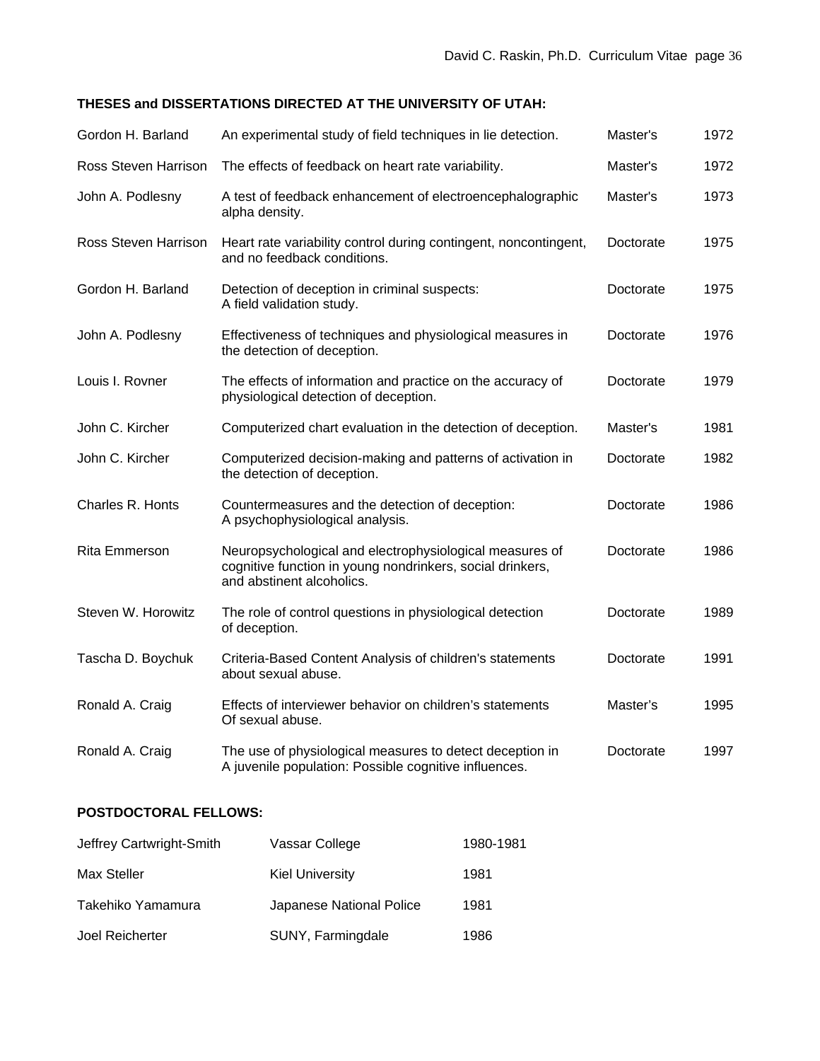## THESES and DISSERTATIONS DIRECTED AT THE UNIVERSITY OF UTAH:

| | | | |
|---|---|---|---|
| Gordon H. Barland | An experimental study of field techniques in lie detection. | Master's | 1972 |
| Ross Steven Harrison | The effects of feedback on heart rate variability. | Master's | 1972 |
| John A. Podlesny | A test of feedback enhancement of electroencephalographic alpha density. | Master's | 1973 |
| Ross Steven Harrison | Heart rate variability control during contingent, noncontingent, and no feedback conditions. | Doctorate | 1975 |
| Gordon H. Barland | Detection of deception in criminal suspects: A field validation study. | Doctorate | 1975 |
| John A. Podlesny | Effectiveness of techniques and physiological measures in the detection of deception. | Doctorate | 1976 |
| Louis I. Rovner | The effects of information and practice on the accuracy of physiological detection of deception. | Doctorate | 1979 |
| John C. Kircher | Computerized chart evaluation in the detection of deception. | Master's | 1981 |
| John C. Kircher | Computerized decision-making and patterns of activation in the detection of deception. | Doctorate | 1982 |
| Charles R. Honts | Countermeasures and the detection of deception: A psychophysiological analysis. | Doctorate | 1986 |
| Rita Emmerson | Neuropsychological and electrophysiological measures of cognitive function in young nondrinkers, social drinkers, and abstinent alcoholics. | Doctorate | 1986 |
| Steven W. Horowitz | The role of control questions in physiological detection of deception. | Doctorate | 1989 |
| Tascha D. Boychuk | Criteria-Based Content Analysis of children's statements about sexual abuse. | Doctorate | 1991 |
| Ronald A. Craig | Effects of interviewer behavior on children's statements Of sexual abuse. | Master's | 1995 |
| Ronald A. Craig | The use of physiological measures to detect deception in A juvenile population: Possible cognitive influences. | Doctorate | 1997 |

## POSTDOCTORAL FELLOWS:

| | | |
|---|---|---|
| Jeffrey Cartwright-Smith | Vassar College | 1980-1981 |
| Max Steller | Kiel University | 1981 |
| Takehiko Yamamura | Japanese National Police | 1981 |
| Joel Reicherter | SUNY, Farmingdale | 1986 |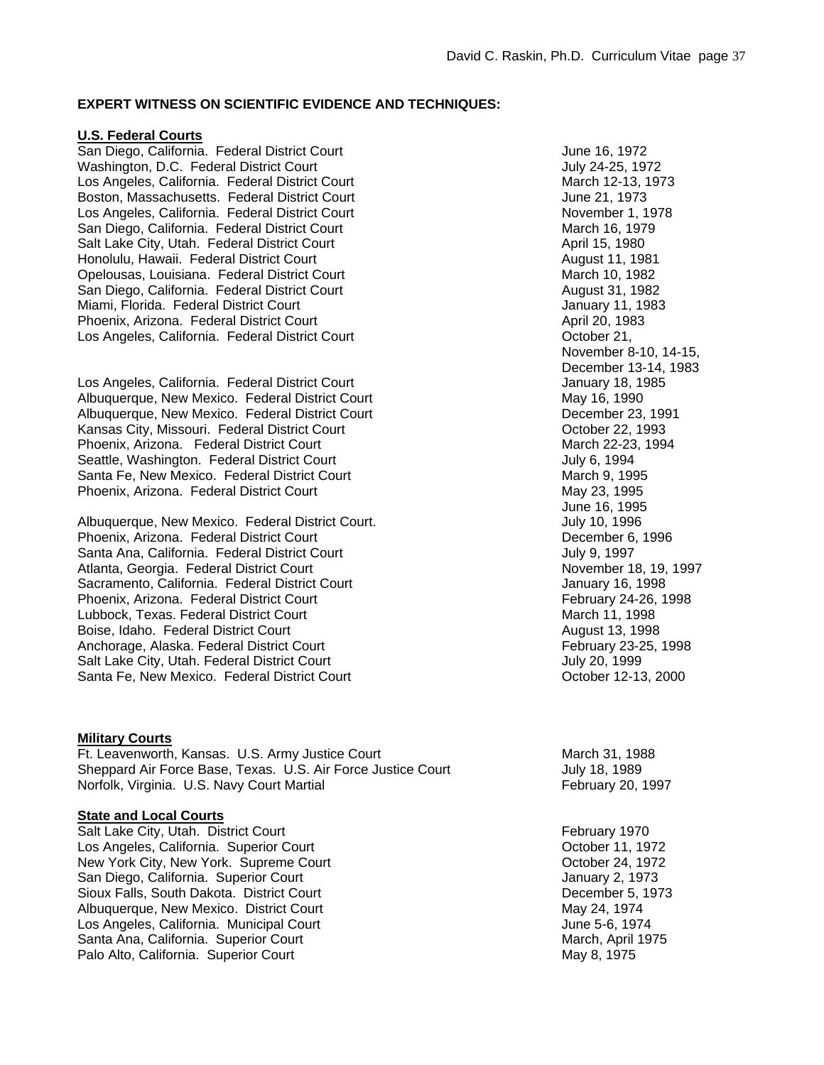**EXPERT WITNESS ON SCIENTIFIC EVIDENCE AND TECHNIQUES:**

**U.S. Federal Courts**

| | |
|---|---|
| San Diego, California. Federal District Court | June 16, 1972 |
| Washington, D.C. Federal District Court | July 24-25, 1972 |
| Los Angeles, California. Federal District Court | March 12-13, 1973 |
| Boston, Massachusetts. Federal District Court | June 21, 1973 |
| Los Angeles, California. Federal District Court | November 1, 1978 |
| San Diego, California. Federal District Court | March 16, 1979 |
| Salt Lake City, Utah. Federal District Court | April 15, 1980 |
| Honolulu, Hawaii. Federal District Court | August 11, 1981 |
| Opelousas, Louisiana. Federal District Court | March 10, 1982 |
| San Diego, California. Federal District Court | August 31, 1982 |
| Miami, Florida. Federal District Court | January 11, 1983 |
| Phoenix, Arizona. Federal District Court | April 20, 1983 |
| Los Angeles, California. Federal District Court | October 21, November 8-10, 14-15, December 13-14, 1983 |
| Los Angeles, California. Federal District Court | January 18, 1985 |
| Albuquerque, New Mexico. Federal District Court | May 16, 1990 |
| Albuquerque, New Mexico. Federal District Court | December 23, 1991 |
| Kansas City, Missouri. Federal District Court | October 22, 1993 |
| Phoenix, Arizona. Federal District Court | March 22-23, 1994 |
| Seattle, Washington. Federal District Court | July 6, 1994 |
| Santa Fe, New Mexico. Federal District Court | March 9, 1995 |
| Phoenix, Arizona. Federal District Court | May 23, 1995 June 16, 1995 |
| Albuquerque, New Mexico. Federal District Court. | July 10, 1996 |
| Phoenix, Arizona. Federal District Court | December 6, 1996 |
| Santa Ana, California. Federal District Court | July 9, 1997 |
| Atlanta, Georgia. Federal District Court | November 18, 19, 1997 |
| Sacramento, California. Federal District Court | January 16, 1998 |
| Phoenix, Arizona. Federal District Court | February 24-26, 1998 |
| Lubbock, Texas. Federal District Court | March 11, 1998 |
| Boise, Idaho. Federal District Court | August 13, 1998 |
| Anchorage, Alaska. Federal District Court | February 23-25, 1998 |
| Salt Lake City, Utah. Federal District Court | July 20, 1999 |
| Santa Fe, New Mexico. Federal District Court | October 12-13, 2000 |

**Military Courts**

| | |
|---|---|
| Ft. Leavenworth, Kansas. U.S. Army Justice Court | March 31, 1988 |
| Sheppard Air Force Base, Texas. U.S. Air Force Justice Court | July 18, 1989 |
| Norfolk, Virginia. U.S. Navy Court Martial | February 20, 1997 |

**State and Local Courts**

| | |
|---|---|
| Salt Lake City, Utah. District Court | February 1970 |
| Los Angeles, California. Superior Court | October 11, 1972 |
| New York City, New York. Supreme Court | October 24, 1972 |
| San Diego, California. Superior Court | January 2, 1973 |
| Sioux Falls, South Dakota. District Court | December 5, 1973 |
| Albuquerque, New Mexico. District Court | May 24, 1974 |
| Los Angeles, California. Municipal Court | June 5-6, 1974 |
| Santa Ana, California. Superior Court | March, April 1975 |
| Palo Alto, California. Superior Court | May 8, 1975 |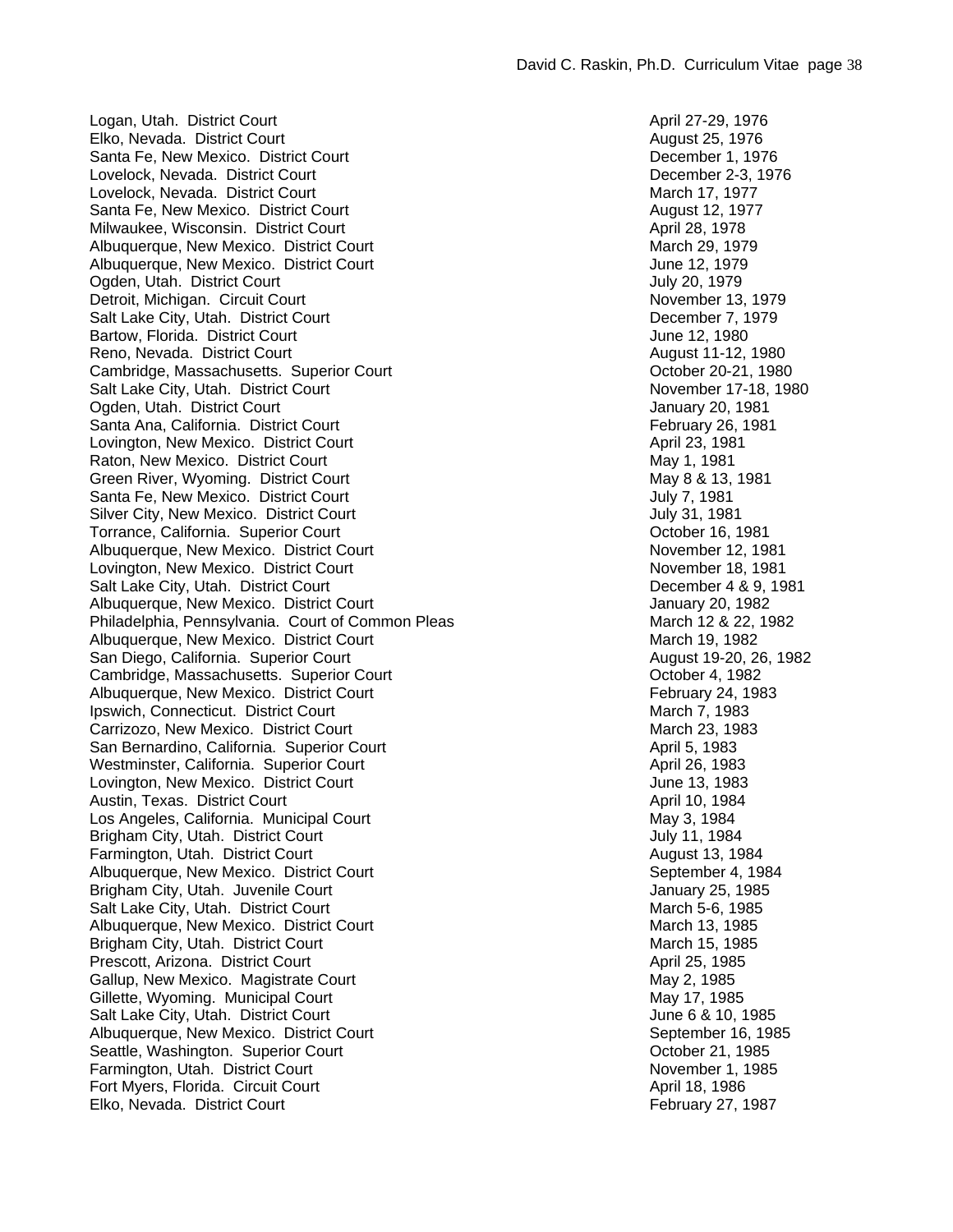| | |
|---|---|
| Logan, Utah. District Court | April 27-29, 1976 |
| Elko, Nevada. District Court | August 25, 1976 |
| Santa Fe, New Mexico. District Court | December 1, 1976 |
| Lovelock, Nevada. District Court | December 2-3, 1976 |
| Lovelock, Nevada. District Court | March 17, 1977 |
| Santa Fe, New Mexico. District Court | August 12, 1977 |
| Milwaukee, Wisconsin. District Court | April 28, 1978 |
| Albuquerque, New Mexico. District Court | March 29, 1979 |
| Albuquerque, New Mexico. District Court | June 12, 1979 |
| Ogden, Utah. District Court | July 20, 1979 |
| Detroit, Michigan. Circuit Court | November 13, 1979 |
| Salt Lake City, Utah. District Court | December 7, 1979 |
| Bartow, Florida. District Court | June 12, 1980 |
| Reno, Nevada. District Court | August 11-12, 1980 |
| Cambridge, Massachusetts. Superior Court | October 20-21, 1980 |
| Salt Lake City, Utah. District Court | November 17-18, 1980 |
| Ogden, Utah. District Court | January 20, 1981 |
| Santa Ana, California. District Court | February 26, 1981 |
| Lovington, New Mexico. District Court | April 23, 1981 |
| Raton, New Mexico. District Court | May 1, 1981 |
| Green River, Wyoming. District Court | May 8 & 13, 1981 |
| Santa Fe, New Mexico. District Court | July 7, 1981 |
| Silver City, New Mexico. District Court | July 31, 1981 |
| Torrance, California. Superior Court | October 16, 1981 |
| Albuquerque, New Mexico. District Court | November 12, 1981 |
| Lovington, New Mexico. District Court | November 18, 1981 |
| Salt Lake City, Utah. District Court | December 4 & 9, 1981 |
| Albuquerque, New Mexico. District Court | January 20, 1982 |
| Philadelphia, Pennsylvania. Court of Common Pleas | March 12 & 22, 1982 |
| Albuquerque, New Mexico. District Court | March 19, 1982 |
| San Diego, California. Superior Court | August 19-20, 26, 1982 |
| Cambridge, Massachusetts. Superior Court | October 4, 1982 |
| Albuquerque, New Mexico. District Court | February 24, 1983 |
| Ipswich, Connecticut. District Court | March 7, 1983 |
| Carrizozo, New Mexico. District Court | March 23, 1983 |
| San Bernardino, California. Superior Court | April 5, 1983 |
| Westminster, California. Superior Court | April 26, 1983 |
| Lovington, New Mexico. District Court | June 13, 1983 |
| Austin, Texas. District Court | April 10, 1984 |
| Los Angeles, California. Municipal Court | May 3, 1984 |
| Brigham City, Utah. District Court | July 11, 1984 |
| Farmington, Utah. District Court | August 13, 1984 |
| Albuquerque, New Mexico. District Court | September 4, 1984 |
| Brigham City, Utah. Juvenile Court | January 25, 1985 |
| Salt Lake City, Utah. District Court | March 5-6, 1985 |
| Albuquerque, New Mexico. District Court | March 13, 1985 |
| Brigham City, Utah. District Court | March 15, 1985 |
| Prescott, Arizona. District Court | April 25, 1985 |
| Gallup, New Mexico. Magistrate Court | May 2, 1985 |
| Gillette, Wyoming. Municipal Court | May 17, 1985 |
| Salt Lake City, Utah. District Court | June 6 & 10, 1985 |
| Albuquerque, New Mexico. District Court | September 16, 1985 |
| Seattle, Washington. Superior Court | October 21, 1985 |
| Farmington, Utah. District Court | November 1, 1985 |
| Fort Myers, Florida. Circuit Court | April 18, 1986 |
| Elko, Nevada. District Court | February 27, 1987 |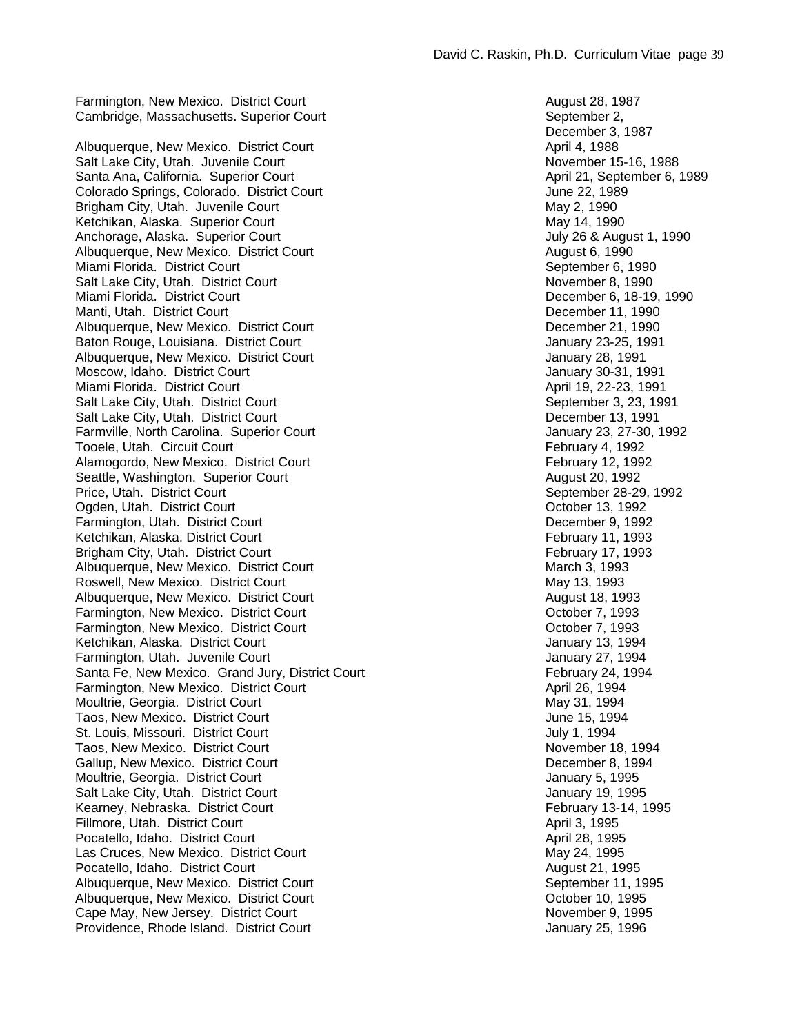| | |
|---|---|
| Farmington, New Mexico. District Court | August 28, 1987 |
| Cambridge, Massachusetts. Superior Court | September 2, December 3, 1987 |
| Albuquerque, New Mexico. District Court | April 4, 1988 |
| Salt Lake City, Utah. Juvenile Court | November 15-16, 1988 |
| Santa Ana, California. Superior Court | April 21, September 6, 1989 |
| Colorado Springs, Colorado. District Court | June 22, 1989 |
| Brigham City, Utah. Juvenile Court | May 2, 1990 |
| Ketchikan, Alaska. Superior Court | May 14, 1990 |
| Anchorage, Alaska. Superior Court | July 26 & August 1, 1990 |
| Albuquerque, New Mexico. District Court | August 6, 1990 |
| Miami Florida. District Court | September 6, 1990 |
| Salt Lake City, Utah. District Court | November 8, 1990 |
| Miami Florida. District Court | December 6, 18-19, 1990 |
| Manti, Utah. District Court | December 11, 1990 |
| Albuquerque, New Mexico. District Court | December 21, 1990 |
| Baton Rouge, Louisiana. District Court | January 23-25, 1991 |
| Albuquerque, New Mexico. District Court | January 28, 1991 |
| Moscow, Idaho. District Court | January 30-31, 1991 |
| Miami Florida. District Court | April 19, 22-23, 1991 |
| Salt Lake City, Utah. District Court | September 3, 23, 1991 |
| Salt Lake City, Utah. District Court | December 13, 1991 |
| Farmville, North Carolina. Superior Court | January 23, 27-30, 1992 |
| Tooele, Utah. Circuit Court | February 4, 1992 |
| Alamogordo, New Mexico. District Court | February 12, 1992 |
| Seattle, Washington. Superior Court | August 20, 1992 |
| Price, Utah. District Court | September 28-29, 1992 |
| Ogden, Utah. District Court | October 13, 1992 |
| Farmington, Utah. District Court | December 9, 1992 |
| Ketchikan, Alaska. District Court | February 11, 1993 |
| Brigham City, Utah. District Court | February 17, 1993 |
| Albuquerque, New Mexico. District Court | March 3, 1993 |
| Roswell, New Mexico. District Court | May 13, 1993 |
| Albuquerque, New Mexico. District Court | August 18, 1993 |
| Farmington, New Mexico. District Court | October 7, 1993 |
| Farmington, New Mexico. District Court | October 7, 1993 |
| Ketchikan, Alaska. District Court | January 13, 1994 |
| Farmington, Utah. Juvenile Court | January 27, 1994 |
| Santa Fe, New Mexico. Grand Jury, District Court | February 24, 1994 |
| Farmington, New Mexico. District Court | April 26, 1994 |
| Moultrie, Georgia. District Court | May 31, 1994 |
| Taos, New Mexico. District Court | June 15, 1994 |
| St. Louis, Missouri. District Court | July 1, 1994 |
| Taos, New Mexico. District Court | November 18, 1994 |
| Gallup, New Mexico. District Court | December 8, 1994 |
| Moultrie, Georgia. District Court | January 5, 1995 |
| Salt Lake City, Utah. District Court | January 19, 1995 |
| Kearney, Nebraska. District Court | February 13-14, 1995 |
| Fillmore, Utah. District Court | April 3, 1995 |
| Pocatello, Idaho. District Court | April 28, 1995 |
| Las Cruces, New Mexico. District Court | May 24, 1995 |
| Pocatello, Idaho. District Court | August 21, 1995 |
| Albuquerque, New Mexico. District Court | September 11, 1995 |
| Albuquerque, New Mexico. District Court | October 10, 1995 |
| Cape May, New Jersey. District Court | November 9, 1995 |
| Providence, Rhode Island. District Court | January 25, 1996 |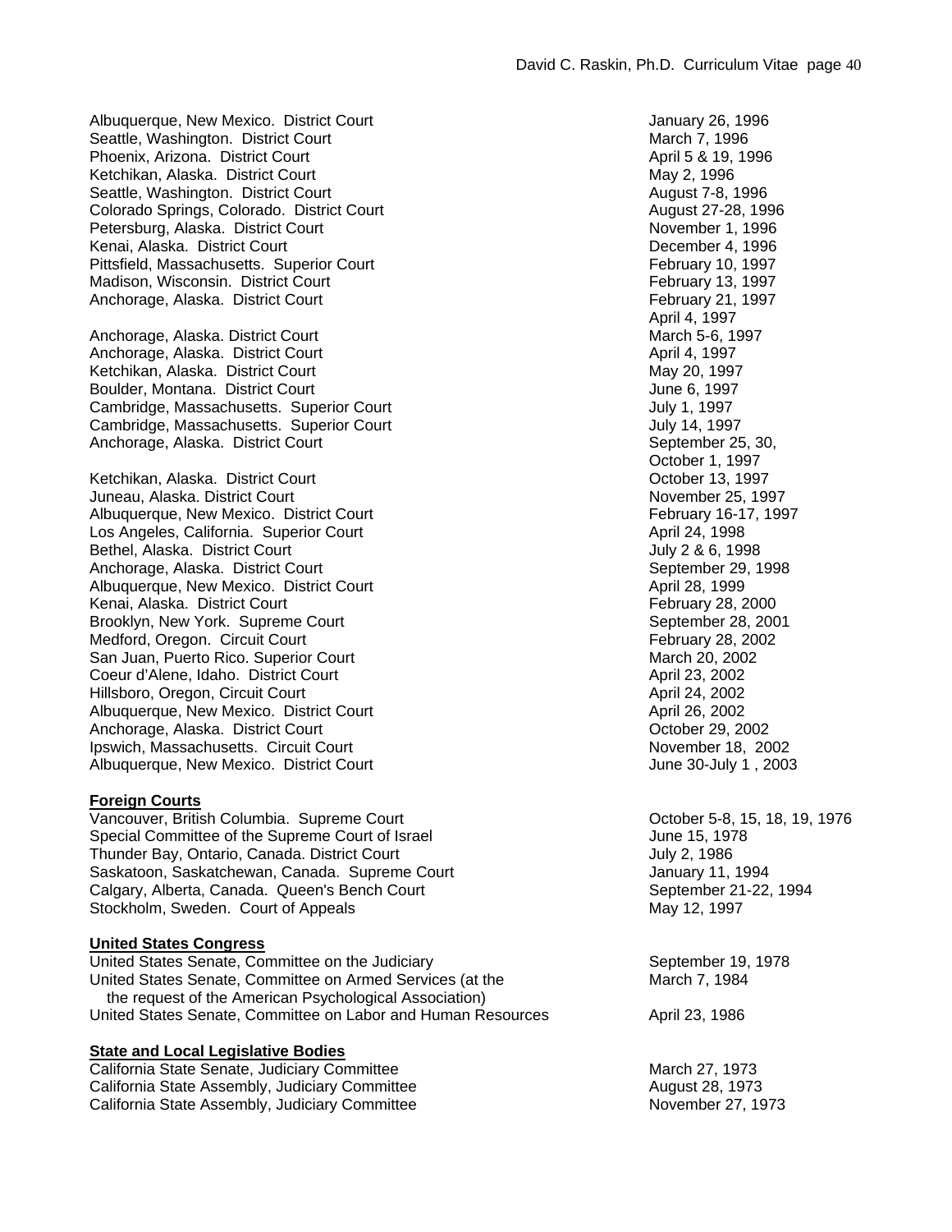Albuquerque, New Mexico. District Court January 26, 1996
Seattle, Washington. District Court March 7, 1996
Phoenix, Arizona. District Court April 5 & 19, 1996
Ketchikan, Alaska. District Court May 2, 1996
Seattle, Washington. District Court August 7-8, 1996
Colorado Springs, Colorado. District Court August 27-28, 1996
Petersburg, Alaska. District Court November 1, 1996
Kenai, Alaska. District Court December 4, 1996
Pittsfield, Massachusetts. Superior Court February 10, 1997
Madison, Wisconsin. District Court February 13, 1997
Anchorage, Alaska. District Court February 21, 1997
April 4, 1997
Anchorage, Alaska. District Court March 5-6, 1997
Anchorage, Alaska. District Court April 4, 1997
Ketchikan, Alaska. District Court May 20, 1997
Boulder, Montana. District Court June 6, 1997
Cambridge, Massachusetts. Superior Court July 1, 1997
Cambridge, Massachusetts. Superior Court July 14, 1997
Anchorage, Alaska. District Court September 25, 30, October 1, 1997
Ketchikan, Alaska. District Court October 13, 1997
Juneau, Alaska. District Court November 25, 1997
Albuquerque, New Mexico. District Court February 16-17, 1997
Los Angeles, California. Superior Court April 24, 1998
Bethel, Alaska. District Court July 2 & 6, 1998
Anchorage, Alaska. District Court September 29, 1998
Albuquerque, New Mexico. District Court April 28, 1999
Kenai, Alaska. District Court February 28, 2000
Brooklyn, New York. Supreme Court September 28, 2001
Medford, Oregon. Circuit Court February 28, 2002
San Juan, Puerto Rico. Superior Court March 20, 2002
Coeur d'Alene, Idaho. District Court April 23, 2002
Hillsboro, Oregon, Circuit Court April 24, 2002
Albuquerque, New Mexico. District Court April 26, 2002
Anchorage, Alaska. District Court October 29, 2002
Ipswich, Massachusetts. Circuit Court November 18, 2002
Albuquerque, New Mexico. District Court June 30-July 1 , 2003

**Foreign Courts**

Vancouver, British Columbia. Supreme Court October 5-8, 15, 18, 19, 1976
Special Committee of the Supreme Court of Israel June 15, 1978
Thunder Bay, Ontario, Canada. District Court July 2, 1986
Saskatoon, Saskatchewan, Canada. Supreme Court January 11, 1994
Calgary, Alberta, Canada. Queen's Bench Court September 21-22, 1994
Stockholm, Sweden. Court of Appeals May 12, 1997

**United States Congress**

United States Senate, Committee on the Judiciary September 19, 1978
United States Senate, Committee on Armed Services (at the the request of the American Psychological Association) March 7, 1984
United States Senate, Committee on Labor and Human Resources April 23, 1986

**State and Local Legislative Bodies**

California State Senate, Judiciary Committee March 27, 1973
California State Assembly, Judiciary Committee August 28, 1973
California State Assembly, Judiciary Committee November 27, 1973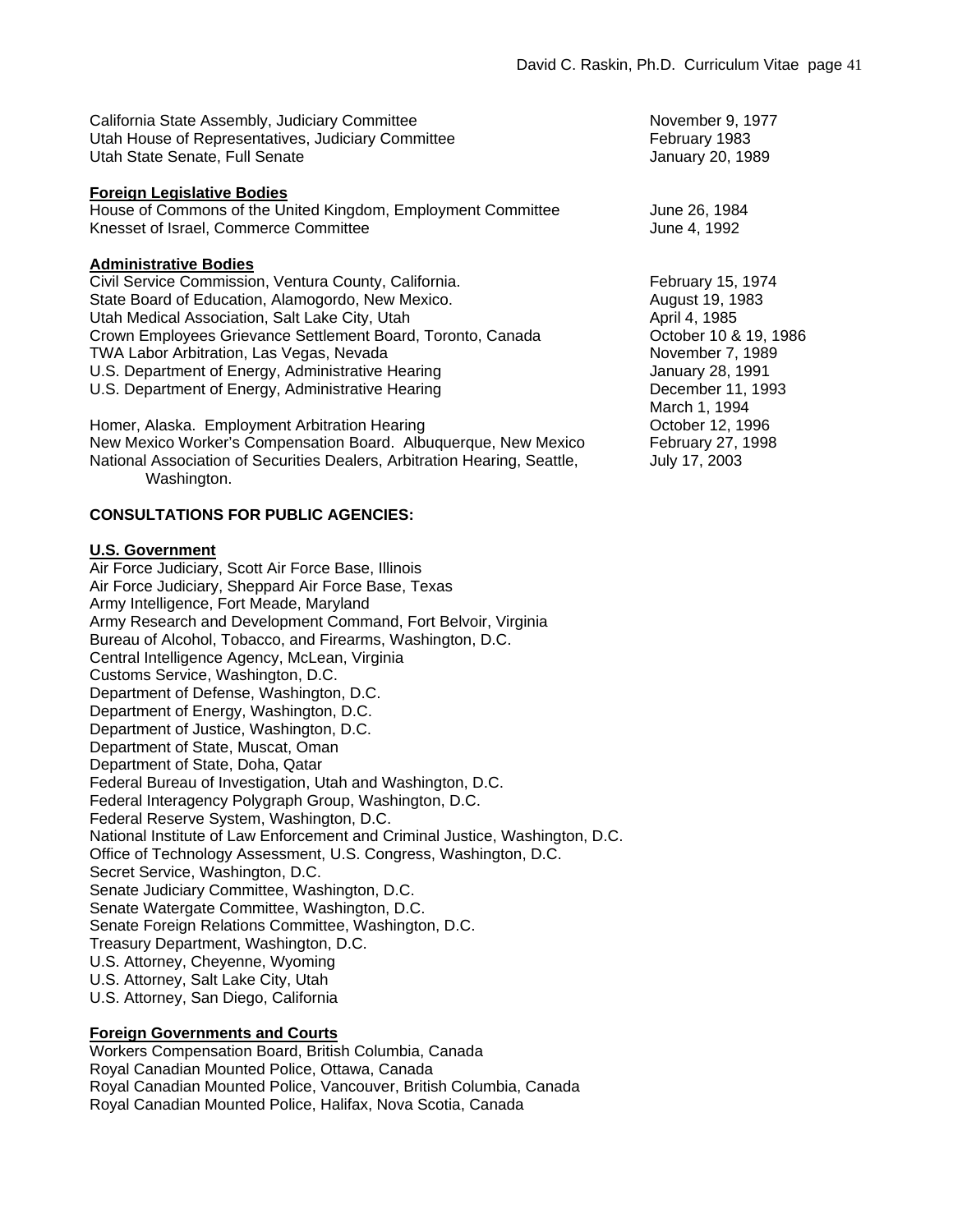| | |
|---|---|
| California State Assembly, Judiciary Committee | November 9, 1977 |
| Utah House of Representatives, Judiciary Committee | February 1983 |
| Utah State Senate, Full Senate | January 20, 1989 |

**Foreign Legislative Bodies**

| | |
|---|---|
| House of Commons of the United Kingdom, Employment Committee | June 26, 1984 |
| Knesset of Israel, Commerce Committee | June 4, 1992 |

**Administrative Bodies**

| | |
|---|---|
| Civil Service Commission, Ventura County, California. | February 15, 1974 |
| State Board of Education, Alamogordo, New Mexico. | August 19, 1983 |
| Utah Medical Association, Salt Lake City, Utah | April 4, 1985 |
| Crown Employees Grievance Settlement Board, Toronto, Canada | October 10 & 19, 1986 |
| TWA Labor Arbitration, Las Vegas, Nevada | November 7, 1989 |
| U.S. Department of Energy, Administrative Hearing | January 28, 1991 |
| U.S. Department of Energy, Administrative Hearing | December 11, 1993<br>March 1, 1994 |
| Homer, Alaska. Employment Arbitration Hearing | October 12, 1996 |
| New Mexico Worker's Compensation Board. Albuquerque, New Mexico | February 27, 1998 |
| National Association of Securities Dealers, Arbitration Hearing, Seattle, Washington. | July 17, 2003 |

**CONSULTATIONS FOR PUBLIC AGENCIES:**

**U.S. Government**

Air Force Judiciary, Scott Air Force Base, Illinois
Air Force Judiciary, Sheppard Air Force Base, Texas
Army Intelligence, Fort Meade, Maryland
Army Research and Development Command, Fort Belvoir, Virginia
Bureau of Alcohol, Tobacco, and Firearms, Washington, D.C.
Central Intelligence Agency, McLean, Virginia
Customs Service, Washington, D.C.
Department of Defense, Washington, D.C.
Department of Energy, Washington, D.C.
Department of Justice, Washington, D.C.
Department of State, Muscat, Oman
Department of State, Doha, Qatar
Federal Bureau of Investigation, Utah and Washington, D.C.
Federal Interagency Polygraph Group, Washington, D.C.
Federal Reserve System, Washington, D.C.
National Institute of Law Enforcement and Criminal Justice, Washington, D.C.
Office of Technology Assessment, U.S. Congress, Washington, D.C.
Secret Service, Washington, D.C.
Senate Judiciary Committee, Washington, D.C.
Senate Watergate Committee, Washington, D.C.
Senate Foreign Relations Committee, Washington, D.C.
Treasury Department, Washington, D.C.
U.S. Attorney, Cheyenne, Wyoming
U.S. Attorney, Salt Lake City, Utah
U.S. Attorney, San Diego, California

**Foreign Governments and Courts**

Workers Compensation Board, British Columbia, Canada
Royal Canadian Mounted Police, Ottawa, Canada
Royal Canadian Mounted Police, Vancouver, British Columbia, Canada
Royal Canadian Mounted Police, Halifax, Nova Scotia, Canada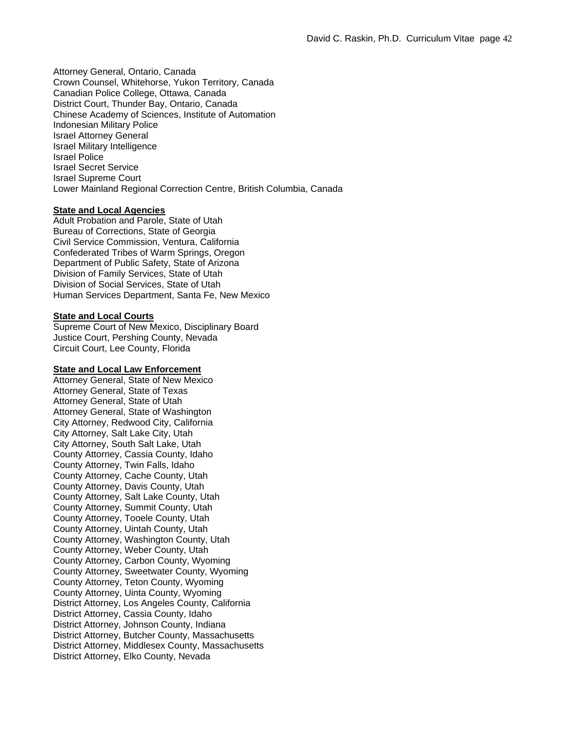Attorney General, Ontario, Canada
Crown Counsel, Whitehorse, Yukon Territory, Canada
Canadian Police College, Ottawa, Canada
District Court, Thunder Bay, Ontario, Canada
Chinese Academy of Sciences, Institute of Automation
Indonesian Military Police
Israel Attorney General
Israel Military Intelligence
Israel Police
Israel Secret Service
Israel Supreme Court
Lower Mainland Regional Correction Centre, British Columbia, Canada

**State and Local Agencies**
Adult Probation and Parole, State of Utah
Bureau of Corrections, State of Georgia
Civil Service Commission, Ventura, California
Confederated Tribes of Warm Springs, Oregon
Department of Public Safety, State of Arizona
Division of Family Services, State of Utah
Division of Social Services, State of Utah
Human Services Department, Santa Fe, New Mexico

**State and Local Courts**
Supreme Court of New Mexico, Disciplinary Board
Justice Court, Pershing County, Nevada
Circuit Court, Lee County, Florida

**State and Local Law Enforcement**
Attorney General, State of New Mexico
Attorney General, State of Texas
Attorney General, State of Utah
Attorney General, State of Washington
City Attorney, Redwood City, California
City Attorney, Salt Lake City, Utah
City Attorney, South Salt Lake, Utah
County Attorney, Cassia County, Idaho
County Attorney, Twin Falls, Idaho
County Attorney, Cache County, Utah
County Attorney, Davis County, Utah
County Attorney, Salt Lake County, Utah
County Attorney, Summit County, Utah
County Attorney, Tooele County, Utah
County Attorney, Uintah County, Utah
County Attorney, Washington County, Utah
County Attorney, Weber County, Utah
County Attorney, Carbon County, Wyoming
County Attorney, Sweetwater County, Wyoming
County Attorney, Teton County, Wyoming
County Attorney, Uinta County, Wyoming
District Attorney, Los Angeles County, California
District Attorney, Cassia County, Idaho
District Attorney, Johnson County, Indiana
District Attorney, Butcher County, Massachusetts
District Attorney, Middlesex County, Massachusetts
District Attorney, Elko County, Nevada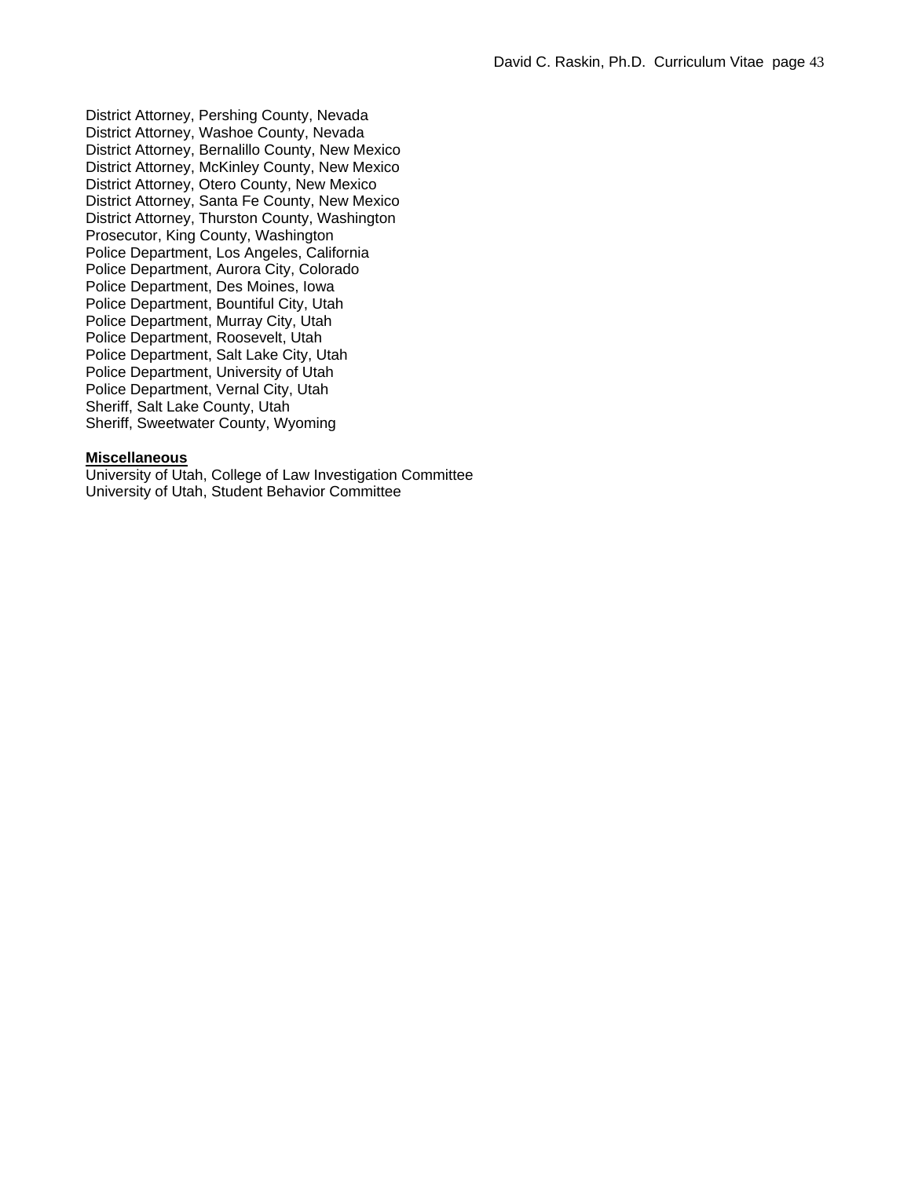District Attorney, Pershing County, Nevada
District Attorney, Washoe County, Nevada
District Attorney, Bernalillo County, New Mexico
District Attorney, McKinley County, New Mexico
District Attorney, Otero County, New Mexico
District Attorney, Santa Fe County, New Mexico
District Attorney, Thurston County, Washington
Prosecutor, King County, Washington
Police Department, Los Angeles, California
Police Department, Aurora City, Colorado
Police Department, Des Moines, Iowa
Police Department, Bountiful City, Utah
Police Department, Murray City, Utah
Police Department, Roosevelt, Utah
Police Department, Salt Lake City, Utah
Police Department, University of Utah
Police Department, Vernal City, Utah
Sheriff, Salt Lake County, Utah
Sheriff, Sweetwater County, Wyoming

**Miscellaneous**

University of Utah, College of Law Investigation Committee
University of Utah, Student Behavior Committee